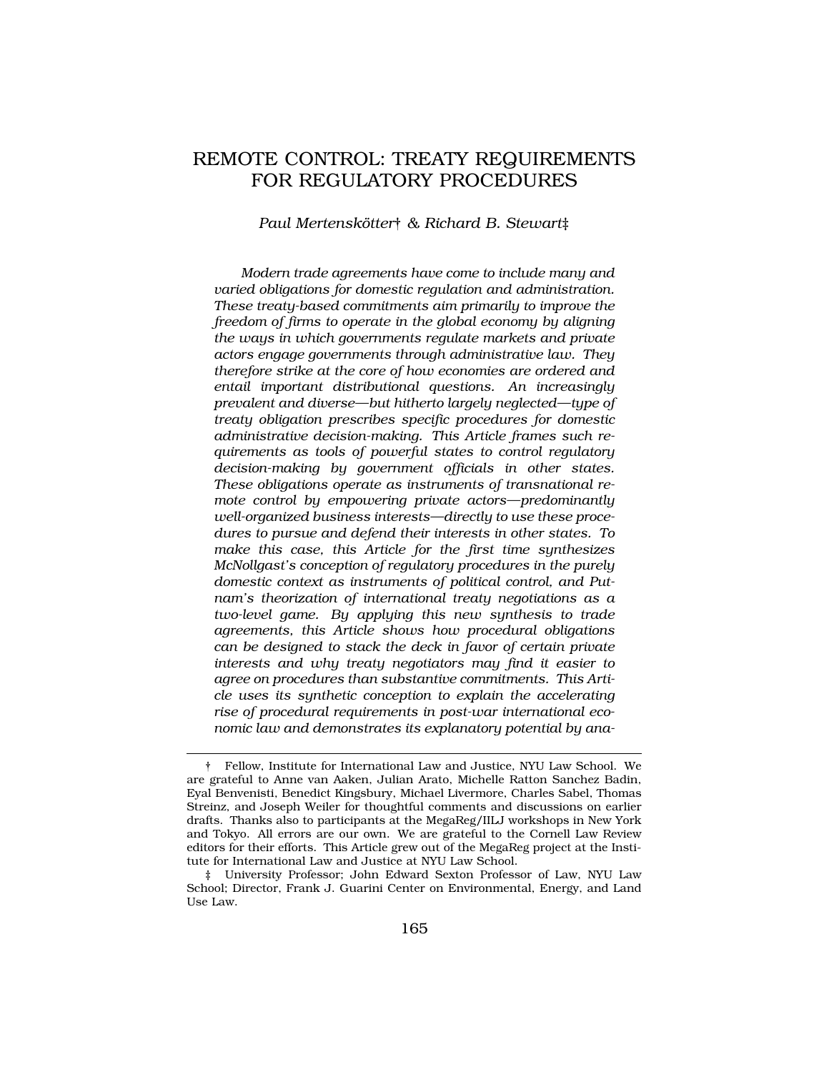# REMOTE CONTROL: TREATY REQUIREMENTS FOR REGULATORY PROCEDURES

*Paul Mertenskötter† & Richard B. Stewart‡*

*Modern trade agreements have come to include many and varied obligations for domestic regulation and administration. These treaty-based commitments aim primarily to improve the freedom of firms to operate in the global economy by aligning the ways in which governments regulate markets and private actors engage governments through administrative law. They therefore strike at the core of how economies are ordered and entail important distributional questions. An increasingly prevalent and diverse—but hitherto largely neglected—type of treaty obligation prescribes specific procedures for domestic administrative decision-making. This Article frames such requirements as tools of powerful states to control regulatory decision-making by government officials in other states. These obligations operate as instruments of transnational remote control by empowering private actors—predominantly well-organized business interests—directly to use these procedures to pursue and defend their interests in other states. To make this case, this Article for the first time synthesizes McNollgast's conception of regulatory procedures in the purely domestic context as instruments of political control, and Putnam's theorization of international treaty negotiations as a two-level game. By applying this new synthesis to trade agreements, this Article shows how procedural obligations can be designed to stack the deck in favor of certain private interests and why treaty negotiators may find it easier to agree on procedures than substantive commitments. This Article uses its synthetic conception to explain the accelerating rise of procedural requirements in post-war international economic law and demonstrates its explanatory potential by ana-*

---

† Fellow, Institute for International Law and Justice, NYU Law School. We are grateful to Anne van Aaken, Julian Arato, Michelle Ratton Sanchez Badin, Eyal Benvenisti, Benedict Kingsbury, Michael Livermore, Charles Sabel, Thomas Streinz, and Joseph Weiler for thoughtful comments and discussions on earlier drafts. Thanks also to participants at the MegaReg/IILJ workshops in New York and Tokyo. All errors are our own. We are grateful to the Cornell Law Review editors for their efforts. This Article grew out of the MegaReg project at the Institute for International Law and Justice at NYU Law School.

‡ University Professor; John Edward Sexton Professor of Law, NYU Law School; Director, Frank J. Guarini Center on Environmental, Energy, and Land Use Law.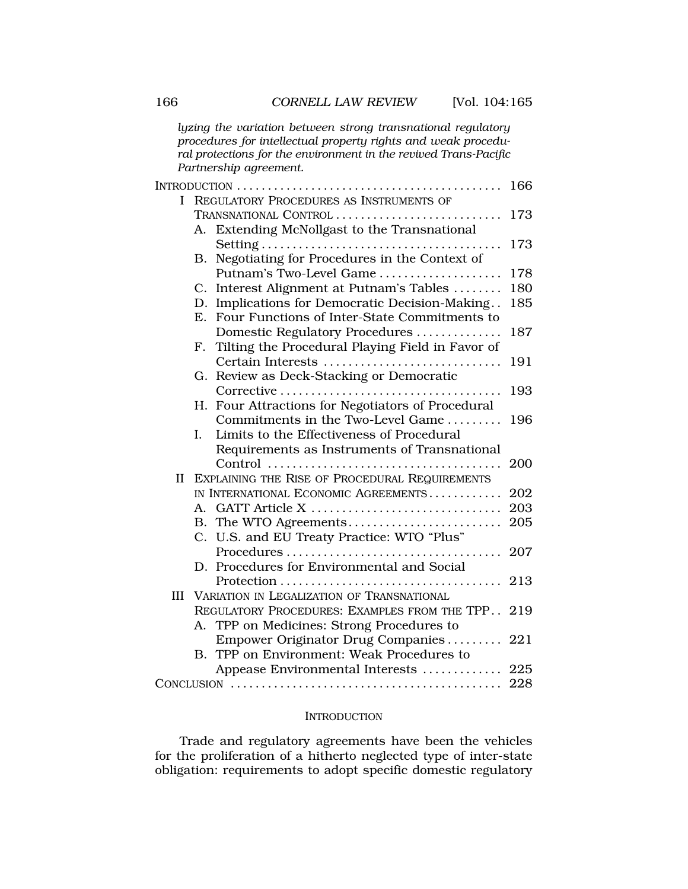*lyzing the variation between strong transnational regulatory procedures for intellectual property rights and weak procedural protections for the environment in the revived Trans-Pacific Partnership agreement.*

INTRODUCTION .......................................... 166

I REGULATORY PROCEDURES AS INSTRUMENTS OF TRANSNATIONAL CONTROL .......................... 173

- A. Extending McNollgast to the Transnational Setting ....................................... 173
- B. Negotiating for Procedures in the Context of Putnam's Two-Level Game .................... 178
- C. Interest Alignment at Putnam's Tables ........ 180
- D. Implications for Democratic Decision-Making . . 185
- E. Four Functions of Inter-State Commitments to Domestic Regulatory Procedures .............. 187
- F. Tilting the Procedural Playing Field in Favor of Certain Interests ............................. 191
- G. Review as Deck-Stacking or Democratic Corrective .................................... 193
- H. Four Attractions for Negotiators of Procedural Commitments in the Two-Level Game ......... 196
- I. Limits to the Effectiveness of Procedural Requirements as Instruments of Transnational Control ...................................... 200

II EXPLAINING THE RISE OF PROCEDURAL REQUIREMENTS IN INTERNATIONAL ECONOMIC AGREEMENTS ............ 202

- A. GATT Article X .............................. 203
- B. The WTO Agreements......................... 205
- C. U.S. and EU Treaty Practice: WTO "Plus" Procedures .................................. 207
- D. Procedures for Environmental and Social Protection ................................... 213

III VARIATION IN LEGALIZATION OF TRANSNATIONAL REGULATORY PROCEDURES: EXAMPLES FROM THE TPP . . 219

- A. TPP on Medicines: Strong Procedures to Empower Originator Drug Companies ......... 221
- B. TPP on Environment: Weak Procedures to Appease Environmental Interests ............. 225

CONCLUSION ........................................... 228

## INTRODUCTION

Trade and regulatory agreements have been the vehicles for the proliferation of a hitherto neglected type of inter-state obligation: requirements to adopt specific domestic regulatory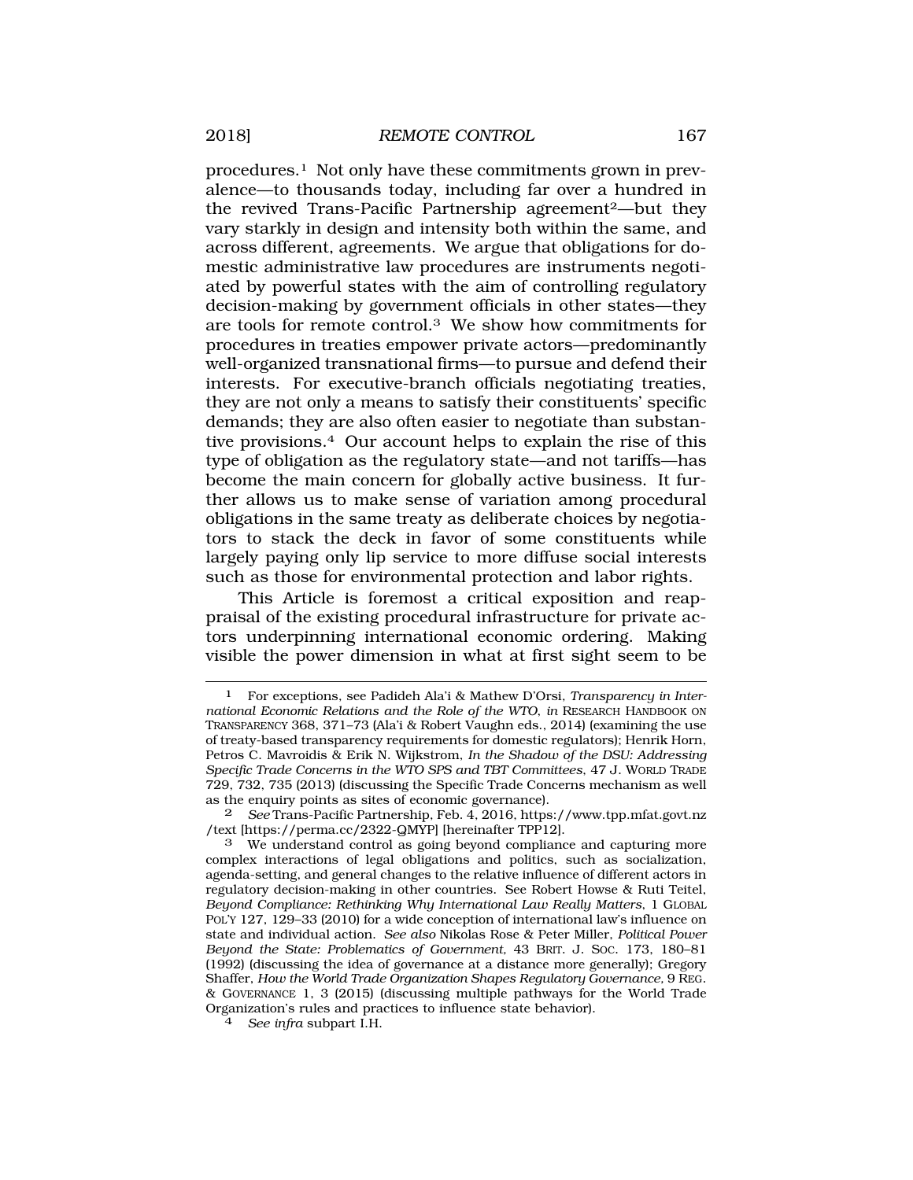procedures.[1] Not only have these commitments grown in prevalence—to thousands today, including far over a hundred in the revived Trans-Pacific Partnership agreement[2]—but they vary starkly in design and intensity both within the same, and across different, agreements. We argue that obligations for domestic administrative law procedures are instruments negotiated by powerful states with the aim of controlling regulatory decision-making by government officials in other states—they are tools for remote control.[3] We show how commitments for procedures in treaties empower private actors—predominantly well-organized transnational firms—to pursue and defend their interests. For executive-branch officials negotiating treaties, they are not only a means to satisfy their constituents' specific demands; they are also often easier to negotiate than substantive provisions.[4] Our account helps to explain the rise of this type of obligation as the regulatory state—and not tariffs—has become the main concern for globally active business. It further allows us to make sense of variation among procedural obligations in the same treaty as deliberate choices by negotiators to stack the deck in favor of some constituents while largely paying only lip service to more diffuse social interests such as those for environmental protection and labor rights.

This Article is foremost a critical exposition and reappraisal of the existing procedural infrastructure for private actors underpinning international economic ordering. Making visible the power dimension in what at first sight seem to be

---

[1] For exceptions, see Padideh Ala'i & Mathew D'Orsi, *Transparency in International Economic Relations and the Role of the WTO*, *in* RESEARCH HANDBOOK ON TRANSPARENCY 368, 371–73 (Ala'i & Robert Vaughn eds., 2014) (examining the use of treaty-based transparency requirements for domestic regulators); Henrik Horn, Petros C. Mavroidis & Erik N. Wijkstrom, *In the Shadow of the DSU: Addressing Specific Trade Concerns in the WTO SPS and TBT Committees*, 47 J. WORLD TRADE 729, 732, 735 (2013) (discussing the Specific Trade Concerns mechanism as well as the enquiry points as sites of economic governance).

[2] *See* Trans-Pacific Partnership, Feb. 4, 2016, https://www.tpp.mfat.govt.nz/text [https://perma.cc/2322-QMYP] [hereinafter TPP12].

[3] We understand control as going beyond compliance and capturing more complex interactions of legal obligations and politics, such as socialization, agenda-setting, and general changes to the relative influence of different actors in regulatory decision-making in other countries. See Robert Howse & Ruti Teitel, *Beyond Compliance: Rethinking Why International Law Really Matters*, 1 GLOBAL POL'Y 127, 129–33 (2010) for a wide conception of international law's influence on state and individual action. *See also* Nikolas Rose & Peter Miller, *Political Power Beyond the State: Problematics of Government*, 43 BRIT. J. SOC. 173, 180–81 (1992) (discussing the idea of governance at a distance more generally); Gregory Shaffer, *How the World Trade Organization Shapes Regulatory Governance*, 9 REG. & GOVERNANCE 1, 3 (2015) (discussing multiple pathways for the World Trade Organization's rules and practices to influence state behavior).

[4] *See infra* subpart I.H.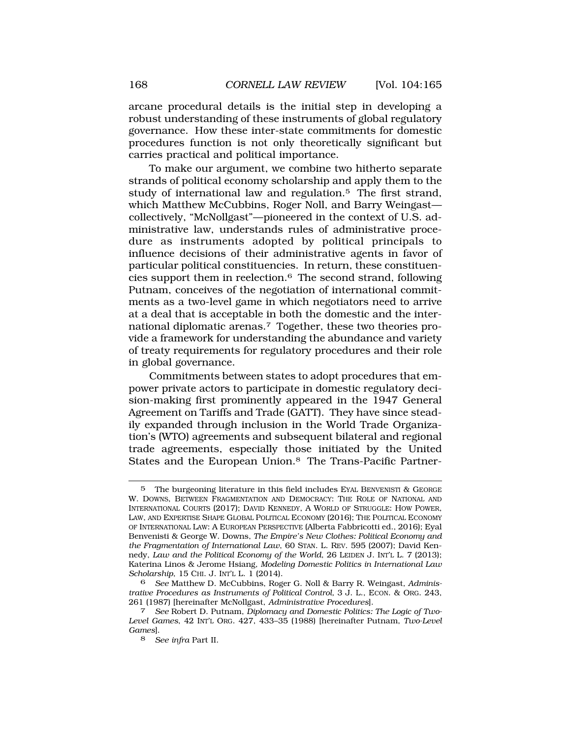arcane procedural details is the initial step in developing a robust understanding of these instruments of global regulatory governance. How these inter-state commitments for domestic procedures function is not only theoretically significant but carries practical and political importance.

To make our argument, we combine two hitherto separate strands of political economy scholarship and apply them to the study of international law and regulation.[5] The first strand, which Matthew McCubbins, Roger Noll, and Barry Weingast—collectively, "McNollgast"—pioneered in the context of U.S. administrative law, understands rules of administrative procedure as instruments adopted by political principals to influence decisions of their administrative agents in favor of particular political constituencies. In return, these constituencies support them in reelection.[6] The second strand, following Putnam, conceives of the negotiation of international commitments as a two-level game in which negotiators need to arrive at a deal that is acceptable in both the domestic and the international diplomatic arenas.[7] Together, these two theories provide a framework for understanding the abundance and variety of treaty requirements for regulatory procedures and their role in global governance.

Commitments between states to adopt procedures that empower private actors to participate in domestic regulatory decision-making first prominently appeared in the 1947 General Agreement on Tariffs and Trade (GATT). They have since steadily expanded through inclusion in the World Trade Organization's (WTO) agreements and subsequent bilateral and regional trade agreements, especially those initiated by the United States and the European Union.[8] The Trans-Pacific Partner-

---

[5] The burgeoning literature in this field includes EYAL BENVENISTI & GEORGE W. DOWNS, BETWEEN FRAGMENTATION AND DEMOCRACY: THE ROLE OF NATIONAL AND INTERNATIONAL COURTS (2017); DAVID KENNEDY, A WORLD OF STRUGGLE: HOW POWER, LAW, AND EXPERTISE SHAPE GLOBAL POLITICAL ECONOMY (2016); THE POLITICAL ECONOMY OF INTERNATIONAL LAW: A EUROPEAN PERSPECTIVE (Alberta Fabbricotti ed., 2016); Eyal Benvenisti & George W. Downs, *The Empire's New Clothes: Political Economy and the Fragmentation of International Law*, 60 STAN. L. REV. 595 (2007); David Kennedy, *Law and the Political Economy of the World*, 26 LEIDEN J. INT'L L. 7 (2013); Katerina Linos & Jerome Hsiang, *Modeling Domestic Politics in International Law Scholarship*, 15 CHI. J. INT'L L. 1 (2014).

[6] *See* Matthew D. McCubbins, Roger G. Noll & Barry R. Weingast, *Administrative Procedures as Instruments of Political Control*, 3 J. L., ECON. & ORG. 243, 261 (1987) [hereinafter McNollgast, *Administrative Procedures*].

[7] *See* Robert D. Putnam, *Diplomacy and Domestic Politics: The Logic of Two-Level Games*, 42 INT'L ORG. 427, 433–35 (1988) [hereinafter Putnam, *Two-Level Games*].

[8] *See infra* Part II.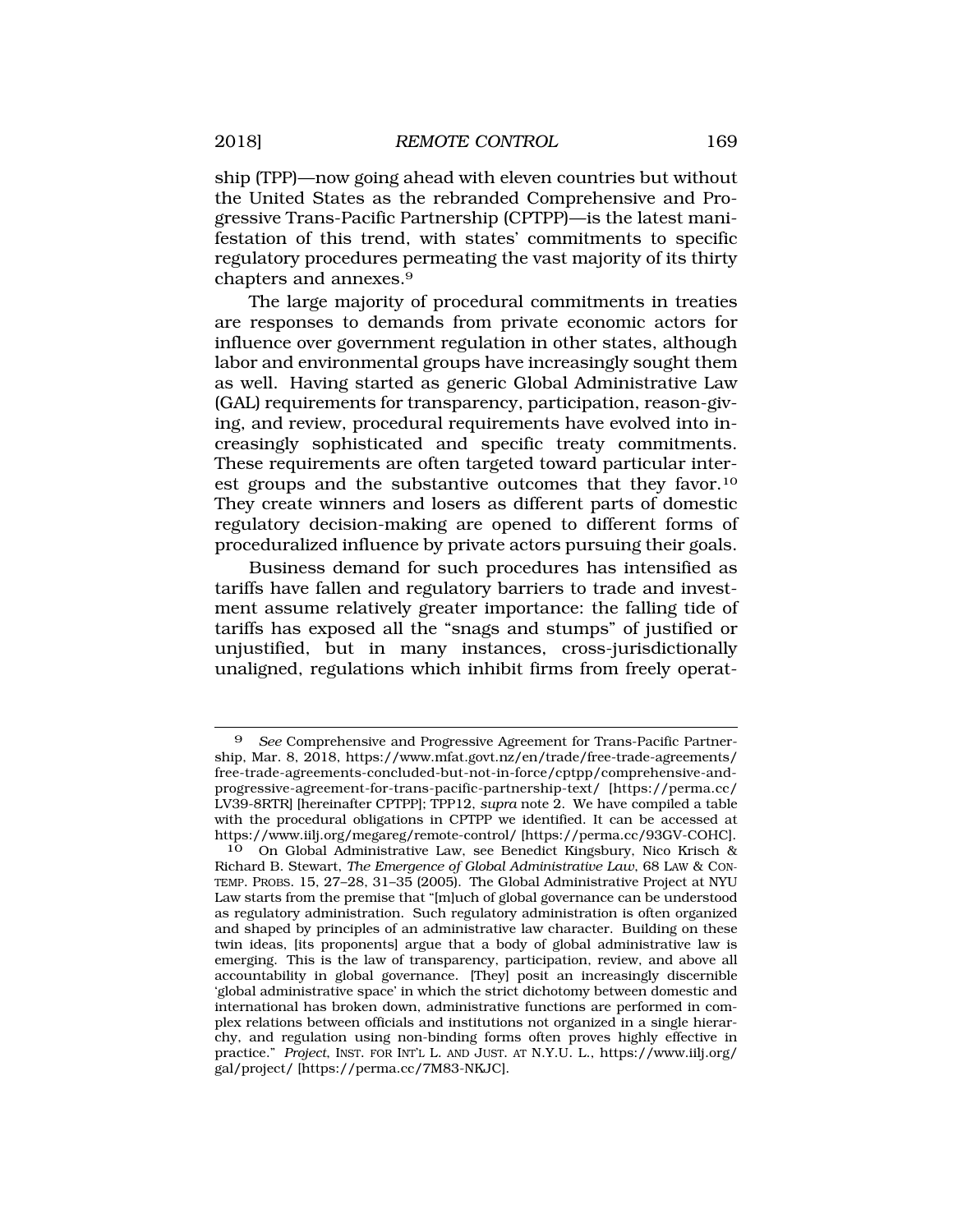ship (TPP)—now going ahead with eleven countries but without the United States as the rebranded Comprehensive and Progressive Trans-Pacific Partnership (CPTPP)—is the latest manifestation of this trend, with states' commitments to specific regulatory procedures permeating the vast majority of its thirty chapters and annexes.[9]

The large majority of procedural commitments in treaties are responses to demands from private economic actors for influence over government regulation in other states, although labor and environmental groups have increasingly sought them as well. Having started as generic Global Administrative Law (GAL) requirements for transparency, participation, reason-giving, and review, procedural requirements have evolved into increasingly sophisticated and specific treaty commitments. These requirements are often targeted toward particular interest groups and the substantive outcomes that they favor.[10] They create winners and losers as different parts of domestic regulatory decision-making are opened to different forms of proceduralized influence by private actors pursuing their goals.

Business demand for such procedures has intensified as tariffs have fallen and regulatory barriers to trade and investment assume relatively greater importance: the falling tide of tariffs has exposed all the "snags and stumps" of justified or unjustified, but in many instances, cross-jurisdictionally unaligned, regulations which inhibit firms from freely operat-

---

[9] *See* Comprehensive and Progressive Agreement for Trans-Pacific Partnership, Mar. 8, 2018, https://www.mfat.govt.nz/en/trade/free-trade-agreements/free-trade-agreements-concluded-but-not-in-force/cptpp/comprehensive-and-progressive-agreement-for-trans-pacific-partnership-text/ [https://perma.cc/LV39-8RTR] [hereinafter CPTPP]; TPP12, *supra* note 2. We have compiled a table with the procedural obligations in CPTPP we identified. It can be accessed at https://www.iilj.org/megareg/remote-control/ [https://perma.cc/93GV-COHC].

[10] On Global Administrative Law, see Benedict Kingsbury, Nico Krisch & Richard B. Stewart, *The Emergence of Global Administrative Law*, 68 LAW & CONTEMP. PROBS. 15, 27–28, 31–35 (2005). The Global Administrative Project at NYU Law starts from the premise that "[m]uch of global governance can be understood as regulatory administration. Such regulatory administration is often organized and shaped by principles of an administrative law character. Building on these twin ideas, [its proponents] argue that a body of global administrative law is emerging. This is the law of transparency, participation, review, and above all accountability in global governance. [They] posit an increasingly discernible 'global administrative space' in which the strict dichotomy between domestic and international has broken down, administrative functions are performed in complex relations between officials and institutions not organized in a single hierarchy, and regulation using non-binding forms often proves highly effective in practice." *Project*, INST. FOR INT'L L. AND JUST. AT N.Y.U. L., https://www.iilj.org/gal/project/ [https://perma.cc/7M83-NKJC].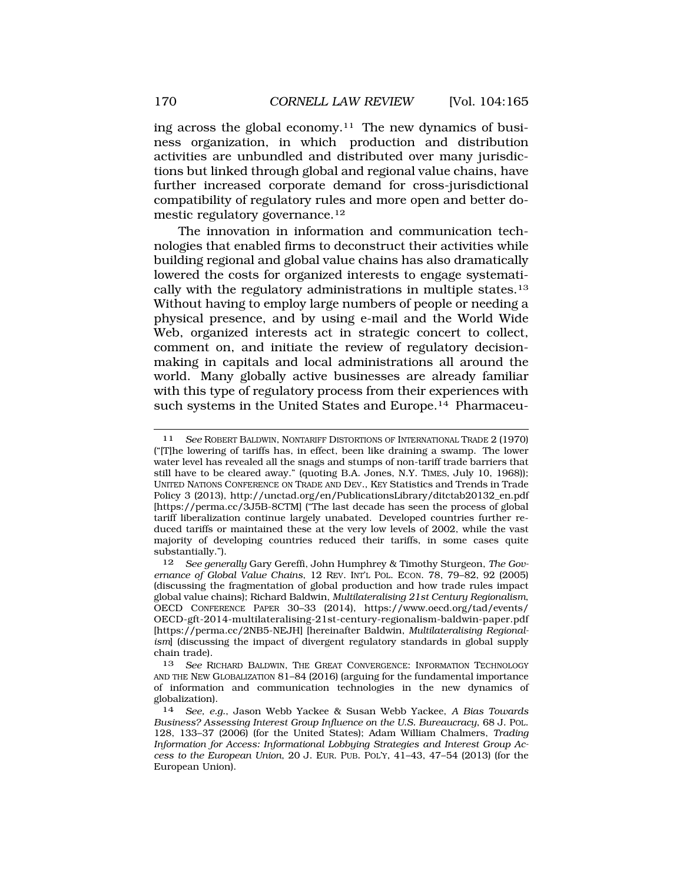ing across the global economy.[11] The new dynamics of business organization, in which production and distribution activities are unbundled and distributed over many jurisdictions but linked through global and regional value chains, have further increased corporate demand for cross-jurisdictional compatibility of regulatory rules and more open and better domestic regulatory governance.[12]

The innovation in information and communication technologies that enabled firms to deconstruct their activities while building regional and global value chains has also dramatically lowered the costs for organized interests to engage systematically with the regulatory administrations in multiple states.[13] Without having to employ large numbers of people or needing a physical presence, and by using e-mail and the World Wide Web, organized interests act in strategic concert to collect, comment on, and initiate the review of regulatory decision-making in capitals and local administrations all around the world. Many globally active businesses are already familiar with this type of regulatory process from their experiences with such systems in the United States and Europe.[14] Pharmaceu-

---

11 *See* ROBERT BALDWIN, NONTARIFF DISTORTIONS OF INTERNATIONAL TRADE 2 (1970) ("[T]he lowering of tariffs has, in effect, been like draining a swamp. The lower water level has revealed all the snags and stumps of non-tariff trade barriers that still have to be cleared away." (quoting B.A. Jones, N.Y. TIMES, July 10, 1968)); UNITED NATIONS CONFERENCE ON TRADE AND DEV., KEY Statistics and Trends in Trade Policy 3 (2013), http://unctad.org/en/PublicationsLibrary/ditctab20132_en.pdf [https://perma.cc/3J5B-8CTM] ("The last decade has seen the process of global tariff liberalization continue largely unabated. Developed countries further reduced tariffs or maintained these at the very low levels of 2002, while the vast majority of developing countries reduced their tariffs, in some cases quite substantially.").

12 *See generally* Gary Gereffi, John Humphrey & Timothy Sturgeon, *The Governance of Global Value Chains*, 12 REV. INT'L POL. ECON. 78, 79–82, 92 (2005) (discussing the fragmentation of global production and how trade rules impact global value chains); Richard Baldwin, *Multilateralising 21st Century Regionalism*, OECD CONFERENCE PAPER 30–33 (2014), https://www.oecd.org/tad/events/OECD-gft-2014-multilateralising-21st-century-regionalism-baldwin-paper.pdf [https://perma.cc/2NB5-NEJH] [hereinafter Baldwin, *Multilateralising Regionalism*] (discussing the impact of divergent regulatory standards in global supply chain trade).

13 *See* RICHARD BALDWIN, THE GREAT CONVERGENCE: INFORMATION TECHNOLOGY AND THE NEW GLOBALIZATION 81–84 (2016) (arguing for the fundamental importance of information and communication technologies in the new dynamics of globalization).

14 *See, e.g.*, Jason Webb Yackee & Susan Webb Yackee, *A Bias Towards Business? Assessing Interest Group Influence on the U.S. Bureaucracy*, 68 J. POL. 128, 133–37 (2006) (for the United States); Adam William Chalmers, *Trading Information for Access: Informational Lobbying Strategies and Interest Group Access to the European Union*, 20 J. EUR. PUB. POL'Y, 41–43, 47–54 (2013) (for the European Union).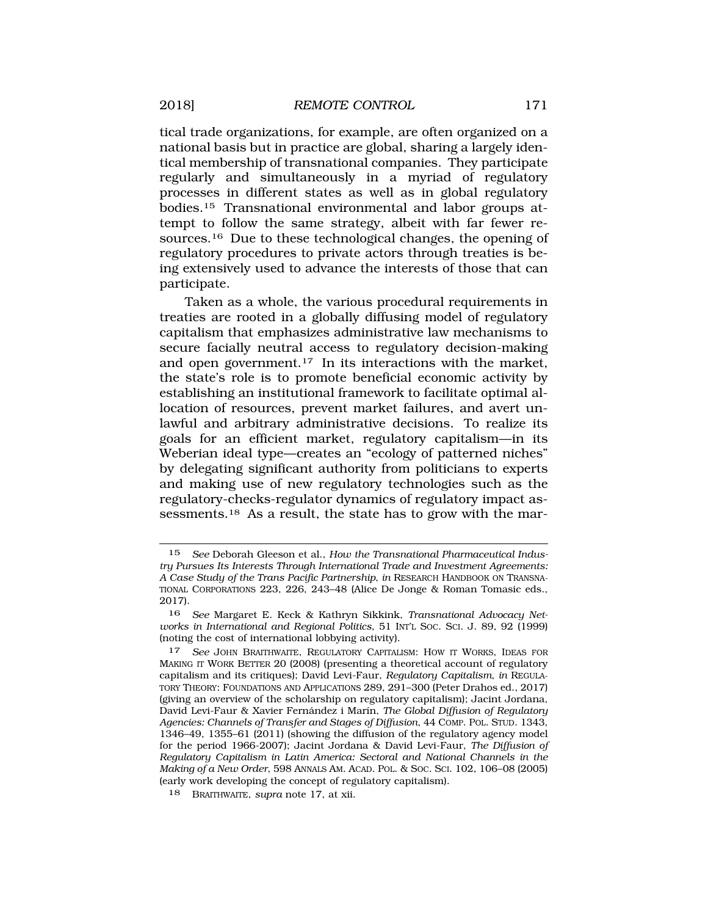tical trade organizations, for example, are often organized on a national basis but in practice are global, sharing a largely identical membership of transnational companies. They participate regularly and simultaneously in a myriad of regulatory processes in different states as well as in global regulatory bodies.[15] Transnational environmental and labor groups attempt to follow the same strategy, albeit with far fewer resources.[16] Due to these technological changes, the opening of regulatory procedures to private actors through treaties is being extensively used to advance the interests of those that can participate.

Taken as a whole, the various procedural requirements in treaties are rooted in a globally diffusing model of regulatory capitalism that emphasizes administrative law mechanisms to secure facially neutral access to regulatory decision-making and open government.[17] In its interactions with the market, the state's role is to promote beneficial economic activity by establishing an institutional framework to facilitate optimal allocation of resources, prevent market failures, and avert unlawful and arbitrary administrative decisions. To realize its goals for an efficient market, regulatory capitalism—in its Weberian ideal type—creates an "ecology of patterned niches" by delegating significant authority from politicians to experts and making use of new regulatory technologies such as the regulatory-checks-regulator dynamics of regulatory impact assessments.[18] As a result, the state has to grow with the mar-

---

15 *See* Deborah Gleeson et al., *How the Transnational Pharmaceutical Industry Pursues Its Interests Through International Trade and Investment Agreements: A Case Study of the Trans Pacific Partnership*, *in* RESEARCH HANDBOOK ON TRANSNATIONAL CORPORATIONS 223, 226, 243–48 (Alice De Jonge & Roman Tomasic eds., 2017).

16 *See* Margaret E. Keck & Kathryn Sikkink, *Transnational Advocacy Networks in International and Regional Politics*, 51 INT'L SOC. SCI. J. 89, 92 (1999) (noting the cost of international lobbying activity).

17 *See* JOHN BRAITHWAITE, REGULATORY CAPITALISM: HOW IT WORKS, IDEAS FOR MAKING IT WORK BETTER 20 (2008) (presenting a theoretical account of regulatory capitalism and its critiques); David Levi-Faur, *Regulatory Capitalism*, *in* REGULATORY THEORY: FOUNDATIONS AND APPLICATIONS 289, 291–300 (Peter Drahos ed., 2017) (giving an overview of the scholarship on regulatory capitalism); Jacint Jordana, David Levi-Faur & Xavier Fernández i Marín, *The Global Diffusion of Regulatory Agencies: Channels of Transfer and Stages of Diffusion*, 44 COMP. POL. STUD. 1343, 1346–49, 1355–61 (2011) (showing the diffusion of the regulatory agency model for the period 1966-2007); Jacint Jordana & David Levi-Faur, *The Diffusion of Regulatory Capitalism in Latin America: Sectoral and National Channels in the Making of a New Order*, 598 ANNALS AM. ACAD. POL. & SOC. SCI. 102, 106–08 (2005) (early work developing the concept of regulatory capitalism).

18 BRAITHWAITE, *supra* note 17, at xii.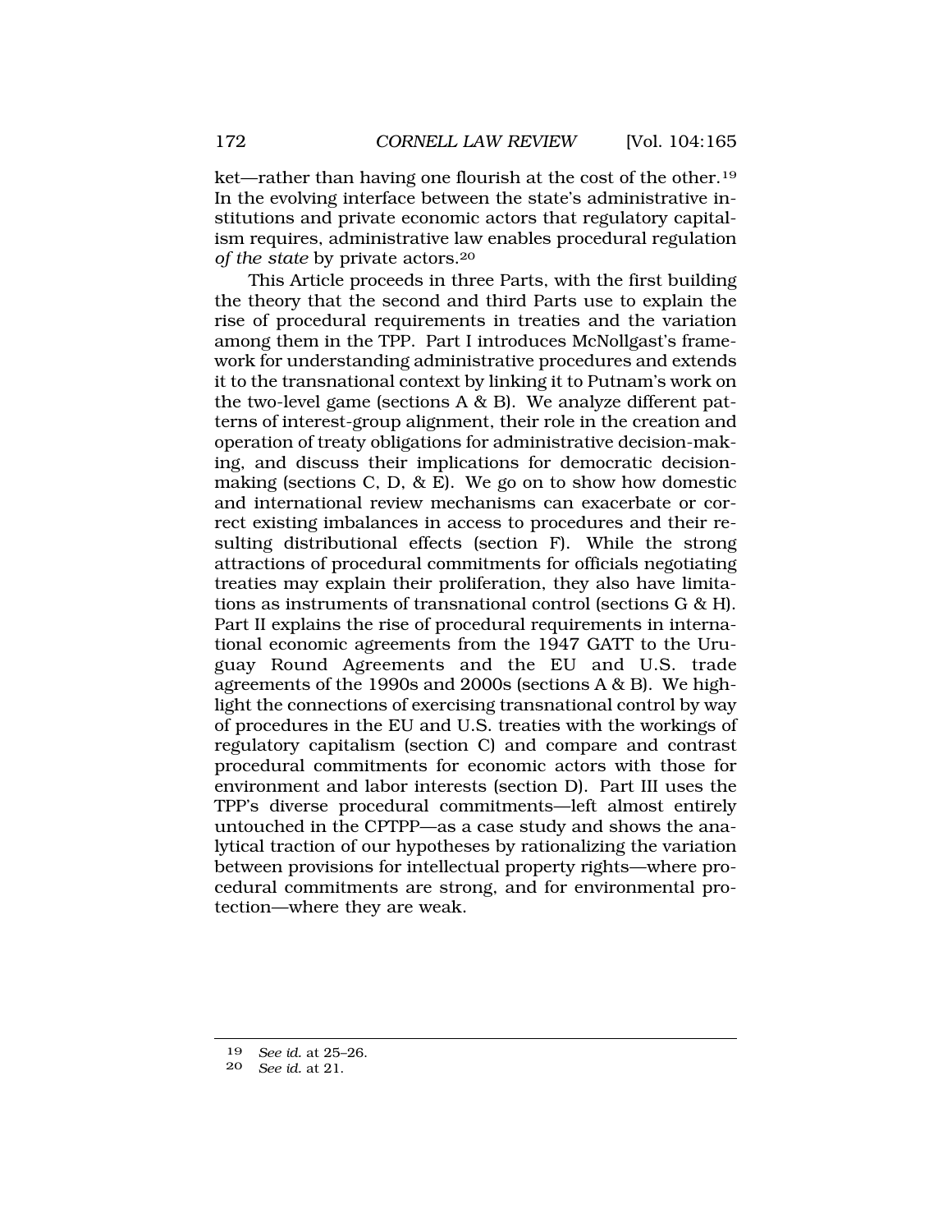ket—rather than having one flourish at the cost of the other.[19] In the evolving interface between the state's administrative institutions and private economic actors that regulatory capitalism requires, administrative law enables procedural regulation *of the state* by private actors.[20]

This Article proceeds in three Parts, with the first building the theory that the second and third Parts use to explain the rise of procedural requirements in treaties and the variation among them in the TPP. Part I introduces McNollgast's framework for understanding administrative procedures and extends it to the transnational context by linking it to Putnam's work on the two-level game (sections A & B). We analyze different patterns of interest-group alignment, their role in the creation and operation of treaty obligations for administrative decision-making, and discuss their implications for democratic decision-making (sections C, D, & E). We go on to show how domestic and international review mechanisms can exacerbate or correct existing imbalances in access to procedures and their resulting distributional effects (section F). While the strong attractions of procedural commitments for officials negotiating treaties may explain their proliferation, they also have limitations as instruments of transnational control (sections G & H). Part II explains the rise of procedural requirements in international economic agreements from the 1947 GATT to the Uruguay Round Agreements and the EU and U.S. trade agreements of the 1990s and 2000s (sections A & B). We highlight the connections of exercising transnational control by way of procedures in the EU and U.S. treaties with the workings of regulatory capitalism (section C) and compare and contrast procedural commitments for economic actors with those for environment and labor interests (section D). Part III uses the TPP's diverse procedural commitments—left almost entirely untouched in the CPTPP—as a case study and shows the analytical traction of our hypotheses by rationalizing the variation between provisions for intellectual property rights—where procedural commitments are strong, and for environmental protection—where they are weak.

---

19 *See id.* at 25–26.

20 *See id.* at 21.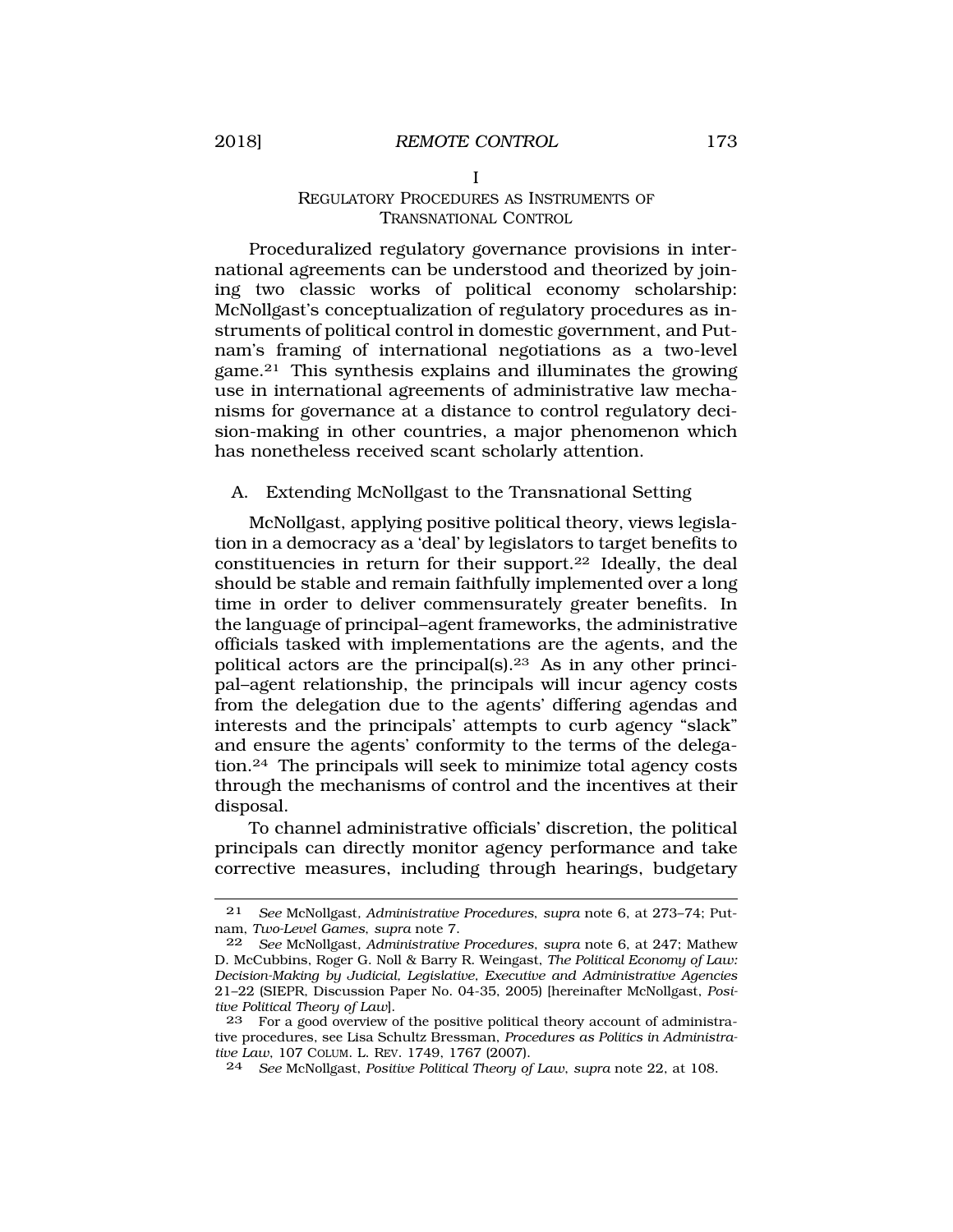# I
## REGULATORY PROCEDURES AS INSTRUMENTS OF TRANSNATIONAL CONTROL

Proceduralized regulatory governance provisions in international agreements can be understood and theorized by joining two classic works of political economy scholarship: McNollgast's conceptualization of regulatory procedures as instruments of political control in domestic government, and Putnam's framing of international negotiations as a two-level game.[21] This synthesis explains and illuminates the growing use in international agreements of administrative law mechanisms for governance at a distance to control regulatory decision-making in other countries, a major phenomenon which has nonetheless received scant scholarly attention.

### A. Extending McNollgast to the Transnational Setting

McNollgast, applying positive political theory, views legislation in a democracy as a 'deal' by legislators to target benefits to constituencies in return for their support.[22] Ideally, the deal should be stable and remain faithfully implemented over a long time in order to deliver commensurately greater benefits. In the language of principal–agent frameworks, the administrative officials tasked with implementations are the agents, and the political actors are the principal(s).[23] As in any other principal–agent relationship, the principals will incur agency costs from the delegation due to the agents' differing agendas and interests and the principals' attempts to curb agency "slack" and ensure the agents' conformity to the terms of the delegation.[24] The principals will seek to minimize total agency costs through the mechanisms of control and the incentives at their disposal.

To channel administrative officials' discretion, the political principals can directly monitor agency performance and take corrective measures, including through hearings, budgetary

---

21 *See* McNollgast, *Administrative Procedures*, *supra* note 6, at 273–74; Putnam, *Two-Level Games*, *supra* note 7.

22 *See* McNollgast, *Administrative Procedures*, *supra* note 6, at 247; Mathew D. McCubbins, Roger G. Noll & Barry R. Weingast, *The Political Economy of Law: Decision-Making by Judicial, Legislative, Executive and Administrative Agencies* 21–22 (SIEPR, Discussion Paper No. 04-35, 2005) [hereinafter McNollgast, *Positive Political Theory of Law*].

23 For a good overview of the positive political theory account of administrative procedures, see Lisa Schultz Bressman, *Procedures as Politics in Administrative Law*, 107 COLUM. L. REV. 1749, 1767 (2007).

24 *See* McNollgast, *Positive Political Theory of Law*, *supra* note 22, at 108.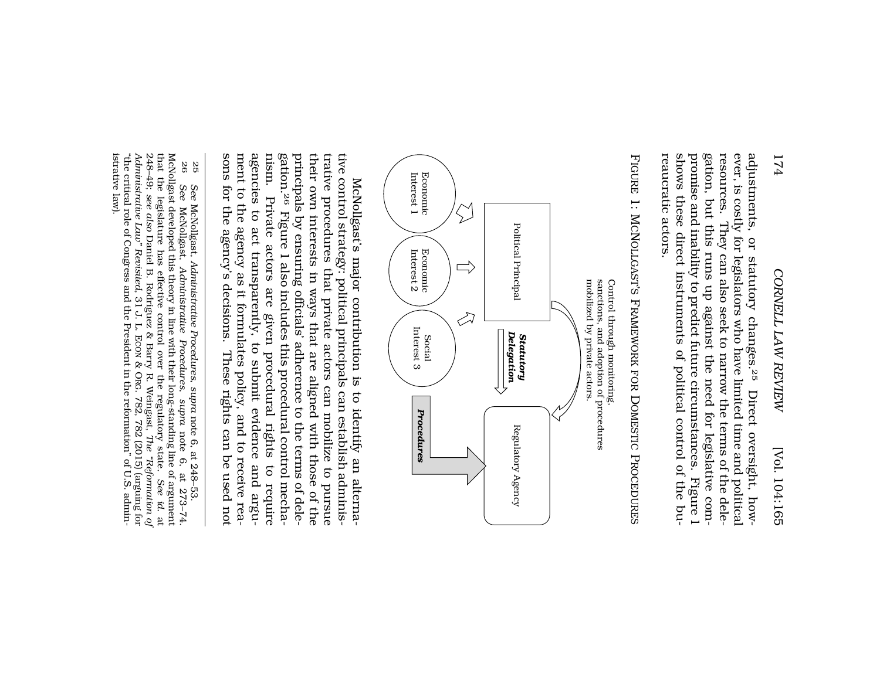adjustments, or statutory changes.[25] Direct oversight, however, is costly for legislators who have limited time and political resources. They can also seek to narrow the terms of the delegation, but this runs up against the need for legislative compromise and inability to predict future circumstances. Figure 1 shows these direct instruments of political control of the bureaucratic actors.

FIGURE 1: MCNOLLGAST'S FRAMEWORK FOR DOMESTIC PROCEDURES

Control through monitoring, sanctions, and adoption of procedures mobilized by private actors.

Political Principal

*Statutory Delegation*

Regulatory Agency

*Procedures*

Economic Interest 1

Economic Interest 2

Social Interest 3

McNollgast's major contribution is to identify an alternative control strategy: political principals can establish administrative procedures that private actors can mobilize to pursue their own interests in ways that are aligned with those of the principals by ensuring officials' adherence to the terms of delegation.[26] Figure 1 also includes this procedural control mechanism. Private actors are given procedural rights to require agencies to act transparently, to submit evidence and argument to the agency as it formulates policy, and to receive reasons for the agency's decisions. These rights can be used not

---

[25] *See* McNollgast, *Administrative Procedures*, *supra* note 6, at 248–53.

[26] *See* McNollgast, *Administrative Procedures*, *supra* note 6, at 273–74. McNollgast developed this theory in line with their long-standing line of argument that the legislature has effective control over the regulatory state. *See id.* at 248–49; *see also* Daniel B. Rodriguez & Barry R. Weingast, *The "Reformation of Administrative Law" Revisited*, 31 J. L. ECON & ORG. 782, 782 (2015) (arguing for "the critical role of Congress and the President in the reformation" of U.S. administrative law).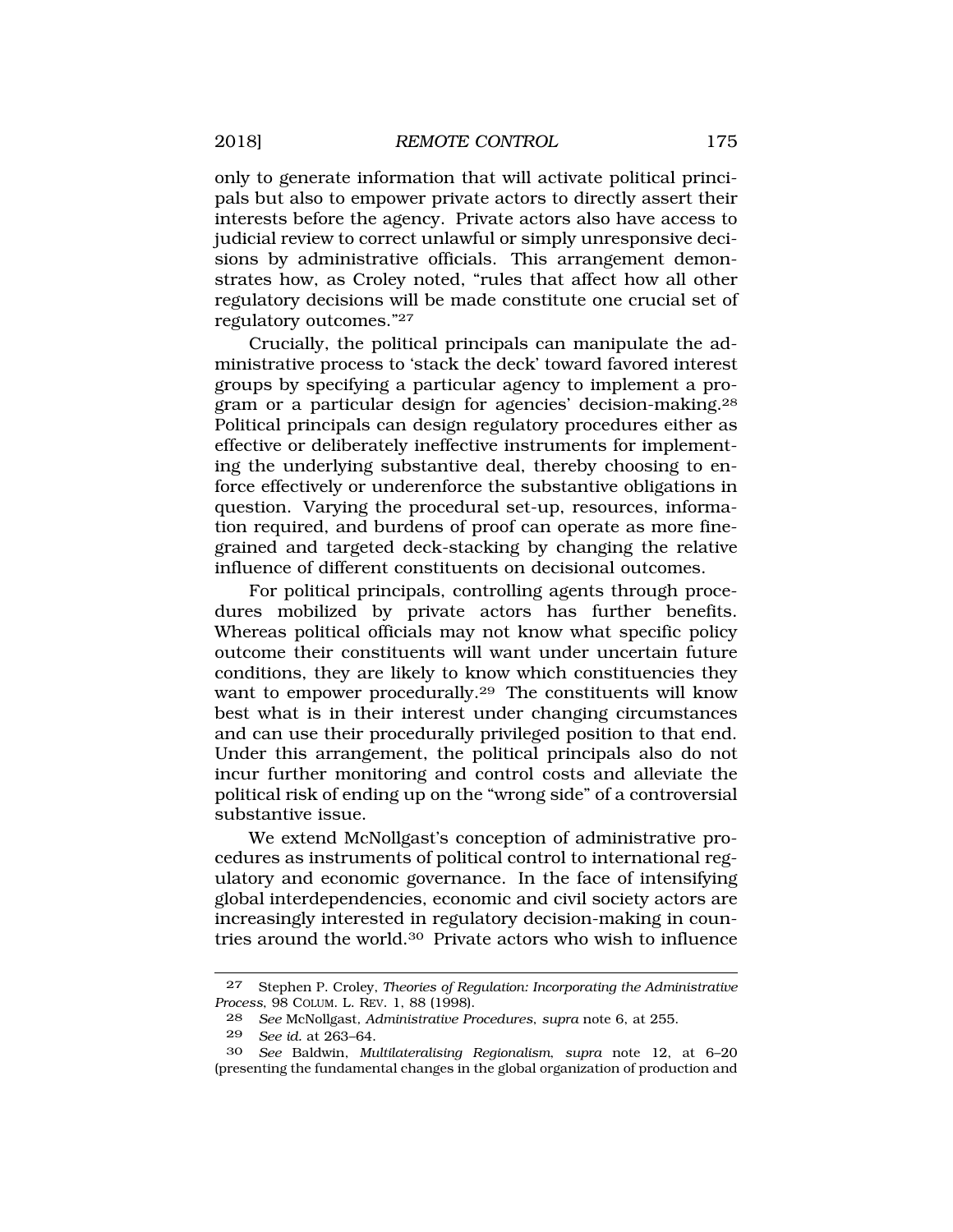only to generate information that will activate political principals but also to empower private actors to directly assert their interests before the agency. Private actors also have access to judicial review to correct unlawful or simply unresponsive decisions by administrative officials. This arrangement demonstrates how, as Croley noted, "rules that affect how all other regulatory decisions will be made constitute one crucial set of regulatory outcomes."[27]

Crucially, the political principals can manipulate the administrative process to 'stack the deck' toward favored interest groups by specifying a particular agency to implement a program or a particular design for agencies' decision-making.[28] Political principals can design regulatory procedures either as effective or deliberately ineffective instruments for implementing the underlying substantive deal, thereby choosing to enforce effectively or underenforce the substantive obligations in question. Varying the procedural set-up, resources, information required, and burdens of proof can operate as more fine-grained and targeted deck-stacking by changing the relative influence of different constituents on decisional outcomes.

For political principals, controlling agents through procedures mobilized by private actors has further benefits. Whereas political officials may not know what specific policy outcome their constituents will want under uncertain future conditions, they are likely to know which constituencies they want to empower procedurally.[29] The constituents will know best what is in their interest under changing circumstances and can use their procedurally privileged position to that end. Under this arrangement, the political principals also do not incur further monitoring and control costs and alleviate the political risk of ending up on the "wrong side" of a controversial substantive issue.

We extend McNollgast's conception of administrative procedures as instruments of political control to international regulatory and economic governance. In the face of intensifying global interdependencies, economic and civil society actors are increasingly interested in regulatory decision-making in countries around the world.[30] Private actors who wish to influence

---

[27] Stephen P. Croley, *Theories of Regulation: Incorporating the Administrative Process*, 98 COLUM. L. REV. 1, 88 (1998).

[28] *See* McNollgast, *Administrative Procedures*, *supra* note 6, at 255.

[29] *See id.* at 263–64.

[30] *See* Baldwin, *Multilateralising Regionalism*, *supra* note 12, at 6–20 (presenting the fundamental changes in the global organization of production and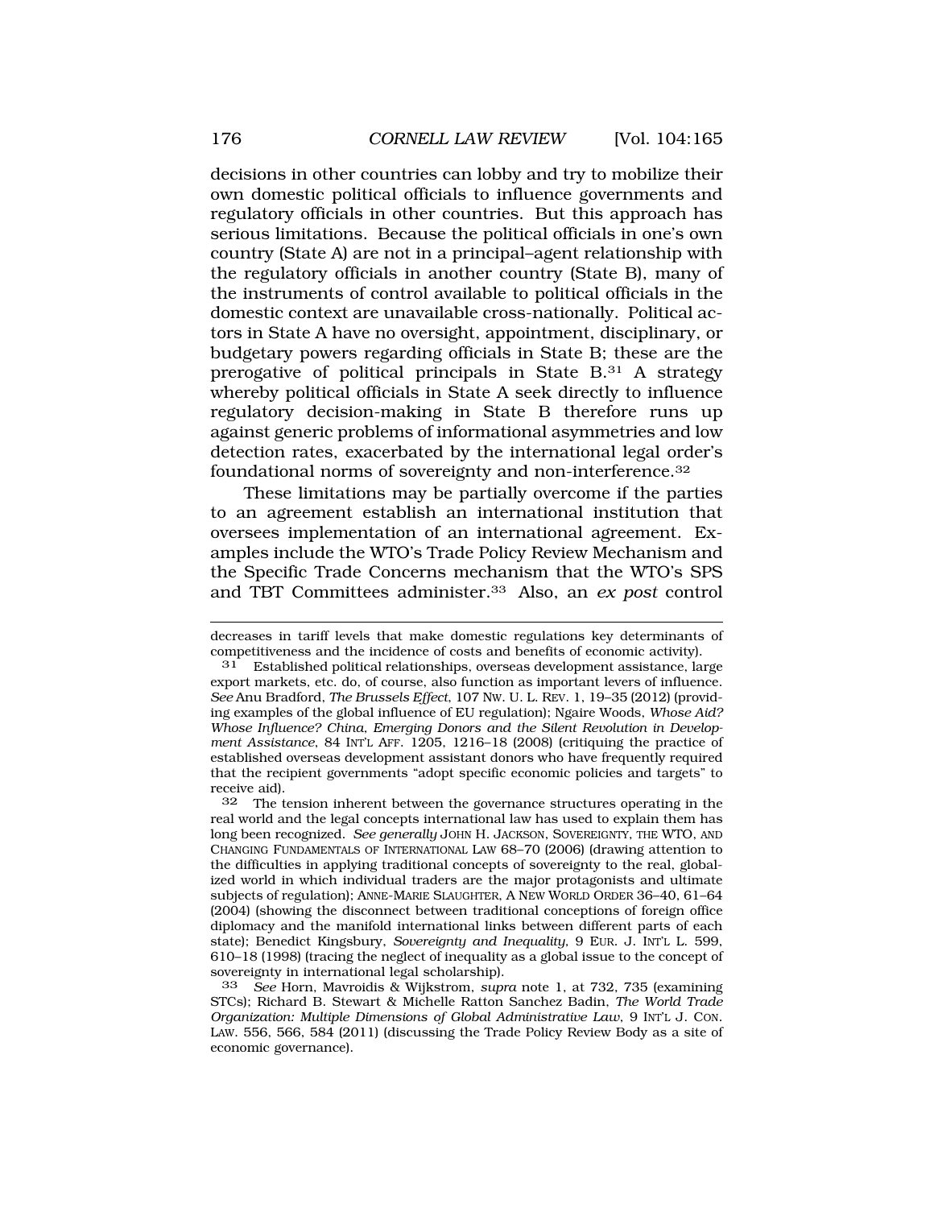decisions in other countries can lobby and try to mobilize their own domestic political officials to influence governments and regulatory officials in other countries. But this approach has serious limitations. Because the political officials in one's own country (State A) are not in a principal–agent relationship with the regulatory officials in another country (State B), many of the instruments of control available to political officials in the domestic context are unavailable cross-nationally. Political actors in State A have no oversight, appointment, disciplinary, or budgetary powers regarding officials in State B; these are the prerogative of political principals in State B.[31] A strategy whereby political officials in State A seek directly to influence regulatory decision-making in State B therefore runs up against generic problems of informational asymmetries and low detection rates, exacerbated by the international legal order's foundational norms of sovereignty and non-interference.[32]

These limitations may be partially overcome if the parties to an agreement establish an international institution that oversees implementation of an international agreement. Examples include the WTO's Trade Policy Review Mechanism and the Specific Trade Concerns mechanism that the WTO's SPS and TBT Committees administer.[33] Also, an *ex post* control

---

decreases in tariff levels that make domestic regulations key determinants of competitiveness and the incidence of costs and benefits of economic activity).

[31] Established political relationships, overseas development assistance, large export markets, etc. do, of course, also function as important levers of influence. *See* Anu Bradford, *The Brussels Effect*, 107 NW. U. L. REV. 1, 19–35 (2012) (providing examples of the global influence of EU regulation); Ngaire Woods, *Whose Aid? Whose Influence? China, Emerging Donors and the Silent Revolution in Development Assistance*, 84 INT'L AFF. 1205, 1216–18 (2008) (critiquing the practice of established overseas development assistant donors who have frequently required that the recipient governments "adopt specific economic policies and targets" to receive aid).

[32] The tension inherent between the governance structures operating in the real world and the legal concepts international law has used to explain them has long been recognized. *See generally* JOHN H. JACKSON, SOVEREIGNTY, THE WTO, AND CHANGING FUNDAMENTALS OF INTERNATIONAL LAW 68–70 (2006) (drawing attention to the difficulties in applying traditional concepts of sovereignty to the real, globalized world in which individual traders are the major protagonists and ultimate subjects of regulation); ANNE-MARIE SLAUGHTER, A NEW WORLD ORDER 36–40, 61–64 (2004) (showing the disconnect between traditional conceptions of foreign office diplomacy and the manifold international links between different parts of each state); Benedict Kingsbury, *Sovereignty and Inequality*, 9 EUR. J. INT'L L. 599, 610–18 (1998) (tracing the neglect of inequality as a global issue to the concept of sovereignty in international legal scholarship).

[33] *See* Horn, Mavroidis & Wijkstrom, *supra* note 1, at 732, 735 (examining STCs); Richard B. Stewart & Michelle Ratton Sanchez Badin, *The World Trade Organization: Multiple Dimensions of Global Administrative Law*, 9 INT'L J. CON. LAW. 556, 566, 584 (2011) (discussing the Trade Policy Review Body as a site of economic governance).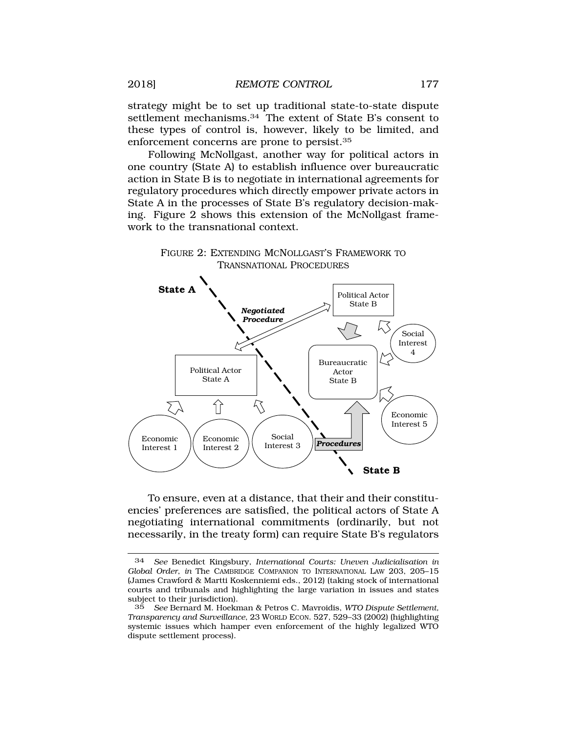strategy might be to set up traditional state-to-state dispute settlement mechanisms.[34] The extent of State B's consent to these types of control is, however, likely to be limited, and enforcement concerns are prone to persist.[35]

Following McNollgast, another way for political actors in one country (State A) to establish influence over bureaucratic action in State B is to negotiate in international agreements for regulatory procedures which directly empower private actors in State A in the processes of State B's regulatory decision-making. Figure 2 shows this extension of the McNollgast framework to the transnational context.

FIGURE 2: EXTENDING MCNOLLGAST'S FRAMEWORK TO TRANSNATIONAL PROCEDURES

State A | *Negotiated Procedure* | Political Actor State B | Social Interest 4 | Bureaucratic Actor State B | Political Actor State A | Economic Interest 5 | Economic Interest 1 | Economic Interest 2 | Social Interest 3 | *Procedures* | State B

To ensure, even at a distance, that their and their constituencies' preferences are satisfied, the political actors of State A negotiating international commitments (ordinarily, but not necessarily, in the treaty form) can require State B's regulators

---

[34] *See* Benedict Kingsbury, *International Courts: Uneven Judicialisation in Global Order*, *in* THE CAMBRIDGE COMPANION TO INTERNATIONAL LAW 203, 205–15 (James Crawford & Martti Koskenniemi eds., 2012) (taking stock of international courts and tribunals and highlighting the large variation in issues and states subject to their jurisdiction).

[35] *See* Bernard M. Hoekman & Petros C. Mavroidis, *WTO Dispute Settlement, Transparency and Surveillance*, 23 WORLD ECON. 527, 529–33 (2002) (highlighting systemic issues which hamper even enforcement of the highly legalized WTO dispute settlement process).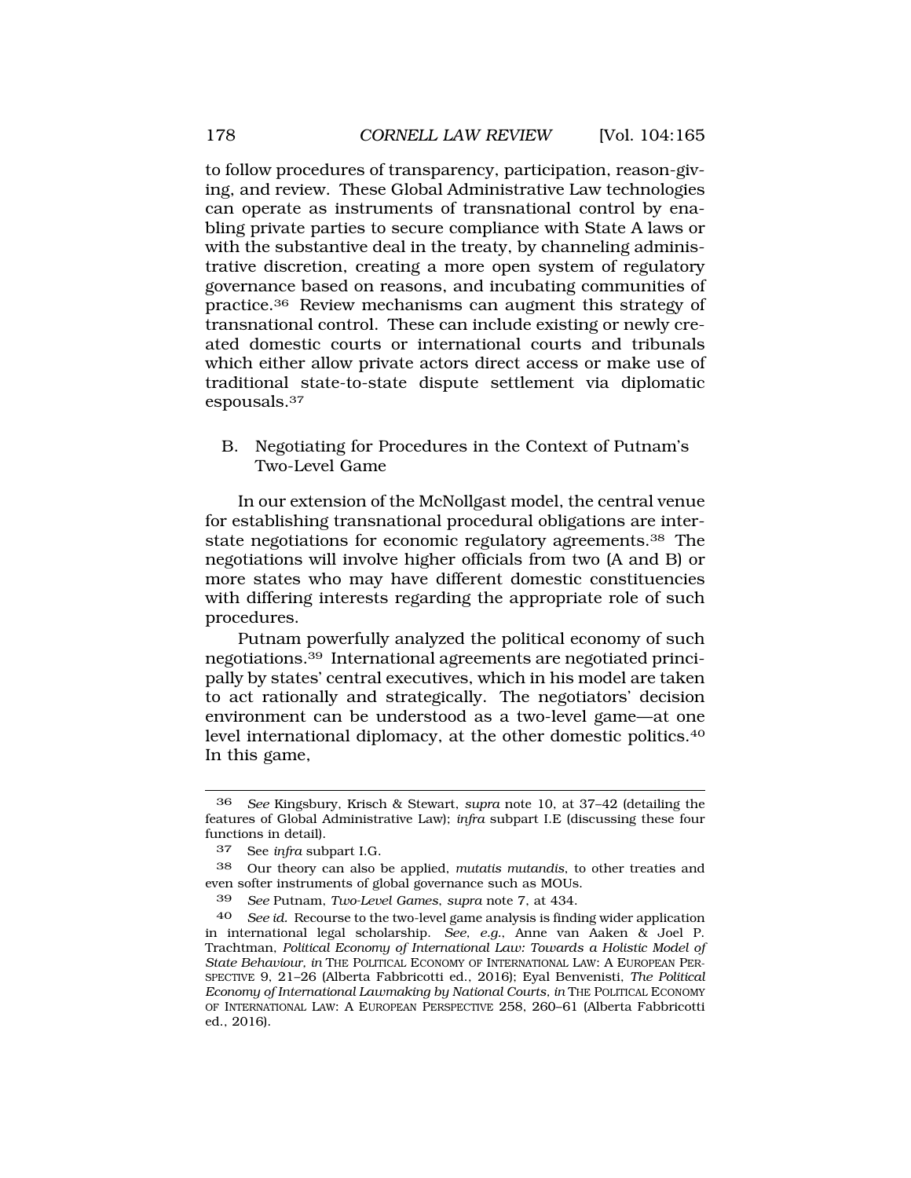to follow procedures of transparency, participation, reason-giving, and review. These Global Administrative Law technologies can operate as instruments of transnational control by enabling private parties to secure compliance with State A laws or with the substantive deal in the treaty, by channeling administrative discretion, creating a more open system of regulatory governance based on reasons, and incubating communities of practice.[36] Review mechanisms can augment this strategy of transnational control. These can include existing or newly created domestic courts or international courts and tribunals which either allow private actors direct access or make use of traditional state-to-state dispute settlement via diplomatic espousals.[37]

### B. Negotiating for Procedures in the Context of Putnam's Two-Level Game

In our extension of the McNollgast model, the central venue for establishing transnational procedural obligations are interstate negotiations for economic regulatory agreements.[38] The negotiations will involve higher officials from two (A and B) or more states who may have different domestic constituencies with differing interests regarding the appropriate role of such procedures.

Putnam powerfully analyzed the political economy of such negotiations.[39] International agreements are negotiated principally by states' central executives, which in his model are taken to act rationally and strategically. The negotiators' decision environment can be understood as a two-level game—at one level international diplomacy, at the other domestic politics.[40] In this game,

---

36 *See* Kingsbury, Krisch & Stewart, *supra* note 10, at 37–42 (detailing the features of Global Administrative Law); *infra* subpart I.E (discussing these four functions in detail).

37 See *infra* subpart I.G.

38 Our theory can also be applied, *mutatis mutandis*, to other treaties and even softer instruments of global governance such as MOUs.

39 *See* Putnam, *Two-Level Games*, *supra* note 7, at 434.

40 *See id.* Recourse to the two-level game analysis is finding wider application in international legal scholarship. *See, e.g.*, Anne van Aaken & Joel P. Trachtman, *Political Economy of International Law: Towards a Holistic Model of State Behaviour*, *in* THE POLITICAL ECONOMY OF INTERNATIONAL LAW: A EUROPEAN PERSPECTIVE 9, 21–26 (Alberta Fabbricotti ed., 2016); Eyal Benvenisti, *The Political Economy of International Lawmaking by National Courts*, *in* THE POLITICAL ECONOMY OF INTERNATIONAL LAW: A EUROPEAN PERSPECTIVE 258, 260–61 (Alberta Fabbricotti ed., 2016).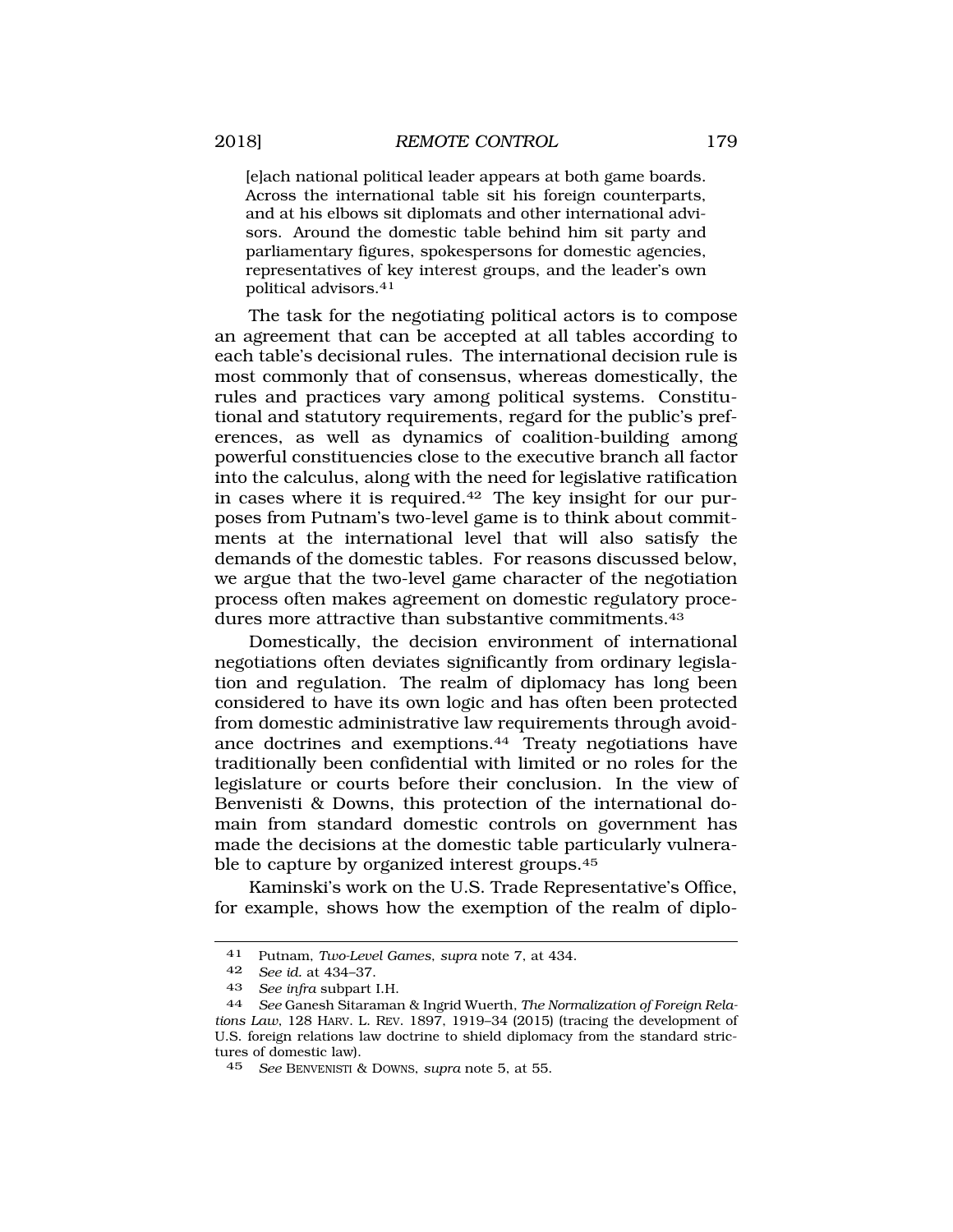> [e]ach national political leader appears at both game boards. Across the international table sit his foreign counterparts, and at his elbows sit diplomats and other international advisors. Around the domestic table behind him sit party and parliamentary figures, spokespersons for domestic agencies, representatives of key interest groups, and the leader's own political advisors.[41]

The task for the negotiating political actors is to compose an agreement that can be accepted at all tables according to each table's decisional rules. The international decision rule is most commonly that of consensus, whereas domestically, the rules and practices vary among political systems. Constitutional and statutory requirements, regard for the public's preferences, as well as dynamics of coalition-building among powerful constituencies close to the executive branch all factor into the calculus, along with the need for legislative ratification in cases where it is required.[42] The key insight for our purposes from Putnam's two-level game is to think about commitments at the international level that will also satisfy the demands of the domestic tables. For reasons discussed below, we argue that the two-level game character of the negotiation process often makes agreement on domestic regulatory procedures more attractive than substantive commitments.[43]

Domestically, the decision environment of international negotiations often deviates significantly from ordinary legislation and regulation. The realm of diplomacy has long been considered to have its own logic and has often been protected from domestic administrative law requirements through avoidance doctrines and exemptions.[44] Treaty negotiations have traditionally been confidential with limited or no roles for the legislature or courts before their conclusion. In the view of Benvenisti & Downs, this protection of the international domain from standard domestic controls on government has made the decisions at the domestic table particularly vulnerable to capture by organized interest groups.[45]

Kaminski's work on the U.S. Trade Representative's Office, for example, shows how the exemption of the realm of diplo-

---

41 Putnam, *Two-Level Games*, *supra* note 7, at 434.

42 *See id.* at 434–37.

43 *See infra* subpart I.H.

44 *See* Ganesh Sitaraman & Ingrid Wuerth, *The Normalization of Foreign Relations Law*, 128 HARV. L. REV. 1897, 1919–34 (2015) (tracing the development of U.S. foreign relations law doctrine to shield diplomacy from the standard strictures of domestic law).

45 *See* BENVENISTI & DOWNS, *supra* note 5, at 55.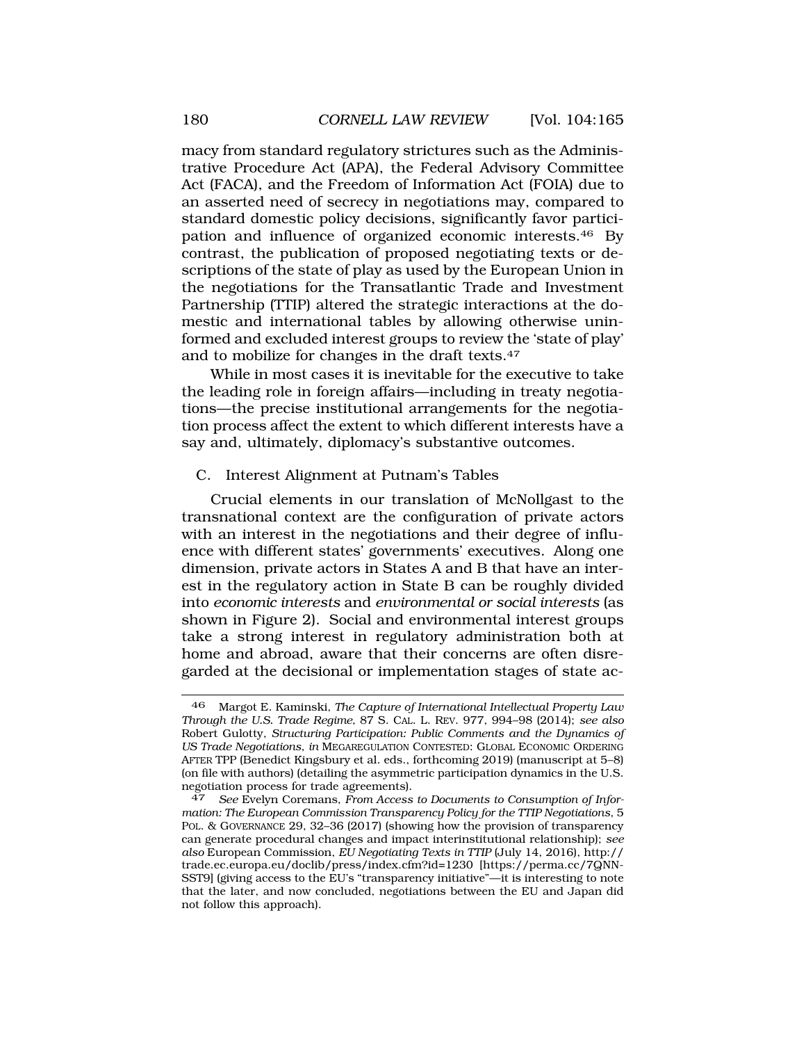macy from standard regulatory strictures such as the Administrative Procedure Act (APA), the Federal Advisory Committee Act (FACA), and the Freedom of Information Act (FOIA) due to an asserted need of secrecy in negotiations may, compared to standard domestic policy decisions, significantly favor participation and influence of organized economic interests.[46] By contrast, the publication of proposed negotiating texts or descriptions of the state of play as used by the European Union in the negotiations for the Transatlantic Trade and Investment Partnership (TTIP) altered the strategic interactions at the domestic and international tables by allowing otherwise uninformed and excluded interest groups to review the 'state of play' and to mobilize for changes in the draft texts.[47]

While in most cases it is inevitable for the executive to take the leading role in foreign affairs—including in treaty negotiations—the precise institutional arrangements for the negotiation process affect the extent to which different interests have a say and, ultimately, diplomacy's substantive outcomes.

## C. Interest Alignment at Putnam's Tables

Crucial elements in our translation of McNollgast to the transnational context are the configuration of private actors with an interest in the negotiations and their degree of influence with different states' governments' executives. Along one dimension, private actors in States A and B that have an interest in the regulatory action in State B can be roughly divided into *economic interests* and *environmental or social interests* (as shown in Figure 2). Social and environmental interest groups take a strong interest in regulatory administration both at home and abroad, aware that their concerns are often disregarded at the decisional or implementation stages of state ac-

---

46 Margot E. Kaminski, *The Capture of International Intellectual Property Law Through the U.S. Trade Regime*, 87 S. CAL. L. REV. 977, 994–98 (2014); *see also* Robert Gulotty, *Structuring Participation: Public Comments and the Dynamics of US Trade Negotiations*, *in* MEGAREGULATION CONTESTED: GLOBAL ECONOMIC ORDERING AFTER TPP (Benedict Kingsbury et al. eds., forthcoming 2019) (manuscript at 5–8) (on file with authors) (detailing the asymmetric participation dynamics in the U.S. negotiation process for trade agreements).

47 *See* Evelyn Coremans, *From Access to Documents to Consumption of Information: The European Commission Transparency Policy for the TTIP Negotiations*, 5 POL. & GOVERNANCE 29, 32–36 (2017) (showing how the provision of transparency can generate procedural changes and impact interinstitutional relationship); *see also* European Commission, *EU Negotiating Texts in TTIP* (July 14, 2016), http://trade.ec.europa.eu/doclib/press/index.cfm?id=1230 [https://perma.cc/7QNN-SST9] (giving access to the EU's "transparency initiative"—it is interesting to note that the later, and now concluded, negotiations between the EU and Japan did not follow this approach).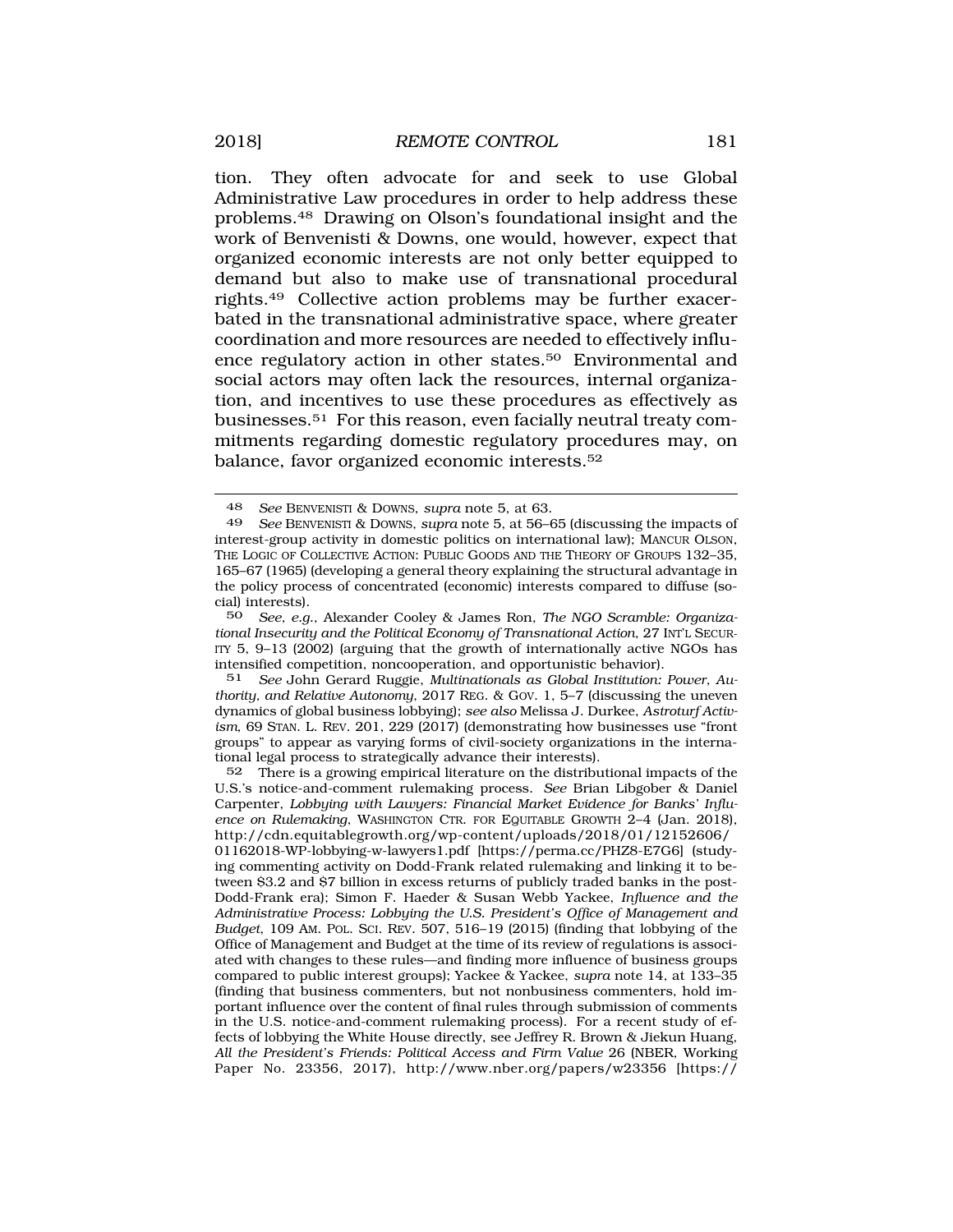tion. They often advocate for and seek to use Global Administrative Law procedures in order to help address these problems.[48] Drawing on Olson's foundational insight and the work of Benvenisti & Downs, one would, however, expect that organized economic interests are not only better equipped to demand but also to make use of transnational procedural rights.[49] Collective action problems may be further exacerbated in the transnational administrative space, where greater coordination and more resources are needed to effectively influence regulatory action in other states.[50] Environmental and social actors may often lack the resources, internal organization, and incentives to use these procedures as effectively as businesses.[51] For this reason, even facially neutral treaty commitments regarding domestic regulatory procedures may, on balance, favor organized economic interests.[52]

---

48 *See* BENVENISTI & DOWNS, *supra* note 5, at 63.

49 *See* BENVENISTI & DOWNS, *supra* note 5, at 56–65 (discussing the impacts of interest-group activity in domestic politics on international law); MANCUR OLSON, THE LOGIC OF COLLECTIVE ACTION: PUBLIC GOODS AND THE THEORY OF GROUPS 132–35, 165–67 (1965) (developing a general theory explaining the structural advantage in the policy process of concentrated (economic) interests compared to diffuse (social) interests).

50 *See, e.g.*, Alexander Cooley & James Ron, *The NGO Scramble: Organizational Insecurity and the Political Economy of Transnational Action*, 27 INT'L SECURITY 5, 9–13 (2002) (arguing that the growth of internationally active NGOs has intensified competition, noncooperation, and opportunistic behavior).

51 *See* John Gerard Ruggie, *Multinationals as Global Institution: Power, Authority, and Relative Autonomy*, 2017 REG. & GOV. 1, 5–7 (discussing the uneven dynamics of global business lobbying); *see also* Melissa J. Durkee, *Astroturf Activism*, 69 STAN. L. REV. 201, 229 (2017) (demonstrating how businesses use "front groups" to appear as varying forms of civil-society organizations in the international legal process to strategically advance their interests).

52 There is a growing empirical literature on the distributional impacts of the U.S.'s notice-and-comment rulemaking process. *See* Brian Libgober & Daniel Carpenter, *Lobbying with Lawyers: Financial Market Evidence for Banks' Influence on Rulemaking*, WASHINGTON CTR. FOR EQUITABLE GROWTH 2–4 (Jan. 2018), http://cdn.equitablegrowth.org/wp-content/uploads/2018/01/12152606/01162018-WP-lobbying-w-lawyers1.pdf [https://perma.cc/PHZ8-E7G6] (studying commenting activity on Dodd-Frank related rulemaking and linking it to between $3.2 and $7 billion in excess returns of publicly traded banks in the post-Dodd-Frank era); Simon F. Haeder & Susan Webb Yackee, *Influence and the Administrative Process: Lobbying the U.S. President's Office of Management and Budget*, 109 AM. POL. SCI. REV. 507, 516–19 (2015) (finding that lobbying of the Office of Management and Budget at the time of its review of regulations is associated with changes to these rules—and finding more influence of business groups compared to public interest groups); Yackee & Yackee, *supra* note 14, at 133–35 (finding that business commenters, but not nonbusiness commenters, hold important influence over the content of final rules through submission of comments in the U.S. notice-and-comment rulemaking process). For a recent study of effects of lobbying the White House directly, see Jeffrey R. Brown & Jiekun Huang, *All the President's Friends: Political Access and Firm Value* 26 (NBER, Working Paper No. 23356, 2017), http://www.nber.org/papers/w23356 [https://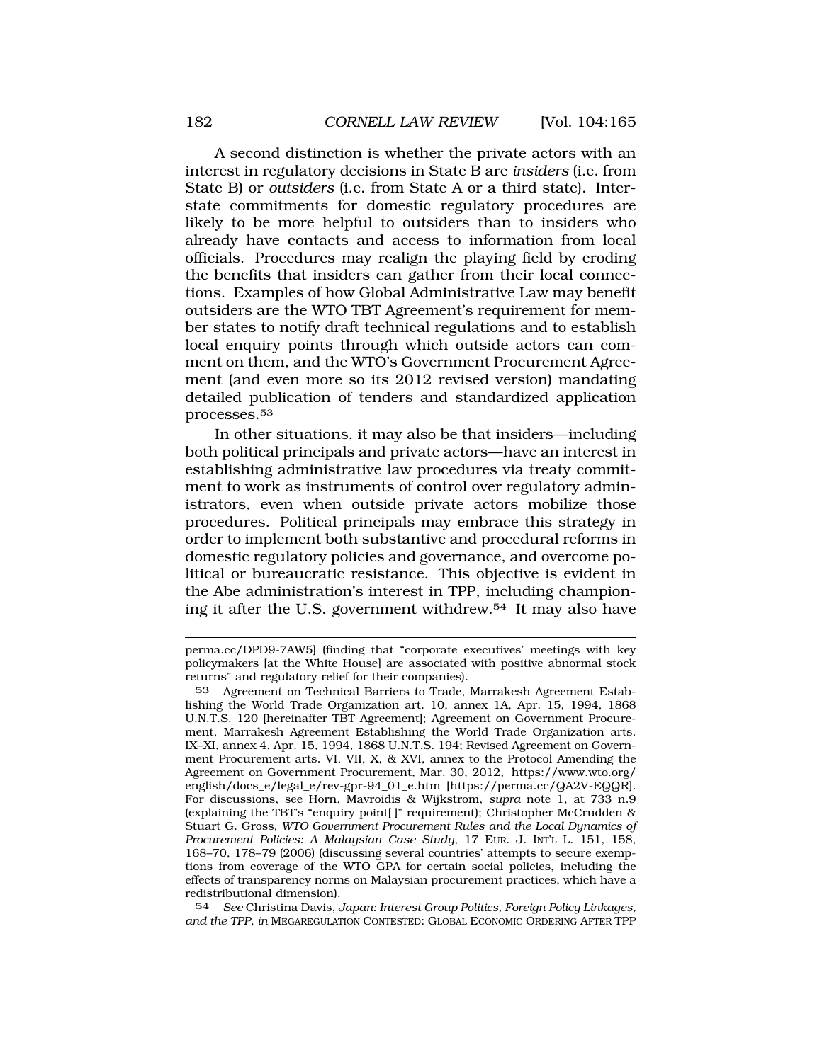A second distinction is whether the private actors with an interest in regulatory decisions in State B are *insiders* (i.e. from State B) or *outsiders* (i.e. from State A or a third state). Interstate commitments for domestic regulatory procedures are likely to be more helpful to outsiders than to insiders who already have contacts and access to information from local officials. Procedures may realign the playing field by eroding the benefits that insiders can gather from their local connections. Examples of how Global Administrative Law may benefit outsiders are the WTO TBT Agreement's requirement for member states to notify draft technical regulations and to establish local enquiry points through which outside actors can comment on them, and the WTO's Government Procurement Agreement (and even more so its 2012 revised version) mandating detailed publication of tenders and standardized application processes.[53]

In other situations, it may also be that insiders—including both political principals and private actors—have an interest in establishing administrative law procedures via treaty commitment to work as instruments of control over regulatory administrators, even when outside private actors mobilize those procedures. Political principals may embrace this strategy in order to implement both substantive and procedural reforms in domestic regulatory policies and governance, and overcome political or bureaucratic resistance. This objective is evident in the Abe administration's interest in TPP, including championing it after the U.S. government withdrew.[54] It may also have

---

perma.cc/DPD9-7AW5] (finding that "corporate executives' meetings with key policymakers [at the White House] are associated with positive abnormal stock returns" and regulatory relief for their companies).

53 Agreement on Technical Barriers to Trade, Marrakesh Agreement Establishing the World Trade Organization art. 10, annex 1A, Apr. 15, 1994, 1868 U.N.T.S. 120 [hereinafter TBT Agreement]; Agreement on Government Procurement, Marrakesh Agreement Establishing the World Trade Organization arts. IX–XI, annex 4, Apr. 15, 1994, 1868 U.N.T.S. 194; Revised Agreement on Government Procurement arts. VI, VII, X, & XVI, annex to the Protocol Amending the Agreement on Government Procurement, Mar. 30, 2012, https://www.wto.org/english/docs_e/legal_e/rev-gpr-94_01_e.htm [https://perma.cc/QA2V-EQQR]. For discussions, see Horn, Mavroidis & Wijkstrom, *supra* note 1, at 733 n.9 (explaining the TBT's "enquiry point[ ]" requirement); Christopher McCrudden & Stuart G. Gross, *WTO Government Procurement Rules and the Local Dynamics of Procurement Policies: A Malaysian Case Study*, 17 EUR. J. INT'L L. 151, 158, 168–70, 178–79 (2006) (discussing several countries' attempts to secure exemptions from coverage of the WTO GPA for certain social policies, including the effects of transparency norms on Malaysian procurement practices, which have a redistributional dimension).

54 *See* Christina Davis, *Japan: Interest Group Politics, Foreign Policy Linkages, and the TPP*, *in* MEGAREGULATION CONTESTED: GLOBAL ECONOMIC ORDERING AFTER TPP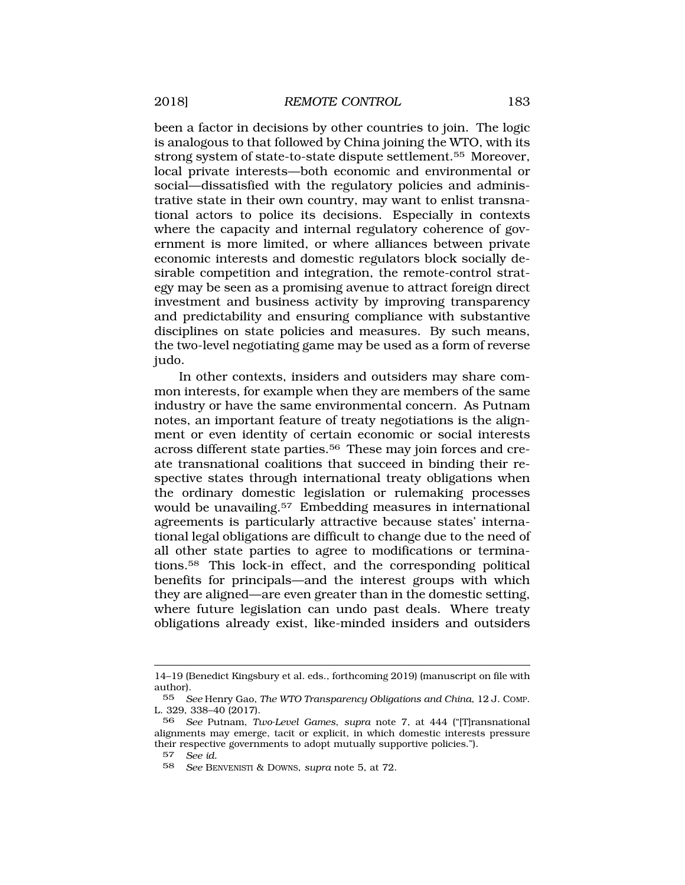been a factor in decisions by other countries to join. The logic is analogous to that followed by China joining the WTO, with its strong system of state-to-state dispute settlement.[55] Moreover, local private interests—both economic and environmental or social—dissatisfied with the regulatory policies and administrative state in their own country, may want to enlist transnational actors to police its decisions. Especially in contexts where the capacity and internal regulatory coherence of government is more limited, or where alliances between private economic interests and domestic regulators block socially desirable competition and integration, the remote-control strategy may be seen as a promising avenue to attract foreign direct investment and business activity by improving transparency and predictability and ensuring compliance with substantive disciplines on state policies and measures. By such means, the two-level negotiating game may be used as a form of reverse judo.

In other contexts, insiders and outsiders may share common interests, for example when they are members of the same industry or have the same environmental concern. As Putnam notes, an important feature of treaty negotiations is the alignment or even identity of certain economic or social interests across different state parties.[56] These may join forces and create transnational coalitions that succeed in binding their respective states through international treaty obligations when the ordinary domestic legislation or rulemaking processes would be unavailing.[57] Embedding measures in international agreements is particularly attractive because states' international legal obligations are difficult to change due to the need of all other state parties to agree to modifications or terminations.[58] This lock-in effect, and the corresponding political benefits for principals—and the interest groups with which they are aligned—are even greater than in the domestic setting, where future legislation can undo past deals. Where treaty obligations already exist, like-minded insiders and outsiders

---

14–19 (Benedict Kingsbury et al. eds., forthcoming 2019) (manuscript on file with author).

55 *See* Henry Gao, *The WTO Transparency Obligations and China*, 12 J. COMP. L. 329, 338–40 (2017).

56 *See* Putnam, *Two-Level Games*, *supra* note 7, at 444 ("[T]ransnational alignments may emerge, tacit or explicit, in which domestic interests pressure their respective governments to adopt mutually supportive policies.").

57 *See id.*

58 *See* BENVENISTI & DOWNS, *supra* note 5, at 72.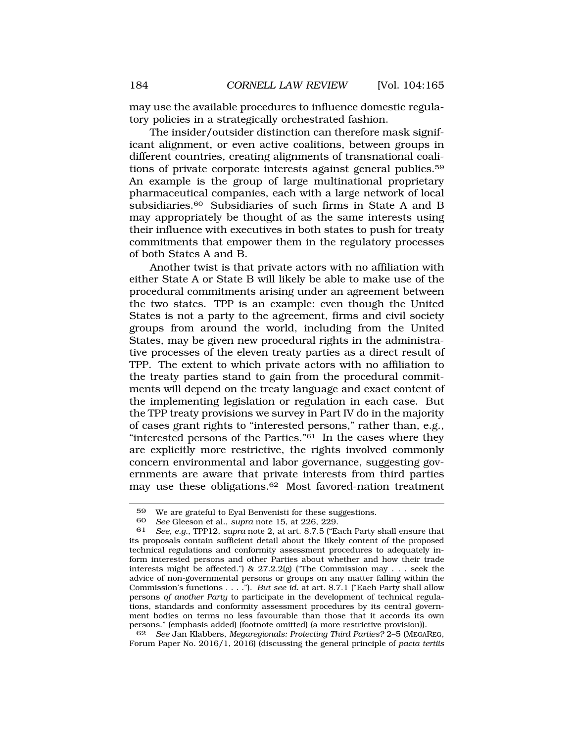may use the available procedures to influence domestic regulatory policies in a strategically orchestrated fashion.

The insider/outsider distinction can therefore mask significant alignment, or even active coalitions, between groups in different countries, creating alignments of transnational coalitions of private corporate interests against general publics.[59] An example is the group of large multinational proprietary pharmaceutical companies, each with a large network of local subsidiaries.[60] Subsidiaries of such firms in State A and B may appropriately be thought of as the same interests using their influence with executives in both states to push for treaty commitments that empower them in the regulatory processes of both States A and B.

Another twist is that private actors with no affiliation with either State A or State B will likely be able to make use of the procedural commitments arising under an agreement between the two states. TPP is an example: even though the United States is not a party to the agreement, firms and civil society groups from around the world, including from the United States, may be given new procedural rights in the administrative processes of the eleven treaty parties as a direct result of TPP. The extent to which private actors with no affiliation to the treaty parties stand to gain from the procedural commitments will depend on the treaty language and exact content of the implementing legislation or regulation in each case. But the TPP treaty provisions we survey in Part IV do in the majority of cases grant rights to "interested persons," rather than, e.g., "interested persons of the Parties."[61] In the cases where they are explicitly more restrictive, the rights involved commonly concern environmental and labor governance, suggesting governments are aware that private interests from third parties may use these obligations.[62] Most favored-nation treatment

---

59 We are grateful to Eyal Benvenisti for these suggestions.

60 *See* Gleeson et al., *supra* note 15, at 226, 229.

61 *See, e.g.*, TPP12, *supra* note 2, at art. 8.7.5 ("Each Party shall ensure that its proposals contain sufficient detail about the likely content of the proposed technical regulations and conformity assessment procedures to adequately inform interested persons and other Parties about whether and how their trade interests might be affected.") & 27.2.2(g) ("The Commission may . . . seek the advice of non-governmental persons or groups on any matter falling within the Commission's functions . . . ."). *But see id.* at art. 8.7.1 ("Each Party shall allow persons *of another Party* to participate in the development of technical regulations, standards and conformity assessment procedures by its central government bodies on terms no less favourable than those that it accords its own persons." (emphasis added) (footnote omitted) (a more restrictive provision)).

62 *See* Jan Klabbers, *Megaregionals: Protecting Third Parties?* 2–5 (MEGAREG, Forum Paper No. 2016/1, 2016) (discussing the general principle of *pacta tertiis*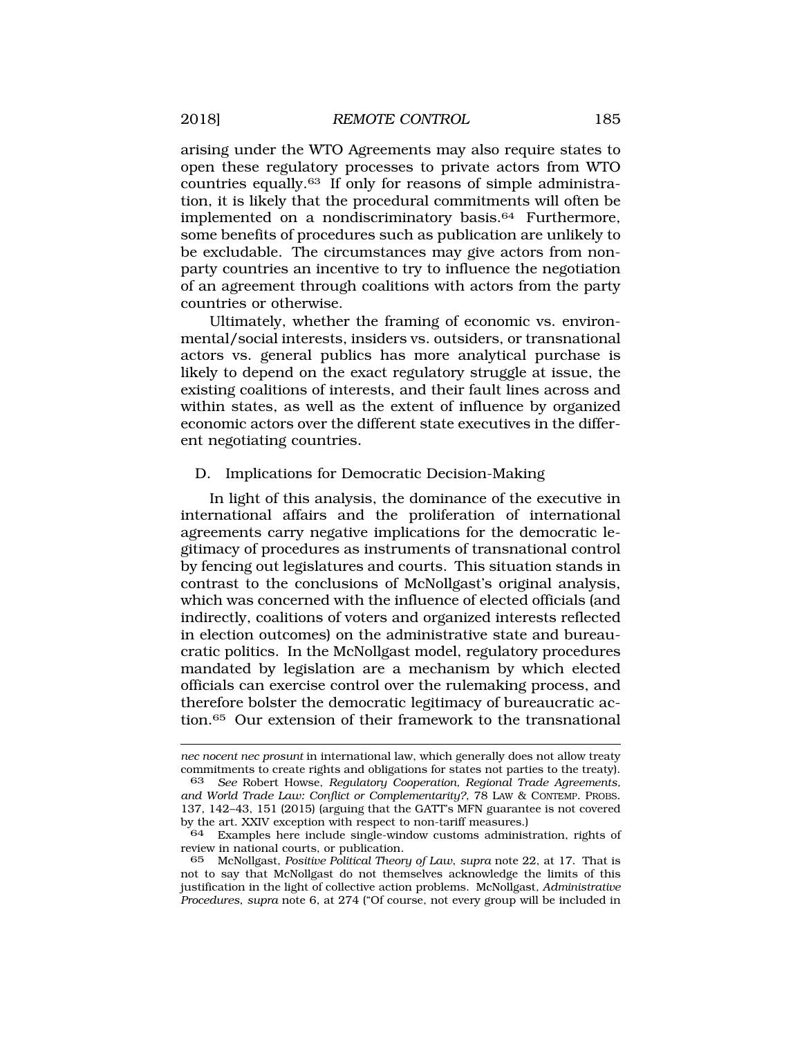arising under the WTO Agreements may also require states to open these regulatory processes to private actors from WTO countries equally.[63] If only for reasons of simple administration, it is likely that the procedural commitments will often be implemented on a nondiscriminatory basis.[64] Furthermore, some benefits of procedures such as publication are unlikely to be excludable. The circumstances may give actors from non-party countries an incentive to try to influence the negotiation of an agreement through coalitions with actors from the party countries or otherwise.

Ultimately, whether the framing of economic vs. environmental/social interests, insiders vs. outsiders, or transnational actors vs. general publics has more analytical purchase is likely to depend on the exact regulatory struggle at issue, the existing coalitions of interests, and their fault lines across and within states, as well as the extent of influence by organized economic actors over the different state executives in the different negotiating countries.

### D. Implications for Democratic Decision-Making

In light of this analysis, the dominance of the executive in international affairs and the proliferation of international agreements carry negative implications for the democratic legitimacy of procedures as instruments of transnational control by fencing out legislatures and courts. This situation stands in contrast to the conclusions of McNollgast's original analysis, which was concerned with the influence of elected officials (and indirectly, coalitions of voters and organized interests reflected in election outcomes) on the administrative state and bureaucratic politics. In the McNollgast model, regulatory procedures mandated by legislation are a mechanism by which elected officials can exercise control over the rulemaking process, and therefore bolster the democratic legitimacy of bureaucratic action.[65] Our extension of their framework to the transnational

---

*nec nocent nec prosunt* in international law, which generally does not allow treaty commitments to create rights and obligations for states not parties to the treaty).

[63] *See* Robert Howse, *Regulatory Cooperation, Regional Trade Agreements, and World Trade Law: Conflict or Complementarity?*, 78 LAW & CONTEMP. PROBS. 137, 142–43, 151 (2015) (arguing that the GATT's MFN guarantee is not covered by the art. XXIV exception with respect to non-tariff measures.)

[64] Examples here include single-window customs administration, rights of review in national courts, or publication.

[65] McNollgast, *Positive Political Theory of Law*, *supra* note 22, at 17. That is not to say that McNollgast do not themselves acknowledge the limits of this justification in the light of collective action problems. McNollgast, *Administrative Procedures*, *supra* note 6, at 274 ("Of course, not every group will be included in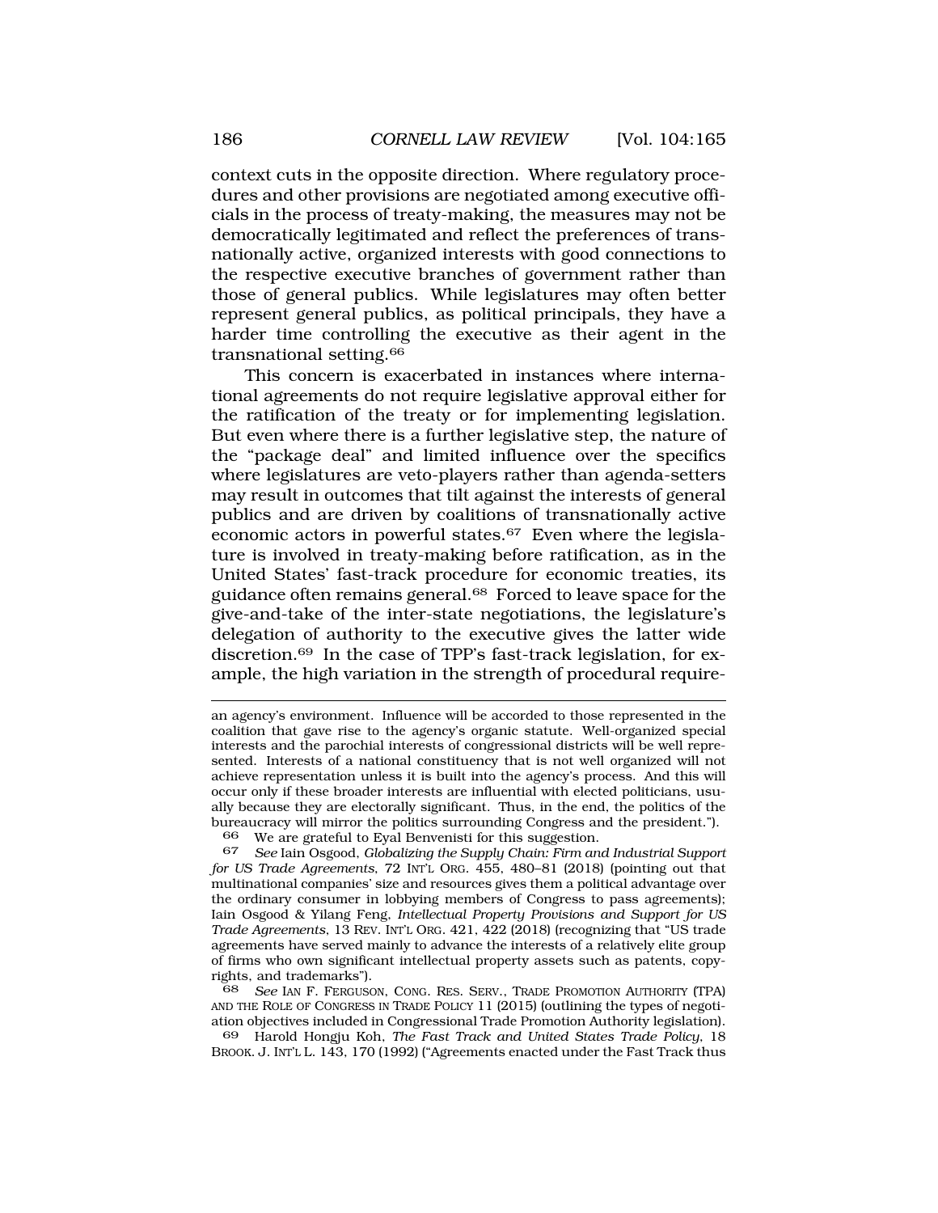context cuts in the opposite direction. Where regulatory procedures and other provisions are negotiated among executive officials in the process of treaty-making, the measures may not be democratically legitimated and reflect the preferences of transnationally active, organized interests with good connections to the respective executive branches of government rather than those of general publics. While legislatures may often better represent general publics, as political principals, they have a harder time controlling the executive as their agent in the transnational setting.[66]

This concern is exacerbated in instances where international agreements do not require legislative approval either for the ratification of the treaty or for implementing legislation. But even where there is a further legislative step, the nature of the "package deal" and limited influence over the specifics where legislatures are veto-players rather than agenda-setters may result in outcomes that tilt against the interests of general publics and are driven by coalitions of transnationally active economic actors in powerful states.[67] Even where the legislature is involved in treaty-making before ratification, as in the United States' fast-track procedure for economic treaties, its guidance often remains general.[68] Forced to leave space for the give-and-take of the inter-state negotiations, the legislature's delegation of authority to the executive gives the latter wide discretion.[69] In the case of TPP's fast-track legislation, for example, the high variation in the strength of procedural require-

---

an agency's environment. Influence will be accorded to those represented in the coalition that gave rise to the agency's organic statute. Well-organized special interests and the parochial interests of congressional districts will be well represented. Interests of a national constituency that is not well organized will not achieve representation unless it is built into the agency's process. And this will occur only if these broader interests are influential with elected politicians, usually because they are electorally significant. Thus, in the end, the politics of the bureaucracy will mirror the politics surrounding Congress and the president.").

66 We are grateful to Eyal Benvenisti for this suggestion.

67 *See* Iain Osgood, *Globalizing the Supply Chain: Firm and Industrial Support for US Trade Agreements*, 72 INT'L ORG. 455, 480–81 (2018) (pointing out that multinational companies' size and resources gives them a political advantage over the ordinary consumer in lobbying members of Congress to pass agreements); Iain Osgood & Yilang Feng, *Intellectual Property Provisions and Support for US Trade Agreements*, 13 REV. INT'L ORG. 421, 422 (2018) (recognizing that "US trade agreements have served mainly to advance the interests of a relatively elite group of firms who own significant intellectual property assets such as patents, copyrights, and trademarks").

68 *See* IAN F. FERGUSON, CONG. RES. SERV., TRADE PROMOTION AUTHORITY (TPA) AND THE ROLE OF CONGRESS IN TRADE POLICY 11 (2015) (outlining the types of negotiation objectives included in Congressional Trade Promotion Authority legislation).

69 Harold Hongju Koh, *The Fast Track and United States Trade Policy*, 18 BROOK. J. INT'L L. 143, 170 (1992) ("Agreements enacted under the Fast Track thus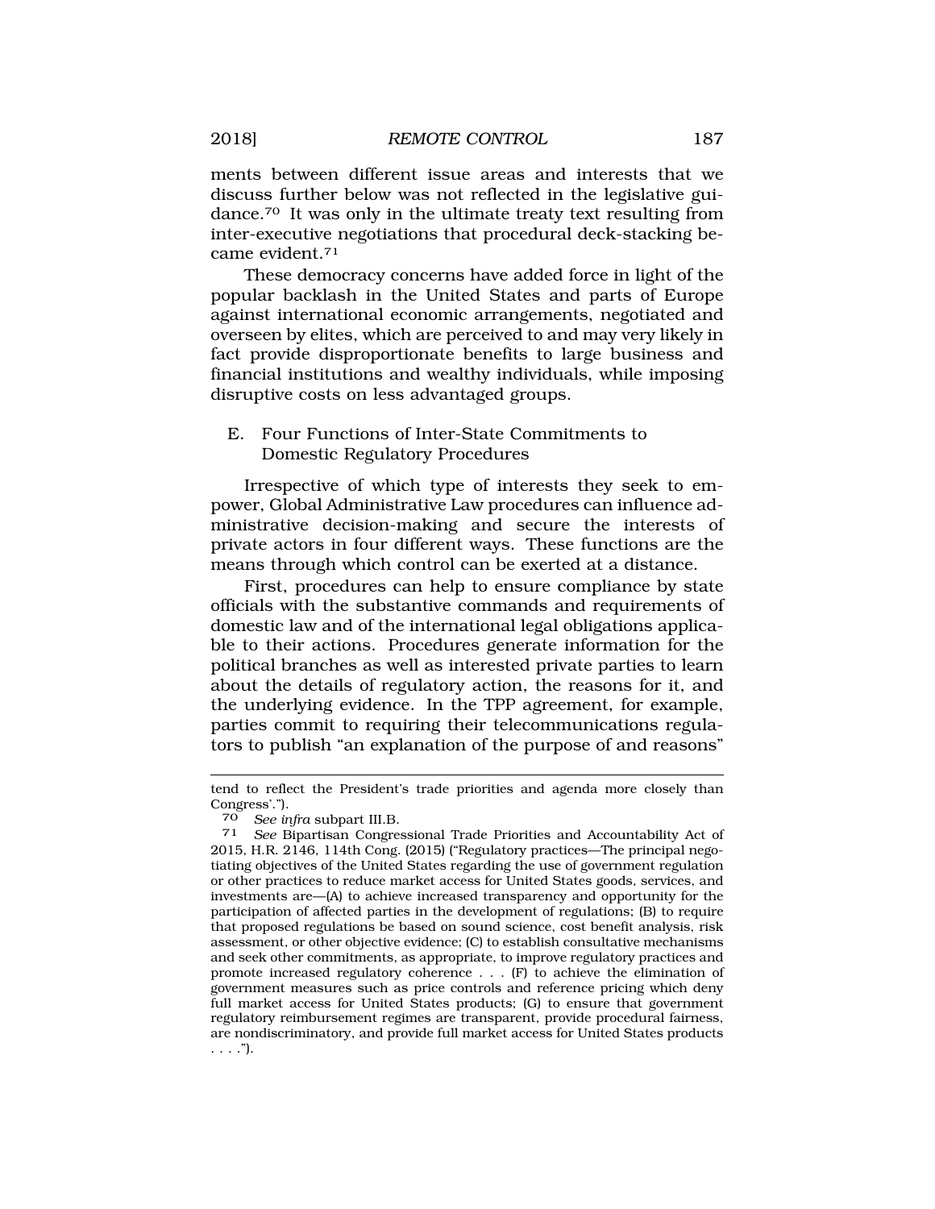ments between different issue areas and interests that we discuss further below was not reflected in the legislative guidance.[70] It was only in the ultimate treaty text resulting from inter-executive negotiations that procedural deck-stacking became evident.[71]

These democracy concerns have added force in light of the popular backlash in the United States and parts of Europe against international economic arrangements, negotiated and overseen by elites, which are perceived to and may very likely in fact provide disproportionate benefits to large business and financial institutions and wealthy individuals, while imposing disruptive costs on less advantaged groups.

## E. Four Functions of Inter-State Commitments to Domestic Regulatory Procedures

Irrespective of which type of interests they seek to empower, Global Administrative Law procedures can influence administrative decision-making and secure the interests of private actors in four different ways. These functions are the means through which control can be exerted at a distance.

First, procedures can help to ensure compliance by state officials with the substantive commands and requirements of domestic law and of the international legal obligations applicable to their actions. Procedures generate information for the political branches as well as interested private parties to learn about the details of regulatory action, the reasons for it, and the underlying evidence. In the TPP agreement, for example, parties commit to requiring their telecommunications regulators to publish "an explanation of the purpose of and reasons"

---

tend to reflect the President's trade priorities and agenda more closely than Congress'.").

[70] *See infra* subpart III.B.

[71] *See* Bipartisan Congressional Trade Priorities and Accountability Act of 2015, H.R. 2146, 114th Cong. (2015) ("Regulatory practices—The principal negotiating objectives of the United States regarding the use of government regulation or other practices to reduce market access for United States goods, services, and investments are—(A) to achieve increased transparency and opportunity for the participation of affected parties in the development of regulations; (B) to require that proposed regulations be based on sound science, cost benefit analysis, risk assessment, or other objective evidence; (C) to establish consultative mechanisms and seek other commitments, as appropriate, to improve regulatory practices and promote increased regulatory coherence . . . (F) to achieve the elimination of government measures such as price controls and reference pricing which deny full market access for United States products; (G) to ensure that government regulatory reimbursement regimes are transparent, provide procedural fairness, are nondiscriminatory, and provide full market access for United States products . . . .").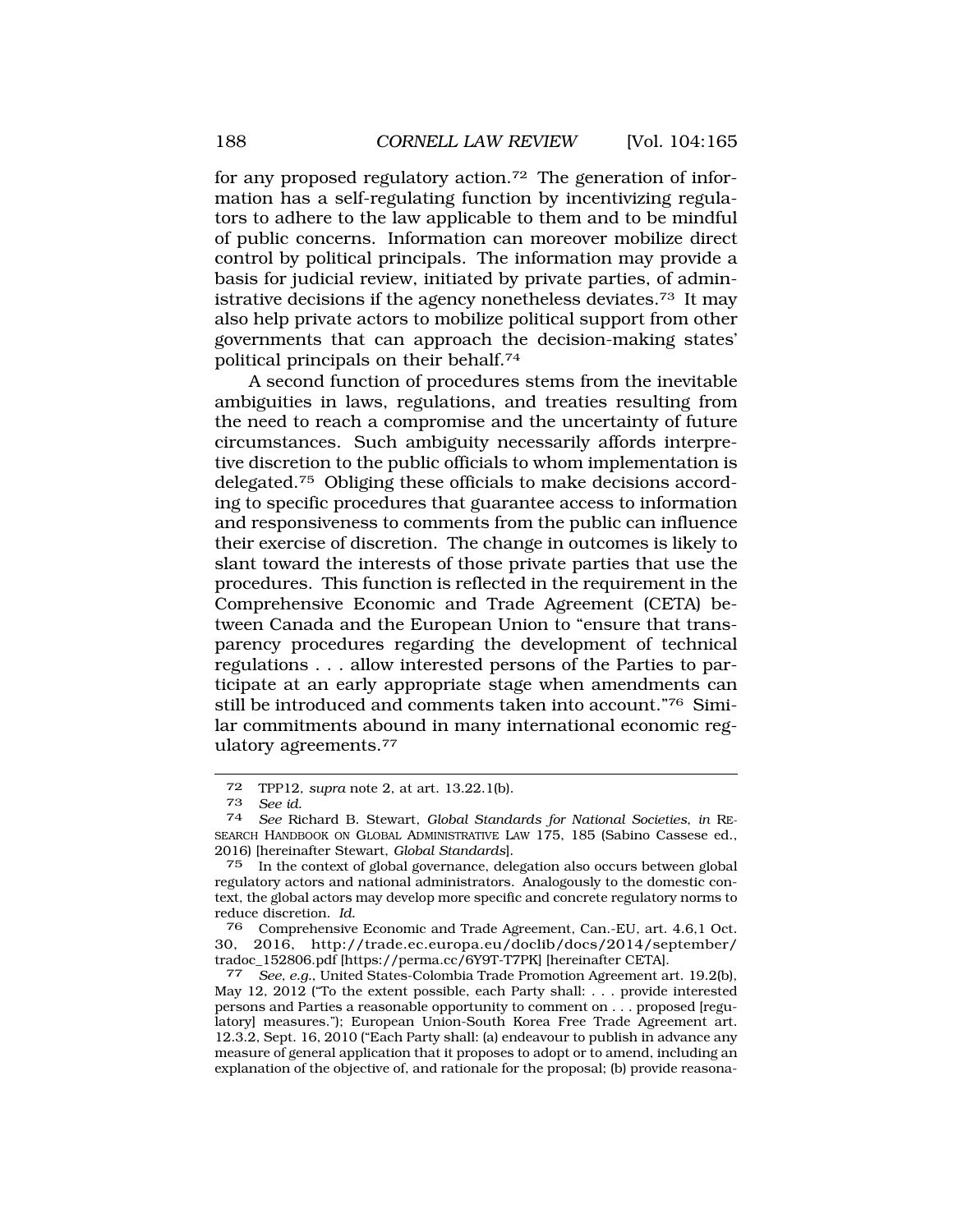for any proposed regulatory action.[72] The generation of information has a self-regulating function by incentivizing regulators to adhere to the law applicable to them and to be mindful of public concerns. Information can moreover mobilize direct control by political principals. The information may provide a basis for judicial review, initiated by private parties, of administrative decisions if the agency nonetheless deviates.[73] It may also help private actors to mobilize political support from other governments that can approach the decision-making states' political principals on their behalf.[74]

A second function of procedures stems from the inevitable ambiguities in laws, regulations, and treaties resulting from the need to reach a compromise and the uncertainty of future circumstances. Such ambiguity necessarily affords interpretive discretion to the public officials to whom implementation is delegated.[75] Obliging these officials to make decisions according to specific procedures that guarantee access to information and responsiveness to comments from the public can influence their exercise of discretion. The change in outcomes is likely to slant toward the interests of those private parties that use the procedures. This function is reflected in the requirement in the Comprehensive Economic and Trade Agreement (CETA) between Canada and the European Union to "ensure that transparency procedures regarding the development of technical regulations . . . allow interested persons of the Parties to participate at an early appropriate stage when amendments can still be introduced and comments taken into account."[76] Similar commitments abound in many international economic regulatory agreements.[77]

---

72 TPP12, *supra* note 2, at art. 13.22.1(b).

73 *See id.*

74 *See* Richard B. Stewart, *Global Standards for National Societies*, *in* RESEARCH HANDBOOK ON GLOBAL ADMINISTRATIVE LAW 175, 185 (Sabino Cassese ed., 2016) [hereinafter Stewart, *Global Standards*].

75 In the context of global governance, delegation also occurs between global regulatory actors and national administrators. Analogously to the domestic context, the global actors may develop more specific and concrete regulatory norms to reduce discretion. *Id.*

76 Comprehensive Economic and Trade Agreement, Can.-EU, art. 4.6,1 Oct. 30, 2016, http://trade.ec.europa.eu/doclib/docs/2014/september/tradoc_152806.pdf [https://perma.cc/6Y9T-T7PK] [hereinafter CETA].

77 *See, e.g.*, United States-Colombia Trade Promotion Agreement art. 19.2(b), May 12, 2012 ("To the extent possible, each Party shall: . . . provide interested persons and Parties a reasonable opportunity to comment on . . . proposed [regulatory] measures."); European Union-South Korea Free Trade Agreement art. 12.3.2, Sept. 16, 2010 ("Each Party shall: (a) endeavour to publish in advance any measure of general application that it proposes to adopt or to amend, including an explanation of the objective of, and rationale for the proposal; (b) provide reasona-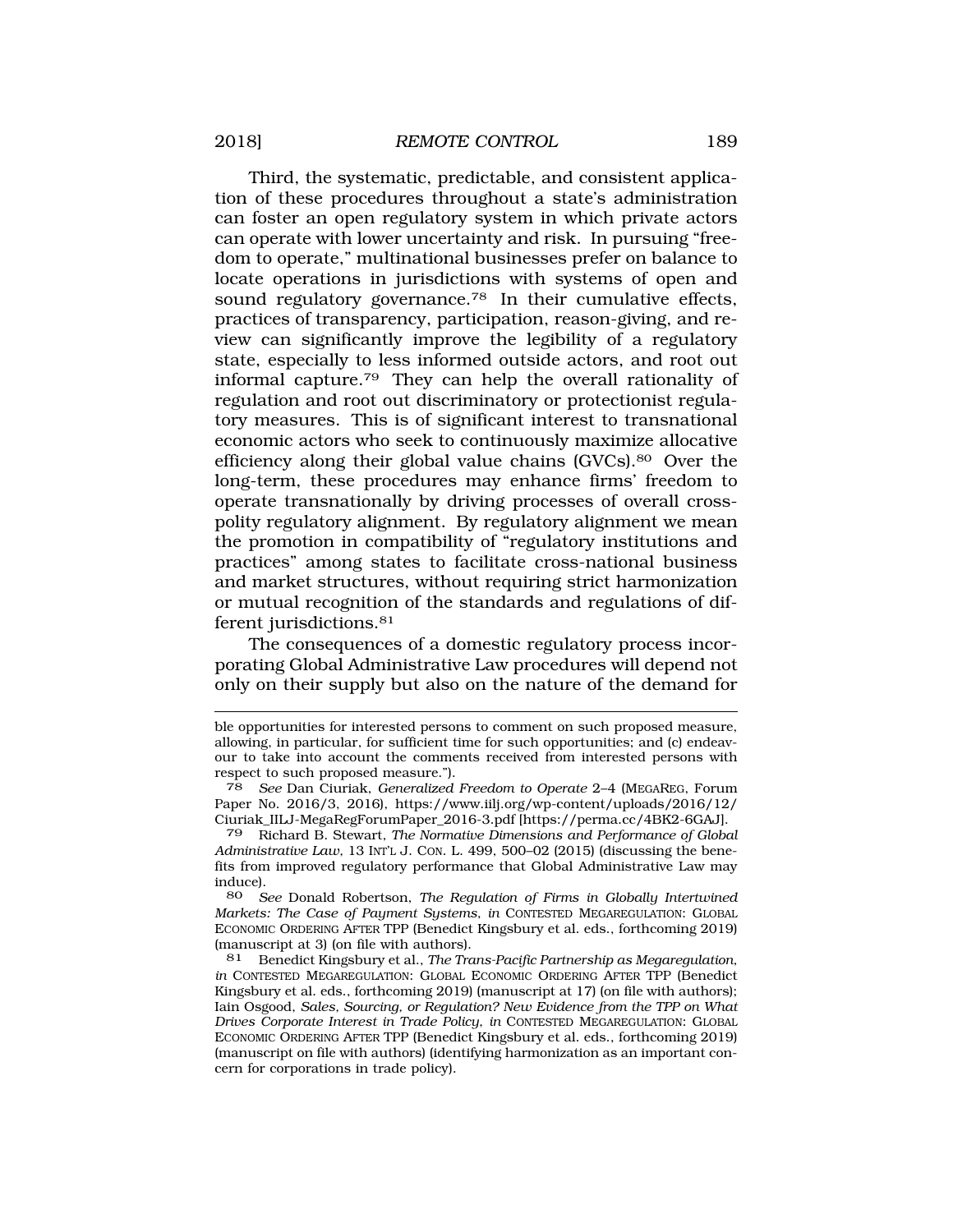Third, the systematic, predictable, and consistent application of these procedures throughout a state's administration can foster an open regulatory system in which private actors can operate with lower uncertainty and risk. In pursuing "freedom to operate," multinational businesses prefer on balance to locate operations in jurisdictions with systems of open and sound regulatory governance.[78] In their cumulative effects, practices of transparency, participation, reason-giving, and review can significantly improve the legibility of a regulatory state, especially to less informed outside actors, and root out informal capture.[79] They can help the overall rationality of regulation and root out discriminatory or protectionist regulatory measures. This is of significant interest to transnational economic actors who seek to continuously maximize allocative efficiency along their global value chains (GVCs).[80] Over the long-term, these procedures may enhance firms' freedom to operate transnationally by driving processes of overall cross-polity regulatory alignment. By regulatory alignment we mean the promotion in compatibility of "regulatory institutions and practices" among states to facilitate cross-national business and market structures, without requiring strict harmonization or mutual recognition of the standards and regulations of different jurisdictions.[81]

The consequences of a domestic regulatory process incorporating Global Administrative Law procedures will depend not only on their supply but also on the nature of the demand for

---

ble opportunities for interested persons to comment on such proposed measure, allowing, in particular, for sufficient time for such opportunities; and (c) endeavour to take into account the comments received from interested persons with respect to such proposed measure.").

78 *See* Dan Ciuriak, *Generalized Freedom to Operate* 2–4 (MEGAREG, Forum Paper No. 2016/3, 2016), https://www.iilj.org/wp-content/uploads/2016/12/Ciuriak_IILJ-MegaRegForumPaper_2016-3.pdf [https://perma.cc/4BK2-6GAJ].

79 Richard B. Stewart, *The Normative Dimensions and Performance of Global Administrative Law*, 13 INT'L J. CON. L. 499, 500–02 (2015) (discussing the benefits from improved regulatory performance that Global Administrative Law may induce).

80 *See* Donald Robertson, *The Regulation of Firms in Globally Intertwined Markets: The Case of Payment Systems*, *in* CONTESTED MEGAREGULATION: GLOBAL ECONOMIC ORDERING AFTER TPP (Benedict Kingsbury et al. eds., forthcoming 2019) (manuscript at 3) (on file with authors).

81 Benedict Kingsbury et al., *The Trans-Pacific Partnership as Megaregulation*, *in* CONTESTED MEGAREGULATION: GLOBAL ECONOMIC ORDERING AFTER TPP (Benedict Kingsbury et al. eds., forthcoming 2019) (manuscript at 17) (on file with authors); Iain Osgood, *Sales, Sourcing, or Regulation? New Evidence from the TPP on What Drives Corporate Interest in Trade Policy*, *in* CONTESTED MEGAREGULATION: GLOBAL ECONOMIC ORDERING AFTER TPP (Benedict Kingsbury et al. eds., forthcoming 2019) (manuscript on file with authors) (identifying harmonization as an important concern for corporations in trade policy).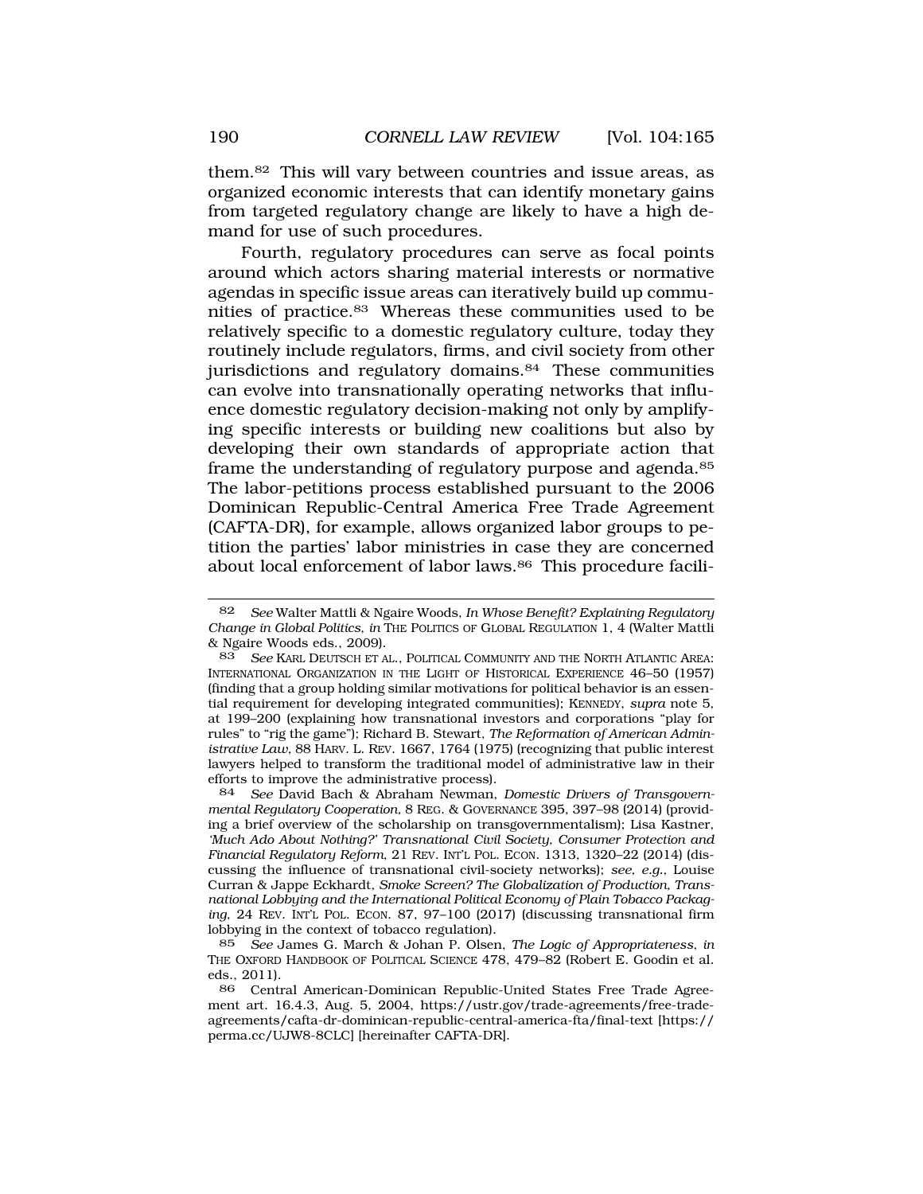them.[82] This will vary between countries and issue areas, as organized economic interests that can identify monetary gains from targeted regulatory change are likely to have a high demand for use of such procedures.

Fourth, regulatory procedures can serve as focal points around which actors sharing material interests or normative agendas in specific issue areas can iteratively build up communities of practice.[83] Whereas these communities used to be relatively specific to a domestic regulatory culture, today they routinely include regulators, firms, and civil society from other jurisdictions and regulatory domains.[84] These communities can evolve into transnationally operating networks that influence domestic regulatory decision-making not only by amplifying specific interests or building new coalitions but also by developing their own standards of appropriate action that frame the understanding of regulatory purpose and agenda.[85] The labor-petitions process established pursuant to the 2006 Dominican Republic-Central America Free Trade Agreement (CAFTA-DR), for example, allows organized labor groups to petition the parties' labor ministries in case they are concerned about local enforcement of labor laws.[86] This procedure facili-

---

82 *See* Walter Mattli & Ngaire Woods, *In Whose Benefit? Explaining Regulatory Change in Global Politics*, *in* THE POLITICS OF GLOBAL REGULATION 1, 4 (Walter Mattli & Ngaire Woods eds., 2009).

83 *See* KARL DEUTSCH ET AL., POLITICAL COMMUNITY AND THE NORTH ATLANTIC AREA: INTERNATIONAL ORGANIZATION IN THE LIGHT OF HISTORICAL EXPERIENCE 46–50 (1957) (finding that a group holding similar motivations for political behavior is an essential requirement for developing integrated communities); KENNEDY, *supra* note 5, at 199–200 (explaining how transnational investors and corporations "play for rules" to "rig the game"); Richard B. Stewart, *The Reformation of American Administrative Law*, 88 HARV. L. REV. 1667, 1764 (1975) (recognizing that public interest lawyers helped to transform the traditional model of administrative law in their efforts to improve the administrative process).

84 *See* David Bach & Abraham Newman, *Domestic Drivers of Transgovernmental Regulatory Cooperation*, 8 REG. & GOVERNANCE 395, 397–98 (2014) (providing a brief overview of the scholarship on transgovernmentalism); Lisa Kastner, *'Much Ado About Nothing?' Transnational Civil Society, Consumer Protection and Financial Regulatory Reform*, 21 REV. INT'L POL. ECON. 1313, 1320–22 (2014) (discussing the influence of transnational civil-society networks); *see, e.g.*, Louise Curran & Jappe Eckhardt, *Smoke Screen? The Globalization of Production, Transnational Lobbying and the International Political Economy of Plain Tobacco Packaging*, 24 REV. INT'L POL. ECON. 87, 97–100 (2017) (discussing transnational firm lobbying in the context of tobacco regulation).

85 *See* James G. March & Johan P. Olsen, *The Logic of Appropriateness*, *in* THE OXFORD HANDBOOK OF POLITICAL SCIENCE 478, 479–82 (Robert E. Goodin et al. eds., 2011).

86 Central American-Dominican Republic-United States Free Trade Agreement art. 16.4.3, Aug. 5, 2004, https://ustr.gov/trade-agreements/free-trade-agreements/cafta-dr-dominican-republic-central-america-fta/final-text [https://perma.cc/UJW8-8CLC] [hereinafter CAFTA-DR].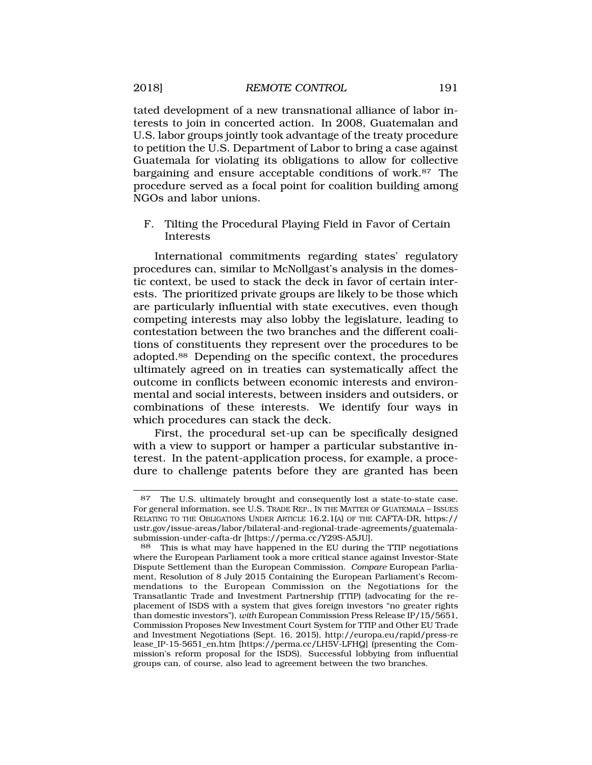tated development of a new transnational alliance of labor interests to join in concerted action. In 2008, Guatemalan and U.S. labor groups jointly took advantage of the treaty procedure to petition the U.S. Department of Labor to bring a case against Guatemala for violating its obligations to allow for collective bargaining and ensure acceptable conditions of work.[87] The procedure served as a focal point for coalition building among NGOs and labor unions.

### F. Tilting the Procedural Playing Field in Favor of Certain Interests

International commitments regarding states' regulatory procedures can, similar to McNollgast's analysis in the domestic context, be used to stack the deck in favor of certain interests. The prioritized private groups are likely to be those which are particularly influential with state executives, even though competing interests may also lobby the legislature, leading to contestation between the two branches and the different coalitions of constituents they represent over the procedures to be adopted.[88] Depending on the specific context, the procedures ultimately agreed on in treaties can systematically affect the outcome in conflicts between economic interests and environmental and social interests, between insiders and outsiders, or combinations of these interests. We identify four ways in which procedures can stack the deck.

First, the procedural set-up can be specifically designed with a view to support or hamper a particular substantive interest. In the patent-application process, for example, a procedure to challenge patents before they are granted has been

---

[87] The U.S. ultimately brought and consequently lost a state-to-state case. For general information, see U.S. TRADE REP., IN THE MATTER OF GUATEMALA – ISSUES RELATING TO THE OBLIGATIONS UNDER ARTICLE 16.2.1(A) OF THE CAFTA-DR, https://ustr.gov/issue-areas/labor/bilateral-and-regional-trade-agreements/guatemala-submission-under-cafta-dr [https://perma.cc/Y29S-A5JU].

[88] This is what may have happened in the EU during the TTIP negotiations where the European Parliament took a more critical stance against Investor-State Dispute Settlement than the European Commission. *Compare* European Parliament, Resolution of 8 July 2015 Containing the European Parliament's Recommendations to the European Commission on the Negotiations for the Transatlantic Trade and Investment Partnership (TTIP) (advocating for the replacement of ISDS with a system that gives foreign investors "no greater rights than domestic investors"), *with* European Commission Press Release IP/15/5651, Commission Proposes New Investment Court System for TTIP and Other EU Trade and Investment Negotiations (Sept. 16, 2015), http://europa.eu/rapid/press-release_IP-15-5651_en.htm [https://perma.cc/LH5V-LFHQ] (presenting the Commission's reform proposal for the ISDS). Successful lobbying from influential groups can, of course, also lead to agreement between the two branches.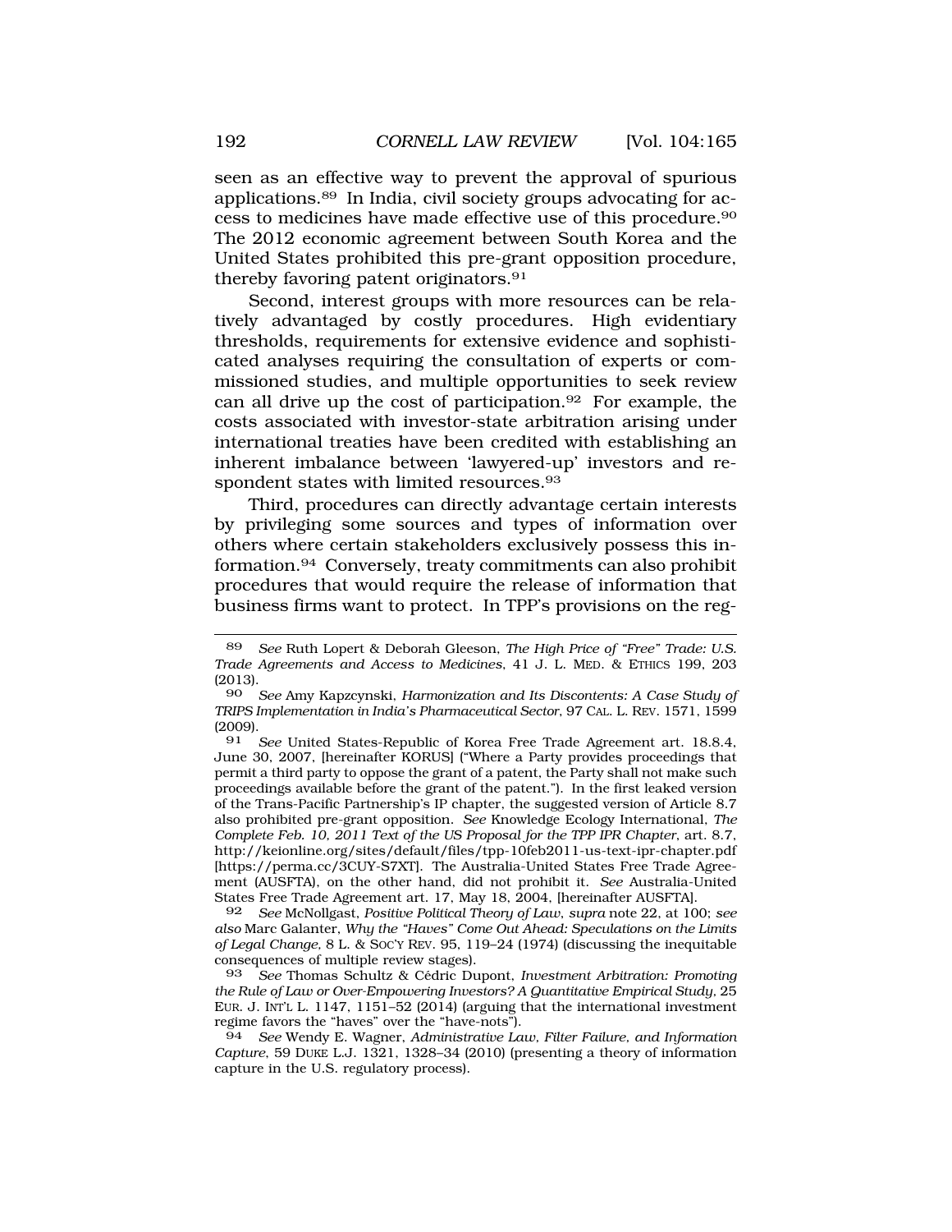seen as an effective way to prevent the approval of spurious applications.[89] In India, civil society groups advocating for access to medicines have made effective use of this procedure.[90] The 2012 economic agreement between South Korea and the United States prohibited this pre-grant opposition procedure, thereby favoring patent originators.[91]

Second, interest groups with more resources can be relatively advantaged by costly procedures. High evidentiary thresholds, requirements for extensive evidence and sophisticated analyses requiring the consultation of experts or commissioned studies, and multiple opportunities to seek review can all drive up the cost of participation.[92] For example, the costs associated with investor-state arbitration arising under international treaties have been credited with establishing an inherent imbalance between 'lawyered-up' investors and respondent states with limited resources.[93]

Third, procedures can directly advantage certain interests by privileging some sources and types of information over others where certain stakeholders exclusively possess this information.[94] Conversely, treaty commitments can also prohibit procedures that would require the release of information that business firms want to protect. In TPP's provisions on the reg-

---

89 *See* Ruth Lopert & Deborah Gleeson, *The High Price of "Free" Trade: U.S. Trade Agreements and Access to Medicines*, 41 J. L. MED. & ETHICS 199, 203 (2013).

90 *See* Amy Kapzcynski, *Harmonization and Its Discontents: A Case Study of TRIPS Implementation in India's Pharmaceutical Sector*, 97 CAL. L. REV. 1571, 1599 (2009).

91 *See* United States-Republic of Korea Free Trade Agreement art. 18.8.4, June 30, 2007, [hereinafter KORUS] ("Where a Party provides proceedings that permit a third party to oppose the grant of a patent, the Party shall not make such proceedings available before the grant of the patent."). In the first leaked version of the Trans-Pacific Partnership's IP chapter, the suggested version of Article 8.7 also prohibited pre-grant opposition. *See* Knowledge Ecology International, *The Complete Feb. 10, 2011 Text of the US Proposal for the TPP IPR Chapter*, art. 8.7, http://keionline.org/sites/default/files/tpp-10feb2011-us-text-ipr-chapter.pdf [https://perma.cc/3CUY-S7XT]. The Australia-United States Free Trade Agreement (AUSFTA), on the other hand, did not prohibit it. *See* Australia-United States Free Trade Agreement art. 17, May 18, 2004, [hereinafter AUSFTA].

92 *See* McNollgast, *Positive Political Theory of Law*, *supra* note 22, at 100; *see also* Marc Galanter, *Why the "Haves" Come Out Ahead: Speculations on the Limits of Legal Change,* 8 L. & SOC'Y REV. 95, 119–24 (1974) (discussing the inequitable consequences of multiple review stages).

93 *See* Thomas Schultz & Cédric Dupont, *Investment Arbitration: Promoting the Rule of Law or Over-Empowering Investors? A Quantitative Empirical Study,* 25 EUR. J. INT'L L. 1147, 1151–52 (2014) (arguing that the international investment regime favors the "haves" over the "have-nots").

94 *See* Wendy E. Wagner, *Administrative Law, Filter Failure, and Information Capture*, 59 DUKE L.J. 1321, 1328–34 (2010) (presenting a theory of information capture in the U.S. regulatory process).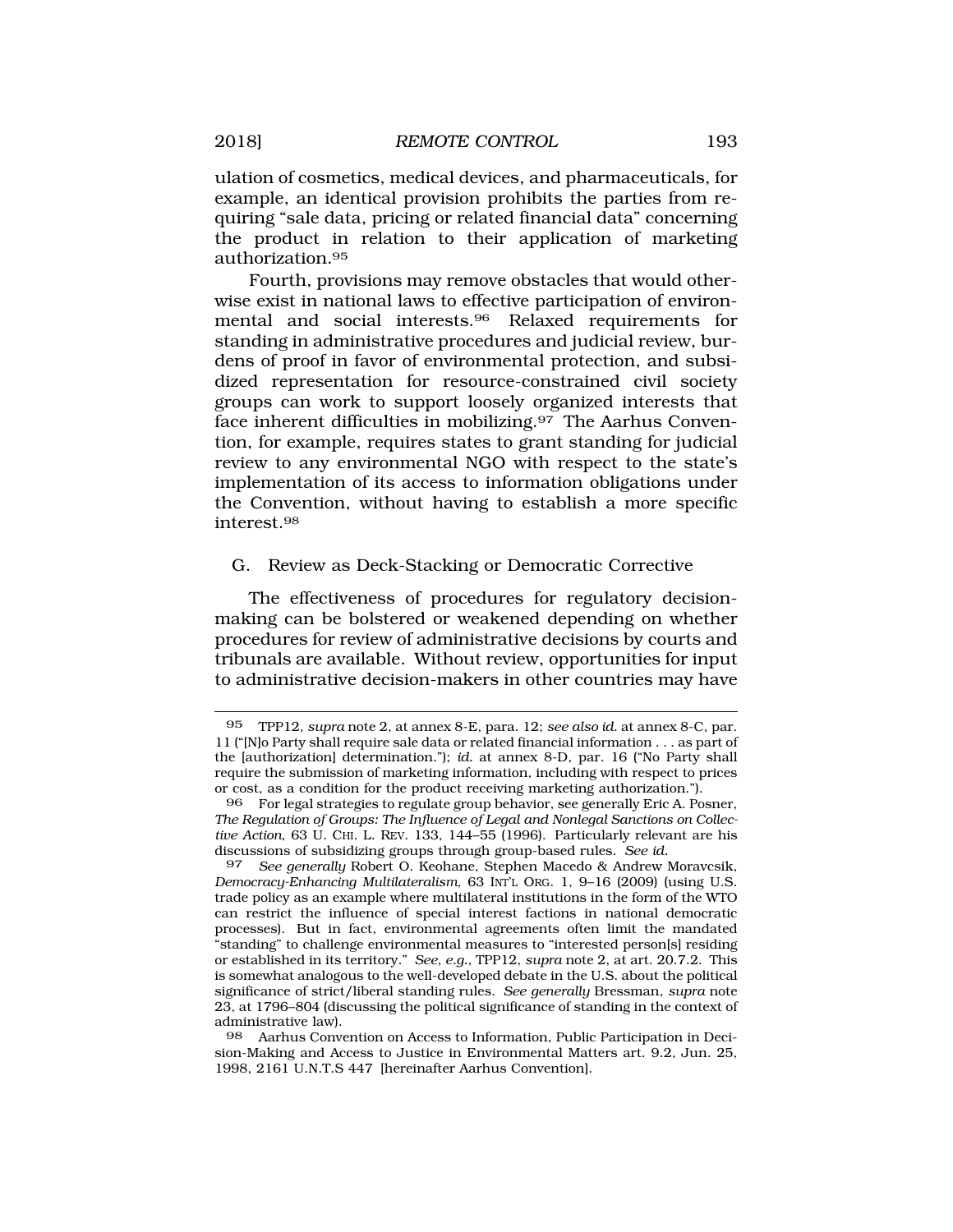ulation of cosmetics, medical devices, and pharmaceuticals, for example, an identical provision prohibits the parties from requiring "sale data, pricing or related financial data" concerning the product in relation to their application of marketing authorization.[95]

Fourth, provisions may remove obstacles that would otherwise exist in national laws to effective participation of environmental and social interests.[96] Relaxed requirements for standing in administrative procedures and judicial review, burdens of proof in favor of environmental protection, and subsidized representation for resource-constrained civil society groups can work to support loosely organized interests that face inherent difficulties in mobilizing.[97] The Aarhus Convention, for example, requires states to grant standing for judicial review to any environmental NGO with respect to the state's implementation of its access to information obligations under the Convention, without having to establish a more specific interest.[98]

### G. Review as Deck-Stacking or Democratic Corrective

The effectiveness of procedures for regulatory decision-making can be bolstered or weakened depending on whether procedures for review of administrative decisions by courts and tribunals are available. Without review, opportunities for input to administrative decision-makers in other countries may have

---

[95] TPP12, *supra* note 2, at annex 8-E, para. 12; *see also id.* at annex 8-C, par. 11 ("[N]o Party shall require sale data or related financial information . . . as part of the [authorization] determination."); *id.* at annex 8-D, par. 16 ("No Party shall require the submission of marketing information, including with respect to prices or cost, as a condition for the product receiving marketing authorization.").

[96] For legal strategies to regulate group behavior, see generally Eric A. Posner, *The Regulation of Groups: The Influence of Legal and Nonlegal Sanctions on Collective Action*, 63 U. CHI. L. REV. 133, 144–55 (1996). Particularly relevant are his discussions of subsidizing groups through group-based rules. *See id.*

[97] *See generally* Robert O. Keohane, Stephen Macedo & Andrew Moravcsik, *Democracy-Enhancing Multilateralism*, 63 INT'L ORG. 1, 9–16 (2009) (using U.S. trade policy as an example where multilateral institutions in the form of the WTO can restrict the influence of special interest factions in national democratic processes). But in fact, environmental agreements often limit the mandated "standing" to challenge environmental measures to "interested person[s] residing or established in its territory." *See, e.g.*, TPP12, *supra* note 2, at art. 20.7.2. This is somewhat analogous to the well-developed debate in the U.S. about the political significance of strict/liberal standing rules. *See generally* Bressman, *supra* note 23, at 1796–804 (discussing the political significance of standing in the context of administrative law).

[98] Aarhus Convention on Access to Information, Public Participation in Decision-Making and Access to Justice in Environmental Matters art. 9.2, Jun. 25, 1998, 2161 U.N.T.S 447 [hereinafter Aarhus Convention].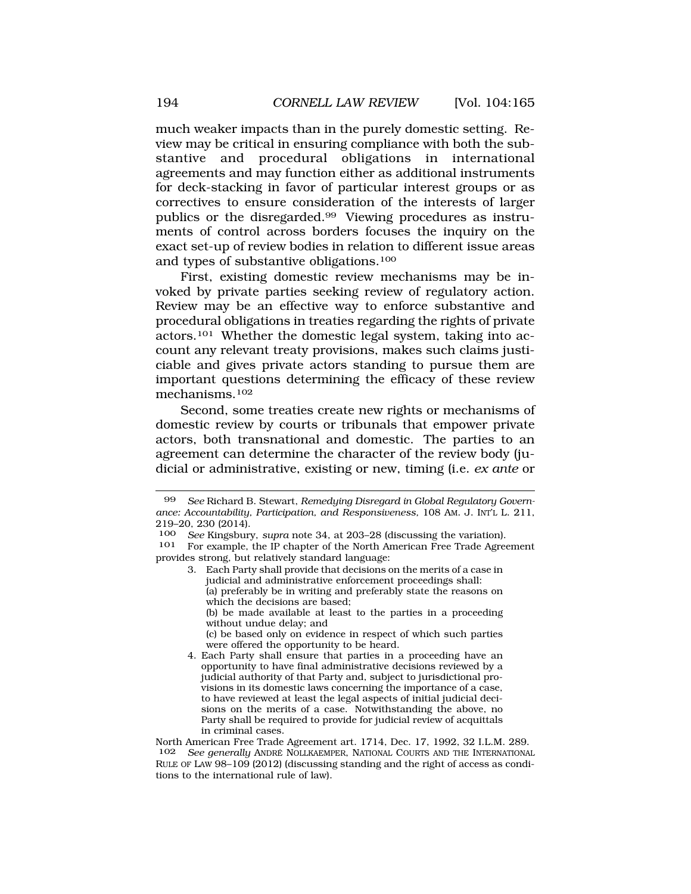much weaker impacts than in the purely domestic setting. Review may be critical in ensuring compliance with both the substantive and procedural obligations in international agreements and may function either as additional instruments for deck-stacking in favor of particular interest groups or as correctives to ensure consideration of the interests of larger publics or the disregarded.[99] Viewing procedures as instruments of control across borders focuses the inquiry on the exact set-up of review bodies in relation to different issue areas and types of substantive obligations.[100]

First, existing domestic review mechanisms may be invoked by private parties seeking review of regulatory action. Review may be an effective way to enforce substantive and procedural obligations in treaties regarding the rights of private actors.[101] Whether the domestic legal system, taking into account any relevant treaty provisions, makes such claims justiciable and gives private actors standing to pursue them are important questions determining the efficacy of these review mechanisms.[102]

Second, some treaties create new rights or mechanisms of domestic review by courts or tribunals that empower private actors, both transnational and domestic. The parties to an agreement can determine the character of the review body (judicial or administrative, existing or new, timing (i.e. *ex ante* or

---

[99] *See* Richard B. Stewart, *Remedying Disregard in Global Regulatory Governance: Accountability, Participation, and Responsiveness,* 108 AM. J. INT'L L. 211, 219–20, 230 (2014).

[100] *See* Kingsbury, *supra* note 34, at 203–28 (discussing the variation).

[101] For example, the IP chapter of the North American Free Trade Agreement provides strong, but relatively standard language:

> 3. Each Party shall provide that decisions on the merits of a case in judicial and administrative enforcement proceedings shall:
> (a) preferably be in writing and preferably state the reasons on which the decisions are based;
> (b) be made available at least to the parties in a proceeding without undue delay; and
> (c) be based only on evidence in respect of which such parties were offered the opportunity to be heard.
>
> 4. Each Party shall ensure that parties in a proceeding have an opportunity to have final administrative decisions reviewed by a judicial authority of that Party and, subject to jurisdictional provisions in its domestic laws concerning the importance of a case, to have reviewed at least the legal aspects of initial judicial decisions on the merits of a case. Notwithstanding the above, no Party shall be required to provide for judicial review of acquittals in criminal cases.

North American Free Trade Agreement art. 1714, Dec. 17, 1992, 32 I.L.M. 289.

[102] *See generally* ANDRÉ NOLLKAEMPER, NATIONAL COURTS AND THE INTERNATIONAL RULE OF LAW 98–109 (2012) (discussing standing and the right of access as conditions to the international rule of law).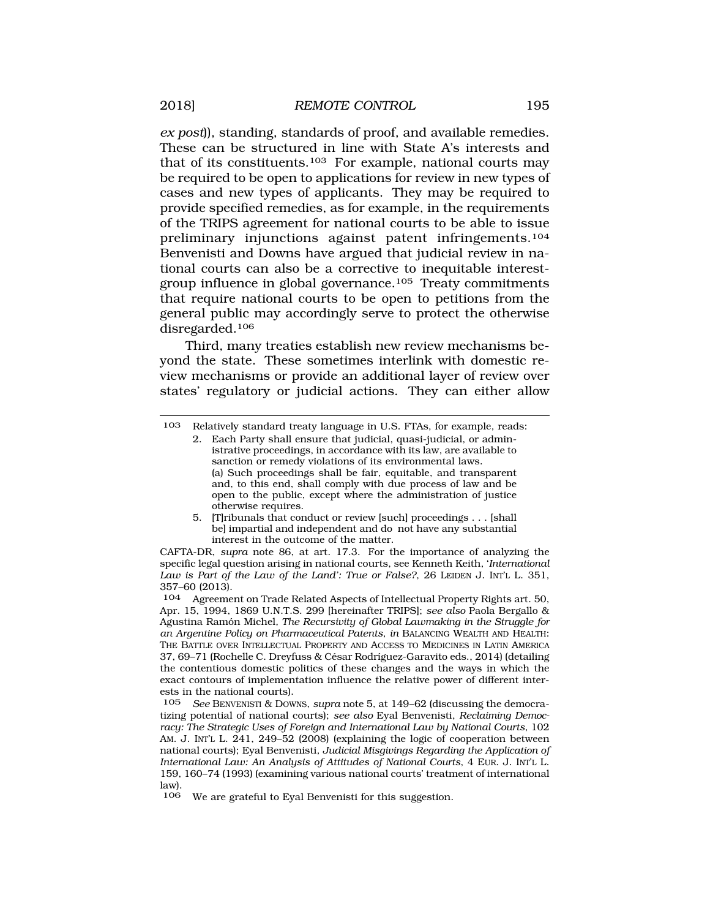*ex post*)), standing, standards of proof, and available remedies. These can be structured in line with State A's interests and that of its constituents.[103] For example, national courts may be required to be open to applications for review in new types of cases and new types of applicants. They may be required to provide specified remedies, as for example, in the requirements of the TRIPS agreement for national courts to be able to issue preliminary injunctions against patent infringements.[104] Benvenisti and Downs have argued that judicial review in national courts can also be a corrective to inequitable interest-group influence in global governance.[105] Treaty commitments that require national courts to be open to petitions from the general public may accordingly serve to protect the otherwise disregarded.[106]

Third, many treaties establish new review mechanisms beyond the state. These sometimes interlink with domestic review mechanisms or provide an additional layer of review over states' regulatory or judicial actions. They can either allow

---

[103] Relatively standard treaty language in U.S. FTAs, for example, reads:

> 2. Each Party shall ensure that judicial, quasi-judicial, or administrative proceedings, in accordance with its law, are available to sanction or remedy violations of its environmental laws.
> (a) Such proceedings shall be fair, equitable, and transparent and, to this end, shall comply with due process of law and be open to the public, except where the administration of justice otherwise requires.
>
> 5. [T]ribunals that conduct or review [such] proceedings . . . [shall be] impartial and independent and do not have any substantial interest in the outcome of the matter.

CAFTA-DR, *supra* note 86, at art. 17.3. For the importance of analyzing the specific legal question arising in national courts, see Kenneth Keith, '*International Law is Part of the Law of the Land': True or False?*, 26 LEIDEN J. INT'L L. 351, 357–60 (2013).

[104] Agreement on Trade Related Aspects of Intellectual Property Rights art. 50, Apr. 15, 1994, 1869 U.N.T.S. 299 [hereinafter TRIPS]; *see also* Paola Bergallo & Agustina Ramón Michel, *The Recursivity of Global Lawmaking in the Struggle for an Argentine Policy on Pharmaceutical Patents*, *in* BALANCING WEALTH AND HEALTH: THE BATTLE OVER INTELLECTUAL PROPERTY AND ACCESS TO MEDICINES IN LATIN AMERICA 37, 69–71 (Rochelle C. Dreyfuss & César Rodríguez-Garavito eds., 2014) (detailing the contentious domestic politics of these changes and the ways in which the exact contours of implementation influence the relative power of different interests in the national courts).

[105] *See* BENVENISTI & DOWNS, *supra* note 5, at 149–62 (discussing the democratizing potential of national courts); *see also* Eyal Benvenisti, *Reclaiming Democracy: The Strategic Uses of Foreign and International Law by National Courts*, 102 AM. J. INT'L L. 241, 249–52 (2008) (explaining the logic of cooperation between national courts); Eyal Benvenisti, *Judicial Misgivings Regarding the Application of International Law: An Analysis of Attitudes of National Courts*, 4 EUR. J. INT'L L. 159, 160–74 (1993) (examining various national courts' treatment of international law).

[106] We are grateful to Eyal Benvenisti for this suggestion.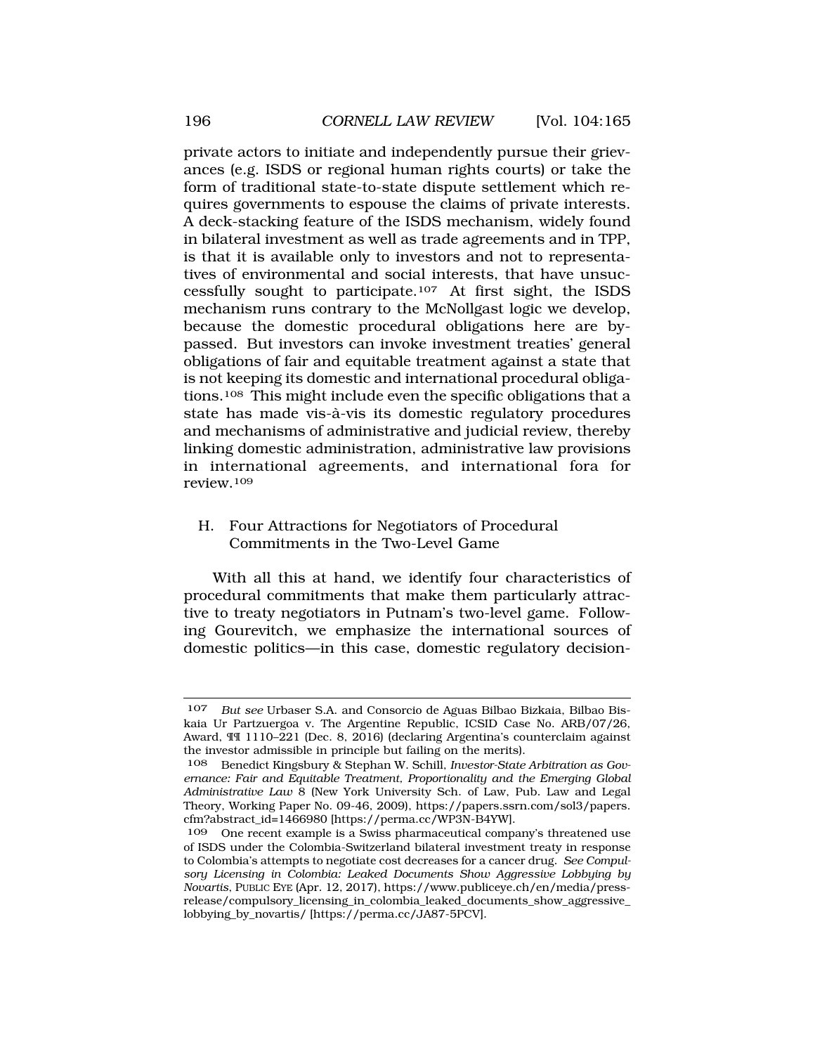private actors to initiate and independently pursue their grievances (e.g. ISDS or regional human rights courts) or take the form of traditional state-to-state dispute settlement which requires governments to espouse the claims of private interests. A deck-stacking feature of the ISDS mechanism, widely found in bilateral investment as well as trade agreements and in TPP, is that it is available only to investors and not to representatives of environmental and social interests, that have unsuccessfully sought to participate.[107] At first sight, the ISDS mechanism runs contrary to the McNollgast logic we develop, because the domestic procedural obligations here are bypassed. But investors can invoke investment treaties' general obligations of fair and equitable treatment against a state that is not keeping its domestic and international procedural obligations.[108] This might include even the specific obligations that a state has made vis-à-vis its domestic regulatory procedures and mechanisms of administrative and judicial review, thereby linking domestic administration, administrative law provisions in international agreements, and international fora for review.[109]

### H. Four Attractions for Negotiators of Procedural Commitments in the Two-Level Game

With all this at hand, we identify four characteristics of procedural commitments that make them particularly attractive to treaty negotiators in Putnam's two-level game. Following Gourevitch, we emphasize the international sources of domestic politics—in this case, domestic regulatory decision-

---

[107] *But see* Urbaser S.A. and Consorcio de Aguas Bilbao Bizkaia, Bilbao Biskaia Ur Partzuergoa v. The Argentine Republic, ICSID Case No. ARB/07/26, Award, ¶¶ 1110–221 (Dec. 8, 2016) (declaring Argentina's counterclaim against the investor admissible in principle but failing on the merits).

[108] Benedict Kingsbury & Stephan W. Schill, *Investor-State Arbitration as Governance: Fair and Equitable Treatment, Proportionality and the Emerging Global Administrative Law* 8 (New York University Sch. of Law, Pub. Law and Legal Theory, Working Paper No. 09-46, 2009), https://papers.ssrn.com/sol3/papers.cfm?abstract_id=1466980 [https://perma.cc/WP3N-B4YW].

[109] One recent example is a Swiss pharmaceutical company's threatened use of ISDS under the Colombia-Switzerland bilateral investment treaty in response to Colombia's attempts to negotiate cost decreases for a cancer drug. *See Compulsory Licensing in Colombia: Leaked Documents Show Aggressive Lobbying by Novartis*, PUBLIC EYE (Apr. 12, 2017), https://www.publiceye.ch/en/media/press-release/compulsory_licensing_in_colombia_leaked_documents_show_aggressive_lobbying_by_novartis/ [https://perma.cc/JA87-5PCV].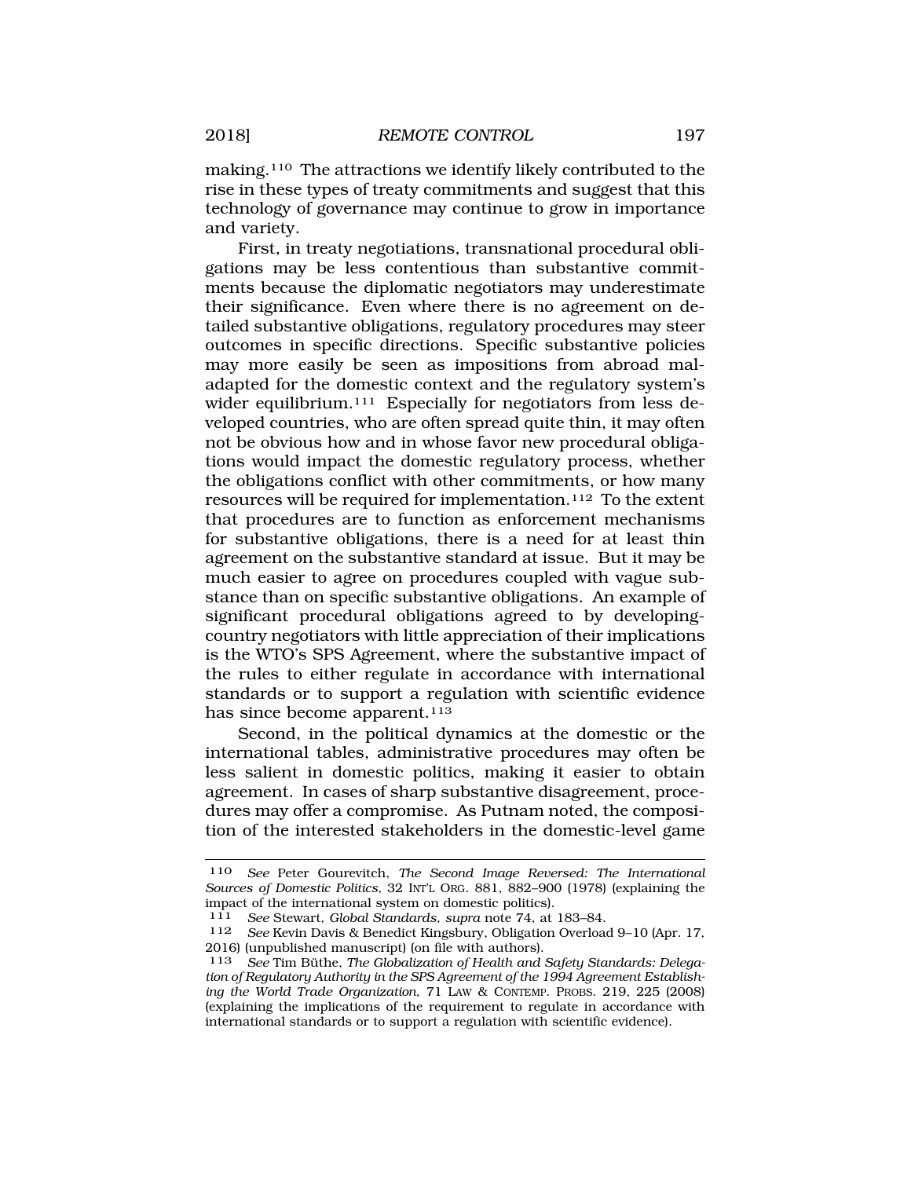making.[110] The attractions we identify likely contributed to the rise in these types of treaty commitments and suggest that this technology of governance may continue to grow in importance and variety.

First, in treaty negotiations, transnational procedural obligations may be less contentious than substantive commitments because the diplomatic negotiators may underestimate their significance. Even where there is no agreement on detailed substantive obligations, regulatory procedures may steer outcomes in specific directions. Specific substantive policies may more easily be seen as impositions from abroad maladapted for the domestic context and the regulatory system's wider equilibrium.[111] Especially for negotiators from less developed countries, who are often spread quite thin, it may often not be obvious how and in whose favor new procedural obligations would impact the domestic regulatory process, whether the obligations conflict with other commitments, or how many resources will be required for implementation.[112] To the extent that procedures are to function as enforcement mechanisms for substantive obligations, there is a need for at least thin agreement on the substantive standard at issue. But it may be much easier to agree on procedures coupled with vague substance than on specific substantive obligations. An example of significant procedural obligations agreed to by developing-country negotiators with little appreciation of their implications is the WTO's SPS Agreement, where the substantive impact of the rules to either regulate in accordance with international standards or to support a regulation with scientific evidence has since become apparent.[113]

Second, in the political dynamics at the domestic or the international tables, administrative procedures may often be less salient in domestic politics, making it easier to obtain agreement. In cases of sharp substantive disagreement, procedures may offer a compromise. As Putnam noted, the composition of the interested stakeholders in the domestic-level game

---

110 *See* Peter Gourevitch, *The Second Image Reversed: The International Sources of Domestic Politics*, 32 INT'L ORG. 881, 882–900 (1978) (explaining the impact of the international system on domestic politics).

111 *See* Stewart, *Global Standards*, *supra* note 74, at 183–84.

112 *See* Kevin Davis & Benedict Kingsbury, Obligation Overload 9–10 (Apr. 17, 2016) (unpublished manuscript) (on file with authors).

113 *See* Tim Büthe, *The Globalization of Health and Safety Standards: Delegation of Regulatory Authority in the SPS Agreement of the 1994 Agreement Establishing the World Trade Organization*, 71 LAW & CONTEMP. PROBS. 219, 225 (2008) (explaining the implications of the requirement to regulate in accordance with international standards or to support a regulation with scientific evidence).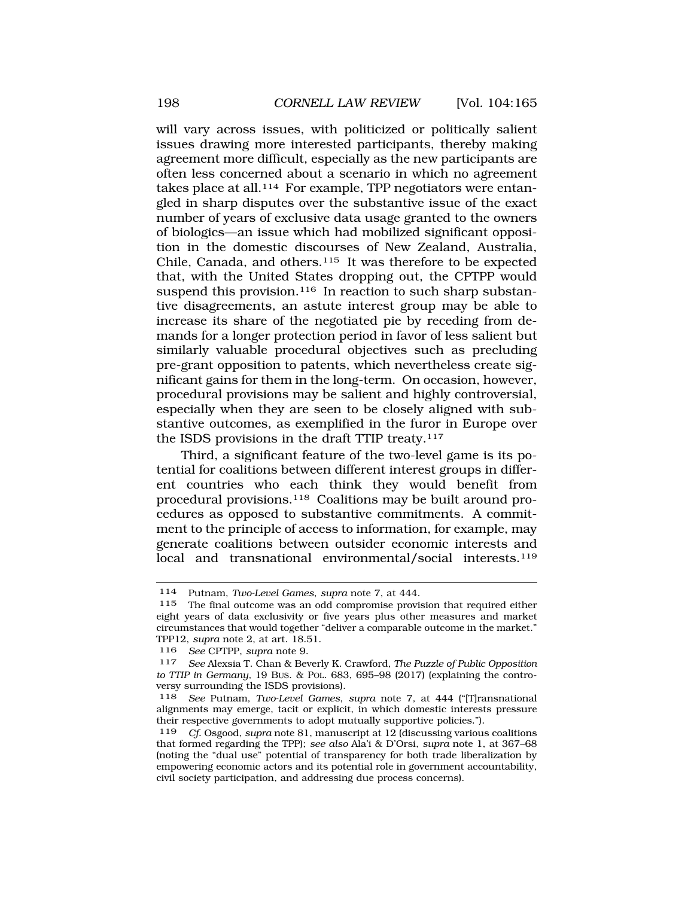will vary across issues, with politicized or politically salient issues drawing more interested participants, thereby making agreement more difficult, especially as the new participants are often less concerned about a scenario in which no agreement takes place at all.[114] For example, TPP negotiators were entangled in sharp disputes over the substantive issue of the exact number of years of exclusive data usage granted to the owners of biologics—an issue which had mobilized significant opposition in the domestic discourses of New Zealand, Australia, Chile, Canada, and others.[115] It was therefore to be expected that, with the United States dropping out, the CPTPP would suspend this provision.[116] In reaction to such sharp substantive disagreements, an astute interest group may be able to increase its share of the negotiated pie by receding from demands for a longer protection period in favor of less salient but similarly valuable procedural objectives such as precluding pre-grant opposition to patents, which nevertheless create significant gains for them in the long-term. On occasion, however, procedural provisions may be salient and highly controversial, especially when they are seen to be closely aligned with substantive outcomes, as exemplified in the furor in Europe over the ISDS provisions in the draft TTIP treaty.[117]

Third, a significant feature of the two-level game is its potential for coalitions between different interest groups in different countries who each think they would benefit from procedural provisions.[118] Coalitions may be built around procedures as opposed to substantive commitments. A commitment to the principle of access to information, for example, may generate coalitions between outsider economic interests and local and transnational environmental/social interests.[119]

---

[114] Putnam, *Two-Level Games*, *supra* note 7, at 444.

[115] The final outcome was an odd compromise provision that required either eight years of data exclusivity or five years plus other measures and market circumstances that would together "deliver a comparable outcome in the market." TPP12, *supra* note 2, at art. 18.51.

[116] *See* CPTPP, *supra* note 9.

[117] *See* Alexsia T. Chan & Beverly K. Crawford, *The Puzzle of Public Opposition to TTIP in Germany*, 19 BUS. & POL. 683, 695–98 (2017) (explaining the controversy surrounding the ISDS provisions).

[118] *See* Putnam, *Two-Level Games*, *supra* note 7, at 444 ("[T]ransnational alignments may emerge, tacit or explicit, in which domestic interests pressure their respective governments to adopt mutually supportive policies.").

[119] *Cf.* Osgood, *supra* note 81, manuscript at 12 (discussing various coalitions that formed regarding the TPP); *see also* Ala'i & D'Orsi, *supra* note 1, at 367–68 (noting the "dual use" potential of transparency for both trade liberalization by empowering economic actors and its potential role in government accountability, civil society participation, and addressing due process concerns).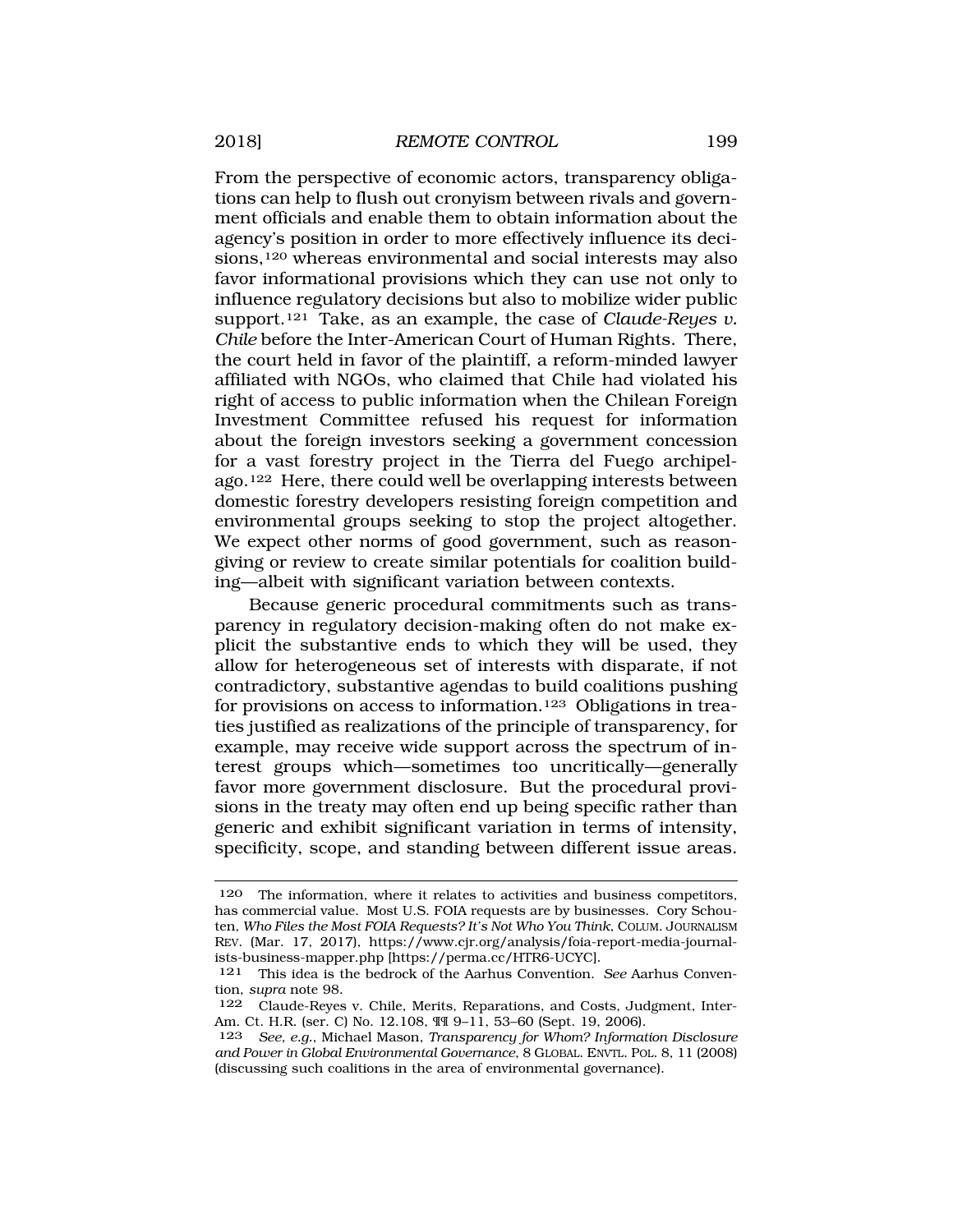From the perspective of economic actors, transparency obligations can help to flush out cronyism between rivals and government officials and enable them to obtain information about the agency's position in order to more effectively influence its decisions,[120] whereas environmental and social interests may also favor informational provisions which they can use not only to influence regulatory decisions but also to mobilize wider public support.[121] Take, as an example, the case of *Claude-Reyes v. Chile* before the Inter-American Court of Human Rights. There, the court held in favor of the plaintiff, a reform-minded lawyer affiliated with NGOs, who claimed that Chile had violated his right of access to public information when the Chilean Foreign Investment Committee refused his request for information about the foreign investors seeking a government concession for a vast forestry project in the Tierra del Fuego archipelago.[122] Here, there could well be overlapping interests between domestic forestry developers resisting foreign competition and environmental groups seeking to stop the project altogether. We expect other norms of good government, such as reason-giving or review to create similar potentials for coalition building—albeit with significant variation between contexts.

Because generic procedural commitments such as transparency in regulatory decision-making often do not make explicit the substantive ends to which they will be used, they allow for heterogeneous set of interests with disparate, if not contradictory, substantive agendas to build coalitions pushing for provisions on access to information.[123] Obligations in treaties justified as realizations of the principle of transparency, for example, may receive wide support across the spectrum of interest groups which—sometimes too uncritically—generally favor more government disclosure. But the procedural provisions in the treaty may often end up being specific rather than generic and exhibit significant variation in terms of intensity, specificity, scope, and standing between different issue areas.

---

[120] The information, where it relates to activities and business competitors, has commercial value. Most U.S. FOIA requests are by businesses. Cory Schouten, *Who Files the Most FOIA Requests? It's Not Who You Think*, COLUM. JOURNALISM REV. (Mar. 17, 2017), https://www.cjr.org/analysis/foia-report-media-journalists-business-mapper.php [https://perma.cc/HTR6-UCYC].

[121] This idea is the bedrock of the Aarhus Convention. *See* Aarhus Convention, *supra* note 98.

[122] Claude-Reyes v. Chile, Merits, Reparations, and Costs, Judgment, Inter-Am. Ct. H.R. (ser. C) No. 12.108, ¶¶ 9–11, 53–60 (Sept. 19, 2006).

[123] *See, e.g.*, Michael Mason, *Transparency for Whom? Information Disclosure and Power in Global Environmental Governance*, 8 GLOBAL ENVTL. POL. 8, 11 (2008) (discussing such coalitions in the area of environmental governance).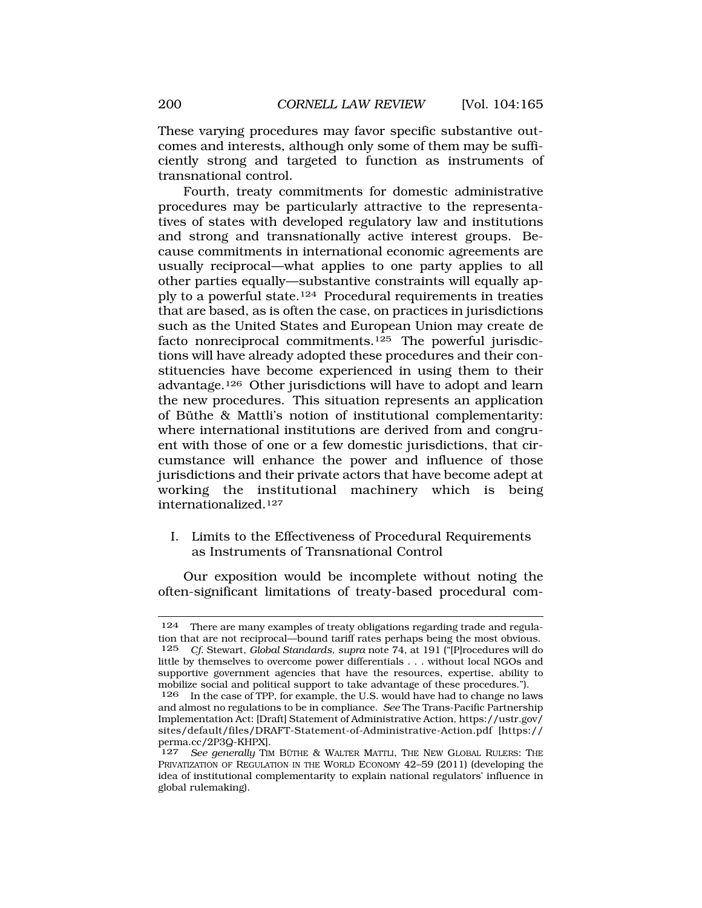These varying procedures may favor specific substantive outcomes and interests, although only some of them may be sufficiently strong and targeted to function as instruments of transnational control.

Fourth, treaty commitments for domestic administrative procedures may be particularly attractive to the representatives of states with developed regulatory law and institutions and strong and transnationally active interest groups. Because commitments in international economic agreements are usually reciprocal—what applies to one party applies to all other parties equally—substantive constraints will equally apply to a powerful state.[124] Procedural requirements in treaties that are based, as is often the case, on practices in jurisdictions such as the United States and European Union may create de facto nonreciprocal commitments.[125] The powerful jurisdictions will have already adopted these procedures and their constituencies have become experienced in using them to their advantage.[126] Other jurisdictions will have to adopt and learn the new procedures. This situation represents an application of Büthe & Mattli's notion of institutional complementarity: where international institutions are derived from and congruent with those of one or a few domestic jurisdictions, that circumstance will enhance the power and influence of those jurisdictions and their private actors that have become adept at working the institutional machinery which is being internationalized.[127]

### I. Limits to the Effectiveness of Procedural Requirements as Instruments of Transnational Control

Our exposition would be incomplete without noting the often-significant limitations of treaty-based procedural com-

---

124 There are many examples of treaty obligations regarding trade and regulation that are not reciprocal—bound tariff rates perhaps being the most obvious.

125 *Cf.* Stewart, *Global Standards*, *supra* note 74, at 191 ("[P]rocedures will do little by themselves to overcome power differentials . . . without local NGOs and supportive government agencies that have the resources, expertise, ability to mobilize social and political support to take advantage of these procedures.").

126 In the case of TPP, for example, the U.S. would have had to change no laws and almost no regulations to be in compliance. *See* The Trans-Pacific Partnership Implementation Act: [Draft] Statement of Administrative Action, https://ustr.gov/sites/default/files/DRAFT-Statement-of-Administrative-Action.pdf [https://perma.cc/2P3Q-KHPX].

127 *See generally* TIM BÜTHE & WALTER MATTLI, THE NEW GLOBAL RULERS: THE PRIVATIZATION OF REGULATION IN THE WORLD ECONOMY 42–59 (2011) (developing the idea of institutional complementarity to explain national regulators' influence in global rulemaking).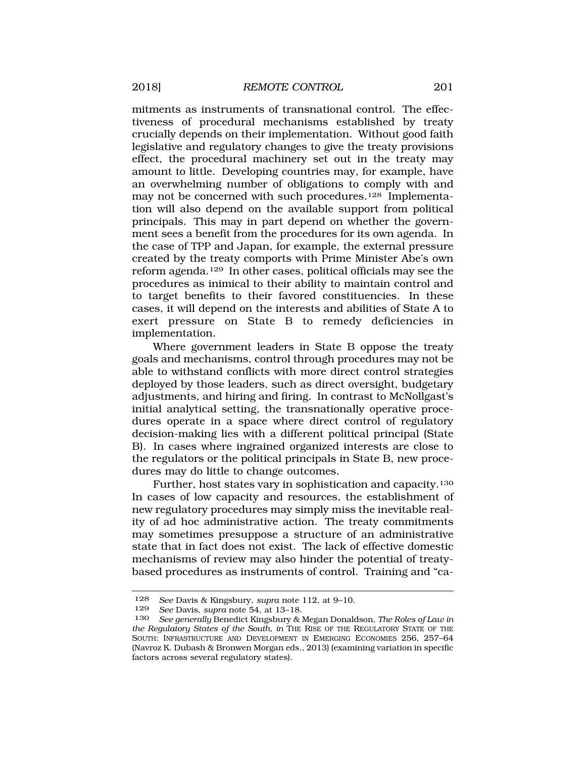mitments as instruments of transnational control. The effectiveness of procedural mechanisms established by treaty crucially depends on their implementation. Without good faith legislative and regulatory changes to give the treaty provisions effect, the procedural machinery set out in the treaty may amount to little. Developing countries may, for example, have an overwhelming number of obligations to comply with and may not be concerned with such procedures.[128] Implementation will also depend on the available support from political principals. This may in part depend on whether the government sees a benefit from the procedures for its own agenda. In the case of TPP and Japan, for example, the external pressure created by the treaty comports with Prime Minister Abe's own reform agenda.[129] In other cases, political officials may see the procedures as inimical to their ability to maintain control and to target benefits to their favored constituencies. In these cases, it will depend on the interests and abilities of State A to exert pressure on State B to remedy deficiencies in implementation.

Where government leaders in State B oppose the treaty goals and mechanisms, control through procedures may not be able to withstand conflicts with more direct control strategies deployed by those leaders, such as direct oversight, budgetary adjustments, and hiring and firing. In contrast to McNollgast's initial analytical setting, the transnationally operative procedures operate in a space where direct control of regulatory decision-making lies with a different political principal (State B). In cases where ingrained organized interests are close to the regulators or the political principals in State B, new procedures may do little to change outcomes.

Further, host states vary in sophistication and capacity.[130] In cases of low capacity and resources, the establishment of new regulatory procedures may simply miss the inevitable reality of ad hoc administrative action. The treaty commitments may sometimes presuppose a structure of an administrative state that in fact does not exist. The lack of effective domestic mechanisms of review may also hinder the potential of treaty-based procedures as instruments of control. Training and "ca-

---

128 *See* Davis & Kingsbury, *supra* note 112, at 9–10.

129 *See* Davis, *supra* note 54, at 13–18.

130 *See generally* Benedict Kingsbury & Megan Donaldson, *The Roles of Law in the Regulatory States of the South*, *in* THE RISE OF THE REGULATORY STATE OF THE SOUTH: INFRASTRUCTURE AND DEVELOPMENT IN EMERGING ECONOMIES 256, 257–64 (Navroz K. Dubash & Bronwen Morgan eds., 2013) (examining variation in specific factors across several regulatory states).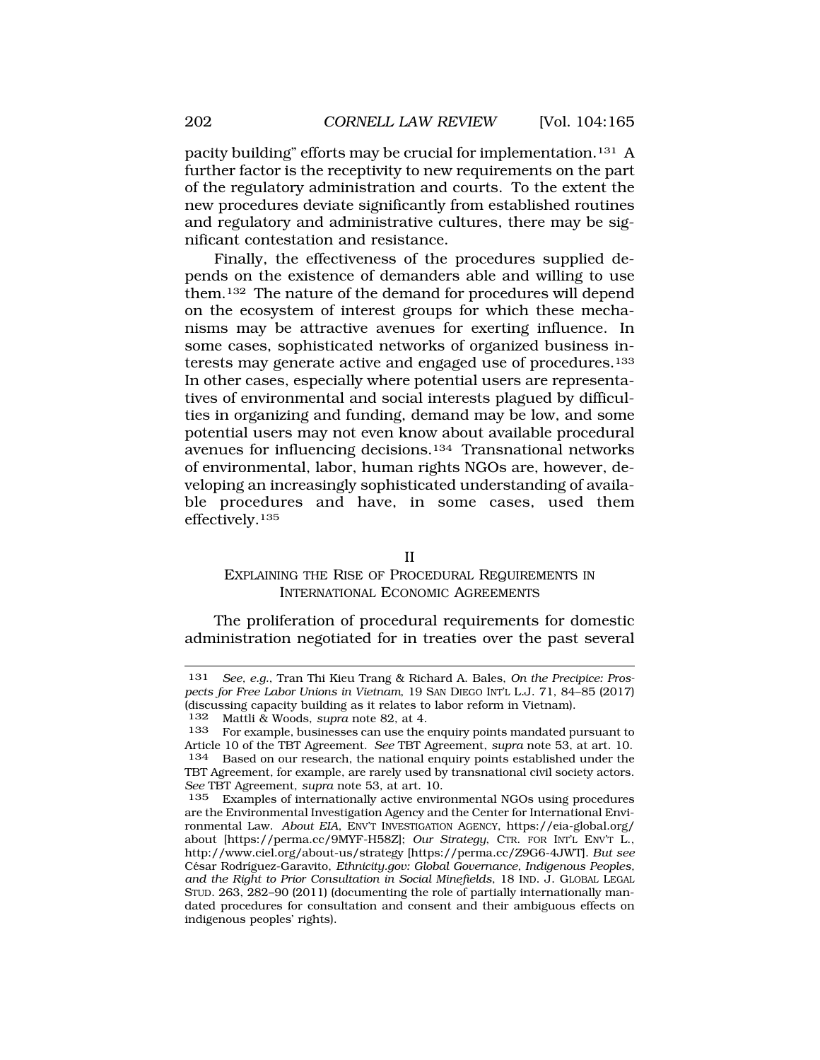pacity building" efforts may be crucial for implementation.[131] A further factor is the receptivity to new requirements on the part of the regulatory administration and courts. To the extent the new procedures deviate significantly from established routines and regulatory and administrative cultures, there may be significant contestation and resistance.

Finally, the effectiveness of the procedures supplied depends on the existence of demanders able and willing to use them.[132] The nature of the demand for procedures will depend on the ecosystem of interest groups for which these mechanisms may be attractive avenues for exerting influence. In some cases, sophisticated networks of organized business interests may generate active and engaged use of procedures.[133] In other cases, especially where potential users are representatives of environmental and social interests plagued by difficulties in organizing and funding, demand may be low, and some potential users may not even know about available procedural avenues for influencing decisions.[134] Transnational networks of environmental, labor, human rights NGOs are, however, developing an increasingly sophisticated understanding of available procedures and have, in some cases, used them effectively.[135]

## II
## EXPLAINING THE RISE OF PROCEDURAL REQUIREMENTS IN INTERNATIONAL ECONOMIC AGREEMENTS

The proliferation of procedural requirements for domestic administration negotiated for in treaties over the past several

---

131 *See, e.g.*, Tran Thi Kieu Trang & Richard A. Bales, *On the Precipice: Prospects for Free Labor Unions in Vietnam*, 19 SAN DIEGO INT'L L.J. 71, 84–85 (2017) (discussing capacity building as it relates to labor reform in Vietnam).

132 Mattli & Woods, *supra* note 82, at 4.

133 For example, businesses can use the enquiry points mandated pursuant to Article 10 of the TBT Agreement. *See* TBT Agreement, *supra* note 53, at art. 10.

134 Based on our research, the national enquiry points established under the TBT Agreement, for example, are rarely used by transnational civil society actors. *See* TBT Agreement, *supra* note 53, at art. 10.

135 Examples of internationally active environmental NGOs using procedures are the Environmental Investigation Agency and the Center for International Environmental Law. *About EIA*, ENV'T INVESTIGATION AGENCY, https://eia-global.org/about [https://perma.cc/9MYF-H58Z]; *Our Strategy*, CTR. FOR INT'L ENV'T L., http://www.ciel.org/about-us/strategy [https://perma.cc/Z9G6-4JWT]. *But see* César Rodríguez-Garavito, *Ethnicity.gov: Global Governance, Indigenous Peoples, and the Right to Prior Consultation in Social Minefields*, 18 IND. J. GLOBAL LEGAL STUD. 263, 282–90 (2011) (documenting the role of partially internationally mandated procedures for consultation and consent and their ambiguous effects on indigenous peoples' rights).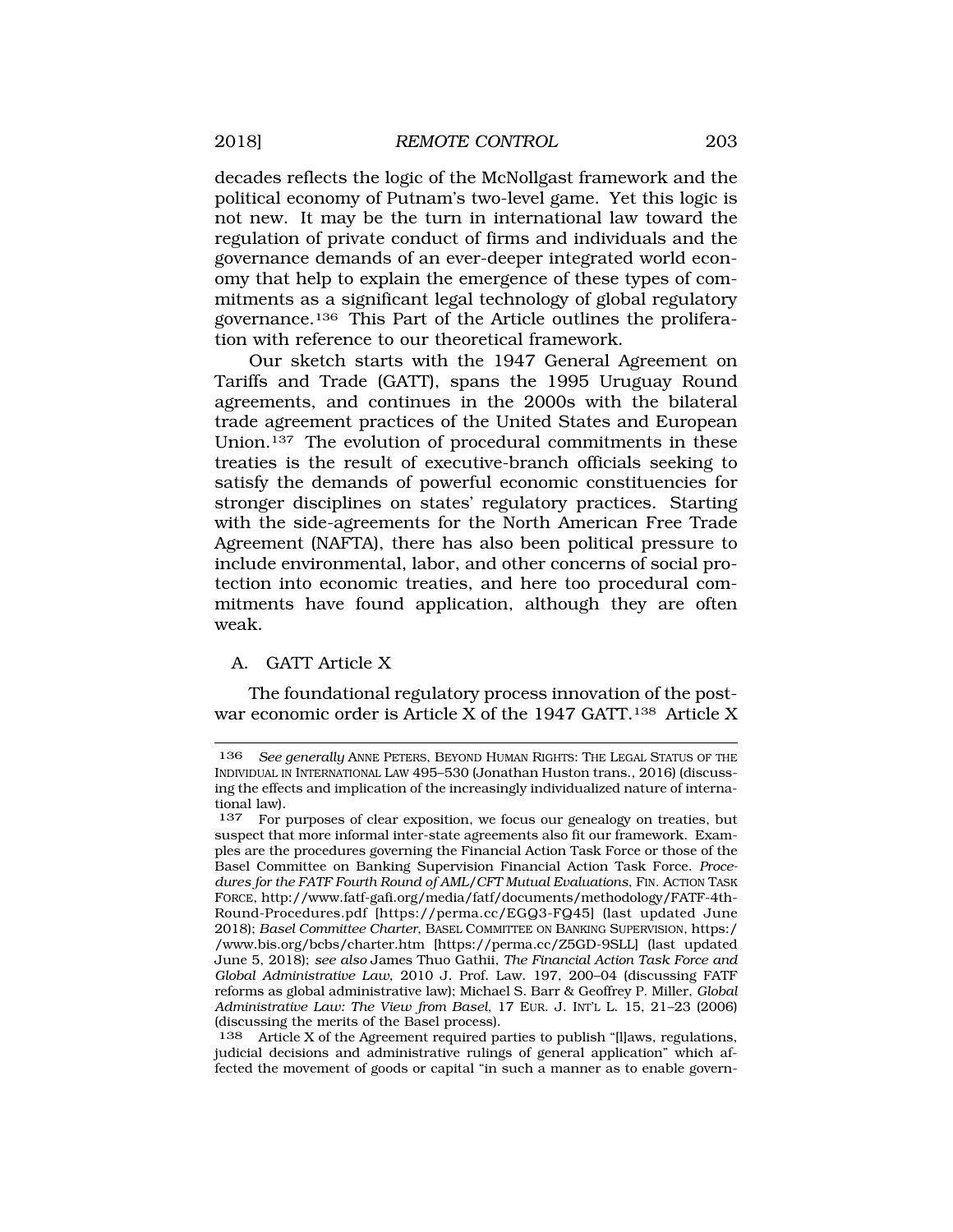decades reflects the logic of the McNollgast framework and the political economy of Putnam's two-level game. Yet this logic is not new. It may be the turn in international law toward the regulation of private conduct of firms and individuals and the governance demands of an ever-deeper integrated world economy that help to explain the emergence of these types of commitments as a significant legal technology of global regulatory governance.[136] This Part of the Article outlines the proliferation with reference to our theoretical framework.

Our sketch starts with the 1947 General Agreement on Tariffs and Trade (GATT), spans the 1995 Uruguay Round agreements, and continues in the 2000s with the bilateral trade agreement practices of the United States and European Union.[137] The evolution of procedural commitments in these treaties is the result of executive-branch officials seeking to satisfy the demands of powerful economic constituencies for stronger disciplines on states' regulatory practices. Starting with the side-agreements for the North American Free Trade Agreement (NAFTA), there has also been political pressure to include environmental, labor, and other concerns of social protection into economic treaties, and here too procedural commitments have found application, although they are often weak.

## A. GATT Article X

The foundational regulatory process innovation of the postwar economic order is Article X of the 1947 GATT.[138] Article X

---

136 *See generally* ANNE PETERS, BEYOND HUMAN RIGHTS: THE LEGAL STATUS OF THE INDIVIDUAL IN INTERNATIONAL LAW 495–530 (Jonathan Huston trans., 2016) (discussing the effects and implication of the increasingly individualized nature of international law).

137 For purposes of clear exposition, we focus our genealogy on treaties, but suspect that more informal inter-state agreements also fit our framework. Examples are the procedures governing the Financial Action Task Force or those of the Basel Committee on Banking Supervision Financial Action Task Force. *Procedures for the FATF Fourth Round of AML/CFT Mutual Evaluations*, FIN. ACTION TASK FORCE, http://www.fatf-gafi.org/media/fatf/documents/methodology/FATF-4th-Round-Procedures.pdf [https://perma.cc/EGQ3-FQ45] (last updated June 2018); *Basel Committee Charter*, BASEL COMMITTEE ON BANKING SUPERVISION, https://www.bis.org/bcbs/charter.htm [https://perma.cc/Z5GD-9SLL] (last updated June 5, 2018); *see also* James Thuo Gathii, *The Financial Action Task Force and Global Administrative Law*, 2010 J. Prof. Law. 197, 200–04 (discussing FATF reforms as global administrative law); Michael S. Barr & Geoffrey P. Miller, *Global Administrative Law: The View from Basel*, 17 EUR. J. INT'L L. 15, 21–23 (2006) (discussing the merits of the Basel process).

138 Article X of the Agreement required parties to publish "[l]aws, regulations, judicial decisions and administrative rulings of general application" which affected the movement of goods or capital "in such a manner as to enable govern-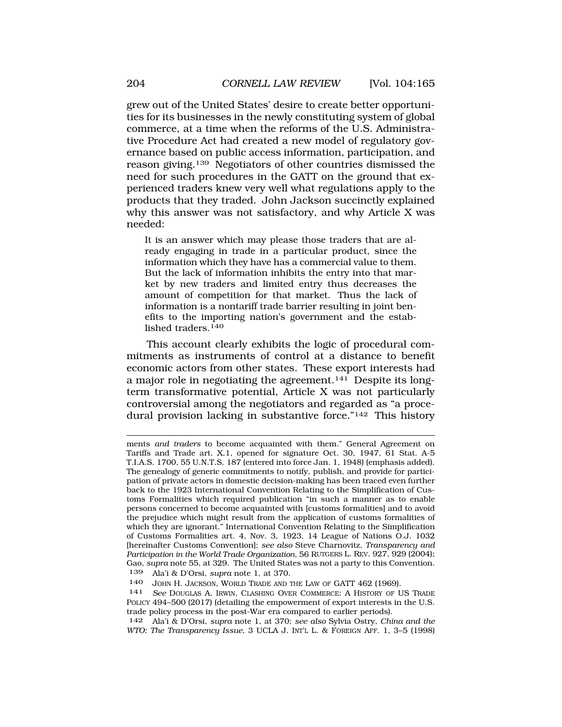grew out of the United States' desire to create better opportunities for its businesses in the newly constituting system of global commerce, at a time when the reforms of the U.S. Administrative Procedure Act had created a new model of regulatory governance based on public access information, participation, and reason giving.[139] Negotiators of other countries dismissed the need for such procedures in the GATT on the ground that experienced traders knew very well what regulations apply to the products that they traded. John Jackson succinctly explained why this answer was not satisfactory, and why Article X was needed:

> It is an answer which may please those traders that are already engaging in trade in a particular product, since the information which they have has a commercial value to them. But the lack of information inhibits the entry into that market by new traders and limited entry thus decreases the amount of competition for that market. Thus the lack of information is a nontariff trade barrier resulting in joint benefits to the importing nation's government and the established traders.[140]

This account clearly exhibits the logic of procedural commitments as instruments of control at a distance to benefit economic actors from other states. These export interests had a major role in negotiating the agreement.[141] Despite its long-term transformative potential, Article X was not particularly controversial among the negotiators and regarded as "a procedural provision lacking in substantive force."[142] This history

---

ments *and traders* to become acquainted with them." General Agreement on Tariffs and Trade art. X.1, opened for signature Oct. 30, 1947, 61 Stat. A-5 T.I.A.S. 1700, 55 U.N.T.S. 187 (entered into force Jan. 1, 1948) (emphasis added). The genealogy of generic commitments to notify, publish, and provide for participation of private actors in domestic decision-making has been traced even further back to the 1923 International Convention Relating to the Simplification of Customs Formalities which required publication "in such a manner as to enable persons concerned to become acquainted with [customs formalities] and to avoid the prejudice which might result from the application of customs formalities of which they are ignorant." International Convention Relating to the Simplification of Customs Formalities art. 4, Nov. 3, 1923, 14 League of Nations O.J. 1032 [hereinafter Customs Convention]; *see also* Steve Charnovitz, *Transparency and Participation in the World Trade Organization*, 56 RUTGERS L. REV. 927, 929 (2004); Gao, *supra* note 55, at 329. The United States was not a party to this Convention.

139 Ala'i & D'Orsi, *supra* note 1, at 370.

140 JOHN H. JACKSON, WORLD TRADE AND THE LAW OF GATT 462 (1969).

141 *See* DOUGLAS A. IRWIN, CLASHING OVER COMMERCE: A HISTORY OF US TRADE POLICY 494–500 (2017) (detailing the empowerment of export interests in the U.S. trade policy process in the post-War era compared to earlier periods).

142 Ala'i & D'Orsi, *supra* note 1, at 370; *see also* Sylvia Ostry, *China and the WTO: The Transparency Issue*, 3 UCLA J. INT'L L. & FOREIGN AFF. 1, 3–5 (1998)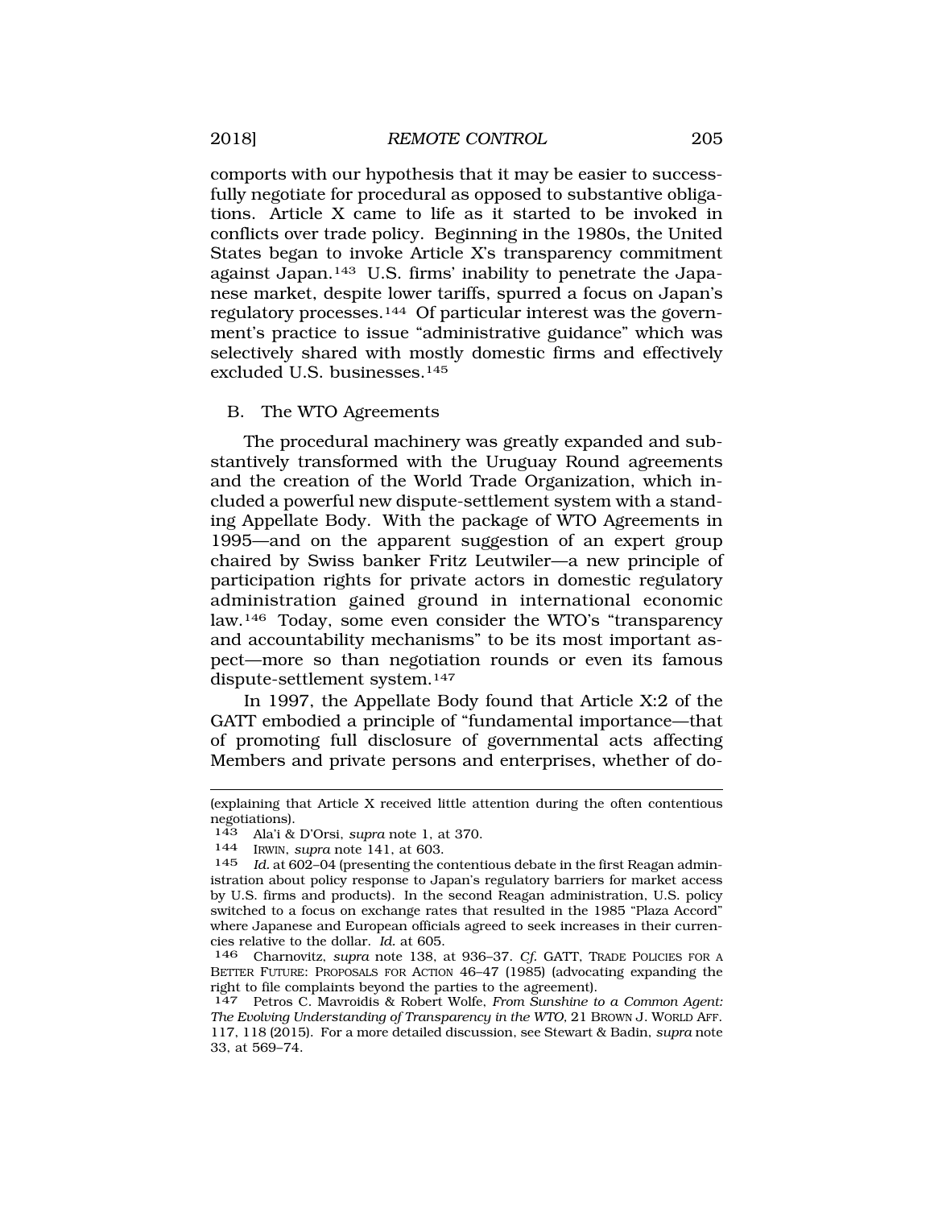comports with our hypothesis that it may be easier to successfully negotiate for procedural as opposed to substantive obligations. Article X came to life as it started to be invoked in conflicts over trade policy. Beginning in the 1980s, the United States began to invoke Article X's transparency commitment against Japan.[143] U.S. firms' inability to penetrate the Japanese market, despite lower tariffs, spurred a focus on Japan's regulatory processes.[144] Of particular interest was the government's practice to issue "administrative guidance" which was selectively shared with mostly domestic firms and effectively excluded U.S. businesses.[145]

## B. The WTO Agreements

The procedural machinery was greatly expanded and substantively transformed with the Uruguay Round agreements and the creation of the World Trade Organization, which included a powerful new dispute-settlement system with a standing Appellate Body. With the package of WTO Agreements in 1995—and on the apparent suggestion of an expert group chaired by Swiss banker Fritz Leutwiler—a new principle of participation rights for private actors in domestic regulatory administration gained ground in international economic law.[146] Today, some even consider the WTO's "transparency and accountability mechanisms" to be its most important aspect—more so than negotiation rounds or even its famous dispute-settlement system.[147]

In 1997, the Appellate Body found that Article X:2 of the GATT embodied a principle of "fundamental importance—that of promoting full disclosure of governmental acts affecting Members and private persons and enterprises, whether of do-

---

(explaining that Article X received little attention during the often contentious negotiations).

143 Ala'i & D'Orsi, *supra* note 1, at 370.

144 IRWIN, *supra* note 141, at 603.

145 *Id.* at 602–04 (presenting the contentious debate in the first Reagan administration about policy response to Japan's regulatory barriers for market access by U.S. firms and products). In the second Reagan administration, U.S. policy switched to a focus on exchange rates that resulted in the 1985 "Plaza Accord" where Japanese and European officials agreed to seek increases in their currencies relative to the dollar. *Id.* at 605.

146 Charnovitz, *supra* note 138, at 936–37. *Cf.* GATT, TRADE POLICIES FOR A BETTER FUTURE: PROPOSALS FOR ACTION 46–47 (1985) (advocating expanding the right to file complaints beyond the parties to the agreement).

147 Petros C. Mavroidis & Robert Wolfe, *From Sunshine to a Common Agent: The Evolving Understanding of Transparency in the WTO*, 21 BROWN J. WORLD AFF. 117, 118 (2015). For a more detailed discussion, see Stewart & Badin, *supra* note 33, at 569–74.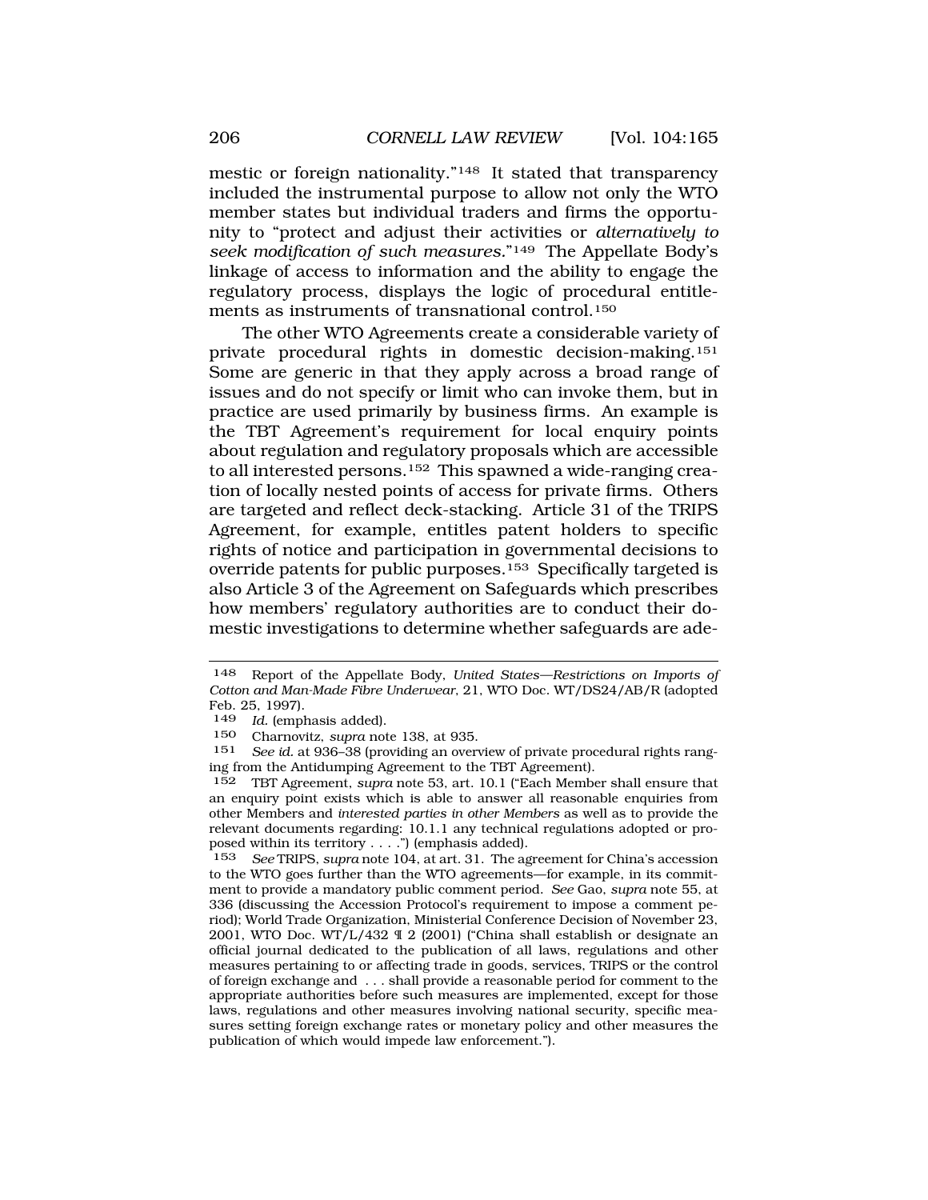mestic or foreign nationality."[148] It stated that transparency included the instrumental purpose to allow not only the WTO member states but individual traders and firms the opportunity to "protect and adjust their activities or *alternatively to seek modification of such measures.*"[149] The Appellate Body's linkage of access to information and the ability to engage the regulatory process, displays the logic of procedural entitlements as instruments of transnational control.[150]

The other WTO Agreements create a considerable variety of private procedural rights in domestic decision-making.[151] Some are generic in that they apply across a broad range of issues and do not specify or limit who can invoke them, but in practice are used primarily by business firms. An example is the TBT Agreement's requirement for local enquiry points about regulation and regulatory proposals which are accessible to all interested persons.[152] This spawned a wide-ranging creation of locally nested points of access for private firms. Others are targeted and reflect deck-stacking. Article 31 of the TRIPS Agreement, for example, entitles patent holders to specific rights of notice and participation in governmental decisions to override patents for public purposes.[153] Specifically targeted is also Article 3 of the Agreement on Safeguards which prescribes how members' regulatory authorities are to conduct their domestic investigations to determine whether safeguards are ade-

---

148 Report of the Appellate Body, *United States—Restrictions on Imports of Cotton and Man-Made Fibre Underwear*, 21, WTO Doc. WT/DS24/AB/R (adopted Feb. 25, 1997).

149 *Id.* (emphasis added).

150 Charnovitz, *supra* note 138, at 935.

151 *See id.* at 936–38 (providing an overview of private procedural rights ranging from the Antidumping Agreement to the TBT Agreement).

152 TBT Agreement, *supra* note 53, art. 10.1 ("Each Member shall ensure that an enquiry point exists which is able to answer all reasonable enquiries from other Members and *interested parties in other Members* as well as to provide the relevant documents regarding: 10.1.1 any technical regulations adopted or proposed within its territory . . . .") (emphasis added).

153 *See* TRIPS, *supra* note 104, at art. 31. The agreement for China's accession to the WTO goes further than the WTO agreements—for example, in its commitment to provide a mandatory public comment period. *See* Gao, *supra* note 55, at 336 (discussing the Accession Protocol's requirement to impose a comment period); World Trade Organization, Ministerial Conference Decision of November 23, 2001, WTO Doc. WT/L/432 ¶ 2 (2001) ("China shall establish or designate an official journal dedicated to the publication of all laws, regulations and other measures pertaining to or affecting trade in goods, services, TRIPS or the control of foreign exchange and . . . shall provide a reasonable period for comment to the appropriate authorities before such measures are implemented, except for those laws, regulations and other measures involving national security, specific measures setting foreign exchange rates or monetary policy and other measures the publication of which would impede law enforcement.").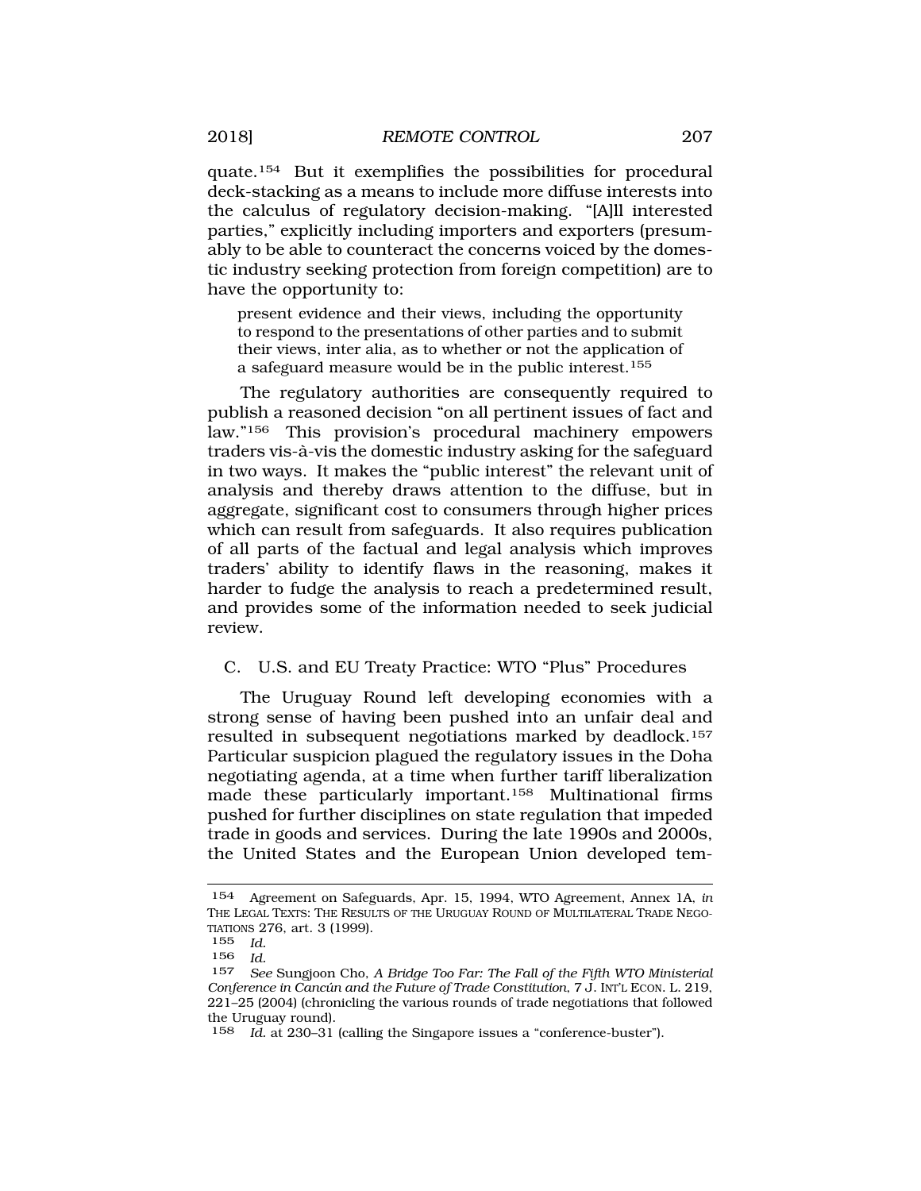quate.[154] But it exemplifies the possibilities for procedural deck-stacking as a means to include more diffuse interests into the calculus of regulatory decision-making. "[A]ll interested parties," explicitly including importers and exporters (presumably to be able to counteract the concerns voiced by the domestic industry seeking protection from foreign competition) are to have the opportunity to:

> present evidence and their views, including the opportunity to respond to the presentations of other parties and to submit their views, inter alia, as to whether or not the application of a safeguard measure would be in the public interest.[155]

The regulatory authorities are consequently required to publish a reasoned decision "on all pertinent issues of fact and law."[156] This provision's procedural machinery empowers traders vis-à-vis the domestic industry asking for the safeguard in two ways. It makes the "public interest" the relevant unit of analysis and thereby draws attention to the diffuse, but in aggregate, significant cost to consumers through higher prices which can result from safeguards. It also requires publication of all parts of the factual and legal analysis which improves traders' ability to identify flaws in the reasoning, makes it harder to fudge the analysis to reach a predetermined result, and provides some of the information needed to seek judicial review.

### C. U.S. and EU Treaty Practice: WTO "Plus" Procedures

The Uruguay Round left developing economies with a strong sense of having been pushed into an unfair deal and resulted in subsequent negotiations marked by deadlock.[157] Particular suspicion plagued the regulatory issues in the Doha negotiating agenda, at a time when further tariff liberalization made these particularly important.[158] Multinational firms pushed for further disciplines on state regulation that impeded trade in goods and services. During the late 1990s and 2000s, the United States and the European Union developed tem-

---

[154] Agreement on Safeguards, Apr. 15, 1994, WTO Agreement, Annex 1A, *in* THE LEGAL TEXTS: THE RESULTS OF THE URUGUAY ROUND OF MULTILATERAL TRADE NEGOTIATIONS 276, art. 3 (1999).

[155] *Id.*

[156] *Id.*

[157] *See* Sungjoon Cho, *A Bridge Too Far: The Fall of the Fifth WTO Ministerial Conference in Cancún and the Future of Trade Constitution*, 7 J. INT'L ECON. L. 219, 221–25 (2004) (chronicling the various rounds of trade negotiations that followed the Uruguay round).

[158] *Id.* at 230–31 (calling the Singapore issues a "conference-buster").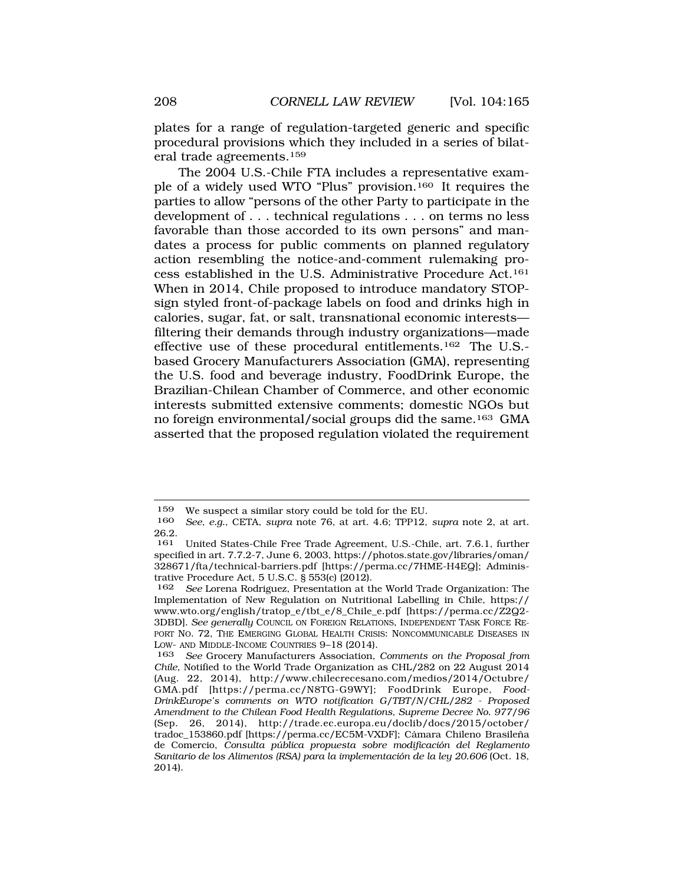plates for a range of regulation-targeted generic and specific procedural provisions which they included in a series of bilateral trade agreements.[159]

The 2004 U.S.-Chile FTA includes a representative example of a widely used WTO "Plus" provision.[160] It requires the parties to allow "persons of the other Party to participate in the development of . . . technical regulations . . . on terms no less favorable than those accorded to its own persons" and mandates a process for public comments on planned regulatory action resembling the notice-and-comment rulemaking process established in the U.S. Administrative Procedure Act.[161] When in 2014, Chile proposed to introduce mandatory STOP-sign styled front-of-package labels on food and drinks high in calories, sugar, fat, or salt, transnational economic interests—filtering their demands through industry organizations—made effective use of these procedural entitlements.[162] The U.S.-based Grocery Manufacturers Association (GMA), representing the U.S. food and beverage industry, FoodDrink Europe, the Brazilian-Chilean Chamber of Commerce, and other economic interests submitted extensive comments; domestic NGOs but no foreign environmental/social groups did the same.[163] GMA asserted that the proposed regulation violated the requirement

---

159 We suspect a similar story could be told for the EU.

160 *See, e.g.*, CETA, *supra* note 76, at art. 4.6; TPP12, *supra* note 2, at art. 26.2.

161 United States-Chile Free Trade Agreement, U.S.-Chile, art. 7.6.1, further specified in art. 7.7.2-7, June 6, 2003, https://photos.state.gov/libraries/oman/328671/fta/technical-barriers.pdf [https://perma.cc/7HME-H4EQ]; Administrative Procedure Act, 5 U.S.C. § 553(c) (2012).

162 *See* Lorena Rodriguez, Presentation at the World Trade Organization: The Implementation of New Regulation on Nutritional Labelling in Chile, https://www.wto.org/english/tratop_e/tbt_e/8_Chile_e.pdf [https://perma.cc/Z2Q2-3DBD]. *See generally* COUNCIL ON FOREIGN RELATIONS, INDEPENDENT TASK FORCE REPORT NO. 72, THE EMERGING GLOBAL HEALTH CRISIS: NONCOMMUNICABLE DISEASES IN LOW- AND MIDDLE-INCOME COUNTRIES 9–18 (2014).

163 *See* Grocery Manufacturers Association, *Comments on the Proposal from Chile*, Notified to the World Trade Organization as CHL/282 on 22 August 2014 (Aug. 22, 2014), http://www.chilecrecesano.com/medios/2014/Octubre/GMA.pdf [https://perma.cc/N8TG-G9WY]; FoodDrink Europe, *FoodDrinkEurope's comments on WTO notification G/TBT/N/CHL/282 - Proposed Amendment to the Chilean Food Health Regulations, Supreme Decree No. 977/96* (Sep. 26, 2014), http://trade.ec.europa.eu/doclib/docs/2015/october/tradoc_153860.pdf [https://perma.cc/EC5M-VXDF]; Cámara Chileno Brasileña de Comercio, *Consulta pública propuesta sobre modificación del Reglamento Sanitario de los Alimentos (RSA) para la implementación de la ley 20.606* (Oct. 18, 2014).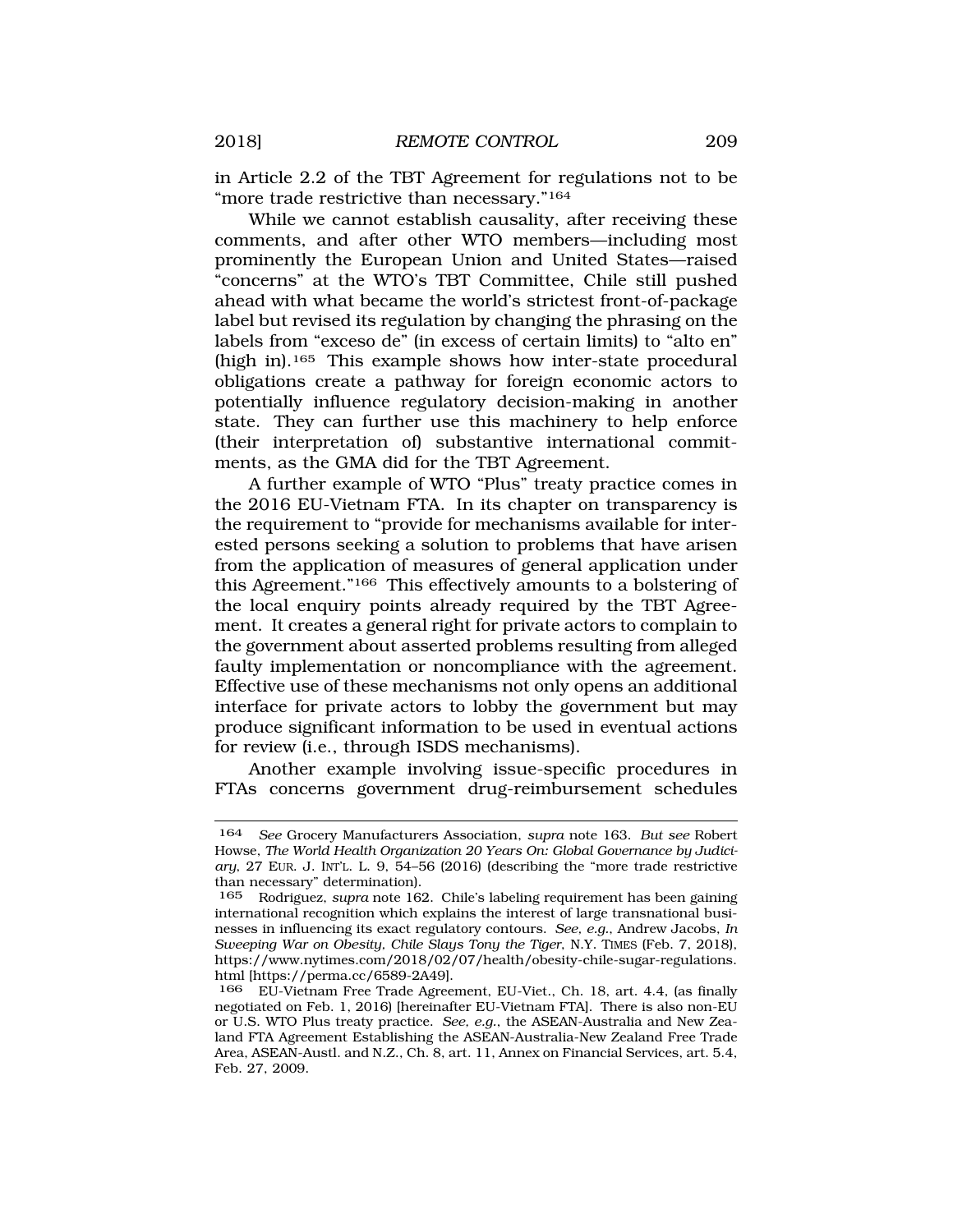in Article 2.2 of the TBT Agreement for regulations not to be "more trade restrictive than necessary."[164]

While we cannot establish causality, after receiving these comments, and after other WTO members—including most prominently the European Union and United States—raised "concerns" at the WTO's TBT Committee, Chile still pushed ahead with what became the world's strictest front-of-package label but revised its regulation by changing the phrasing on the labels from "exceso de" (in excess of certain limits) to "alto en" (high in).[165] This example shows how inter-state procedural obligations create a pathway for foreign economic actors to potentially influence regulatory decision-making in another state. They can further use this machinery to help enforce (their interpretation of) substantive international commitments, as the GMA did for the TBT Agreement.

A further example of WTO "Plus" treaty practice comes in the 2016 EU-Vietnam FTA. In its chapter on transparency is the requirement to "provide for mechanisms available for interested persons seeking a solution to problems that have arisen from the application of measures of general application under this Agreement."[166] This effectively amounts to a bolstering of the local enquiry points already required by the TBT Agreement. It creates a general right for private actors to complain to the government about asserted problems resulting from alleged faulty implementation or noncompliance with the agreement. Effective use of these mechanisms not only opens an additional interface for private actors to lobby the government but may produce significant information to be used in eventual actions for review (i.e., through ISDS mechanisms).

Another example involving issue-specific procedures in FTAs concerns government drug-reimbursement schedules

---

164 *See* Grocery Manufacturers Association, *supra* note 163. *But see* Robert Howse, *The World Health Organization 20 Years On: Global Governance by Judiciary*, 27 EUR. J. INT'L. L. 9, 54–56 (2016) (describing the "more trade restrictive than necessary" determination).

165 Rodriguez, *supra* note 162. Chile's labeling requirement has been gaining international recognition which explains the interest of large transnational businesses in influencing its exact regulatory contours. *See, e.g.*, Andrew Jacobs, *In Sweeping War on Obesity, Chile Slays Tony the Tiger*, N.Y. TIMES (Feb. 7, 2018), https://www.nytimes.com/2018/02/07/health/obesity-chile-sugar-regulations.html [https://perma.cc/6589-2A49].

166 EU-Vietnam Free Trade Agreement, EU-Viet., Ch. 18, art. 4.4, (as finally negotiated on Feb. 1, 2016) [hereinafter EU-Vietnam FTA]. There is also non-EU or U.S. WTO Plus treaty practice. *See, e.g.*, the ASEAN-Australia and New Zealand FTA Agreement Establishing the ASEAN-Australia-New Zealand Free Trade Area, ASEAN-Austl. and N.Z., Ch. 8, art. 11, Annex on Financial Services, art. 5.4, Feb. 27, 2009.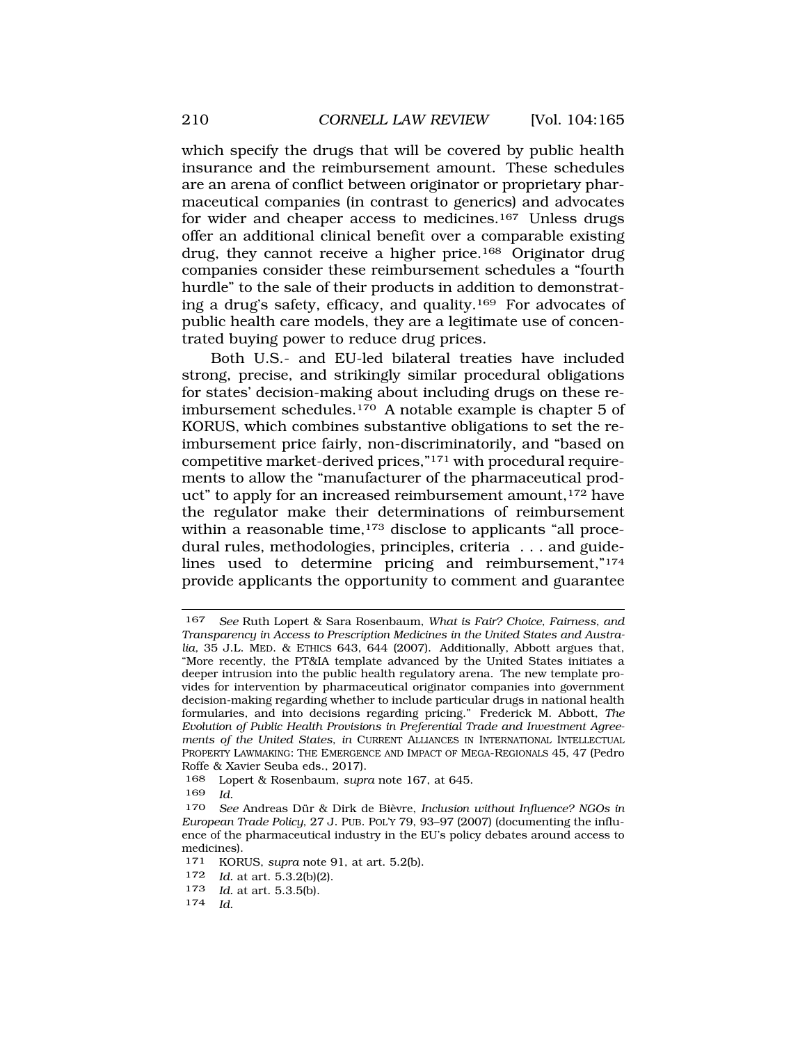which specify the drugs that will be covered by public health insurance and the reimbursement amount. These schedules are an arena of conflict between originator or proprietary pharmaceutical companies (in contrast to generics) and advocates for wider and cheaper access to medicines.[167] Unless drugs offer an additional clinical benefit over a comparable existing drug, they cannot receive a higher price.[168] Originator drug companies consider these reimbursement schedules a "fourth hurdle" to the sale of their products in addition to demonstrating a drug's safety, efficacy, and quality.[169] For advocates of public health care models, they are a legitimate use of concentrated buying power to reduce drug prices.

Both U.S.- and EU-led bilateral treaties have included strong, precise, and strikingly similar procedural obligations for states' decision-making about including drugs on these reimbursement schedules.[170] A notable example is chapter 5 of KORUS, which combines substantive obligations to set the reimbursement price fairly, non-discriminatorily, and "based on competitive market-derived prices,"[171] with procedural requirements to allow the "manufacturer of the pharmaceutical product" to apply for an increased reimbursement amount,[172] have the regulator make their determinations of reimbursement within a reasonable time,[173] disclose to applicants "all procedural rules, methodologies, principles, criteria . . . and guidelines used to determine pricing and reimbursement,"[174] provide applicants the opportunity to comment and guarantee

---

167 *See* Ruth Lopert & Sara Rosenbaum, *What is Fair? Choice, Fairness, and Transparency in Access to Prescription Medicines in the United States and Australia*, 35 J.L. MED. & ETHICS 643, 644 (2007). Additionally, Abbott argues that, "More recently, the PT&IA template advanced by the United States initiates a deeper intrusion into the public health regulatory arena. The new template provides for intervention by pharmaceutical originator companies into government decision-making regarding whether to include particular drugs in national health formularies, and into decisions regarding pricing." Frederick M. Abbott, *The Evolution of Public Health Provisions in Preferential Trade and Investment Agreements of the United States*, *in* CURRENT ALLIANCES IN INTERNATIONAL INTELLECTUAL PROPERTY LAWMAKING: THE EMERGENCE AND IMPACT OF MEGA-REGIONALS 45, 47 (Pedro Roffe & Xavier Seuba eds., 2017).

168 Lopert & Rosenbaum, *supra* note 167, at 645.

169 *Id.*

170 *See* Andreas Dür & Dirk de Bièvre, *Inclusion without Influence? NGOs in European Trade Policy*, 27 J. PUB. POL'Y 79, 93–97 (2007) (documenting the influence of the pharmaceutical industry in the EU's policy debates around access to medicines).

171 KORUS, *supra* note 91, at art. 5.2(b).

172 *Id.* at art. 5.3.2(b)(2).

173 *Id.* at art. 5.3.5(b).

174 *Id.*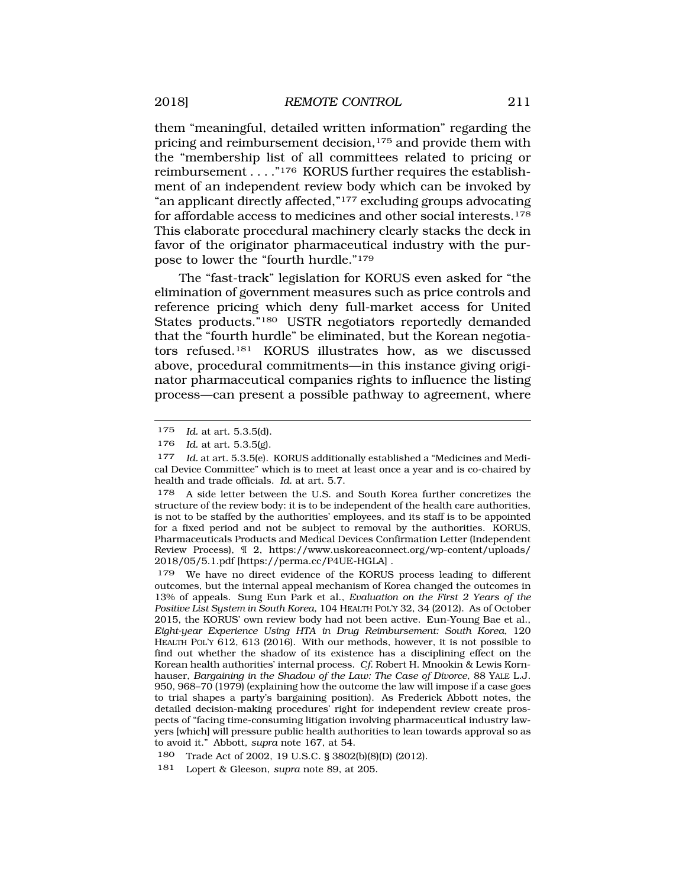them "meaningful, detailed written information" regarding the pricing and reimbursement decision,[175] and provide them with the "membership list of all committees related to pricing or reimbursement . . . ."[176] KORUS further requires the establishment of an independent review body which can be invoked by "an applicant directly affected,"[177] excluding groups advocating for affordable access to medicines and other social interests.[178] This elaborate procedural machinery clearly stacks the deck in favor of the originator pharmaceutical industry with the purpose to lower the "fourth hurdle."[179]

The "fast-track" legislation for KORUS even asked for "the elimination of government measures such as price controls and reference pricing which deny full-market access for United States products."[180] USTR negotiators reportedly demanded that the "fourth hurdle" be eliminated, but the Korean negotiators refused.[181] KORUS illustrates how, as we discussed above, procedural commitments—in this instance giving originator pharmaceutical companies rights to influence the listing process—can present a possible pathway to agreement, where

---

175 *Id.* at art. 5.3.5(d).

176 *Id.* at art. 5.3.5(g).

177 *Id.* at art. 5.3.5(e). KORUS additionally established a "Medicines and Medical Device Committee" which is to meet at least once a year and is co-chaired by health and trade officials. *Id.* at art. 5.7.

178 A side letter between the U.S. and South Korea further concretizes the structure of the review body: it is to be independent of the health care authorities, is not to be staffed by the authorities' employees, and its staff is to be appointed for a fixed period and not be subject to removal by the authorities. KORUS, Pharmaceuticals Products and Medical Devices Confirmation Letter (Independent Review Process), ¶ 2, https://www.uskoreaconnect.org/wp-content/uploads/2018/05/5.1.pdf [https://perma.cc/P4UE-HGLA] .

179 We have no direct evidence of the KORUS process leading to different outcomes, but the internal appeal mechanism of Korea changed the outcomes in 13% of appeals. Sung Eun Park et al., *Evaluation on the First 2 Years of the Positive List System in South Korea*, 104 HEALTH POL'Y 32, 34 (2012). As of October 2015, the KORUS' own review body had not been active. Eun-Young Bae et al., *Eight-year Experience Using HTA in Drug Reimbursement: South Korea*, 120 HEALTH POL'Y 612, 613 (2016). With our methods, however, it is not possible to find out whether the shadow of its existence has a disciplining effect on the Korean health authorities' internal process. *Cf.* Robert H. Mnookin & Lewis Kornhauser, *Bargaining in the Shadow of the Law: The Case of Divorce*, 88 YALE L.J. 950, 968–70 (1979) (explaining how the outcome the law will impose if a case goes to trial shapes a party's bargaining position). As Frederick Abbott notes, the detailed decision-making procedures' right for independent review create prospects of "facing time-consuming litigation involving pharmaceutical industry lawyers [which] will pressure public health authorities to lean towards approval so as to avoid it." Abbott, *supra* note 167, at 54.

180 Trade Act of 2002, 19 U.S.C. § 3802(b)(8)(D) (2012).

181 Lopert & Gleeson, *supra* note 89, at 205.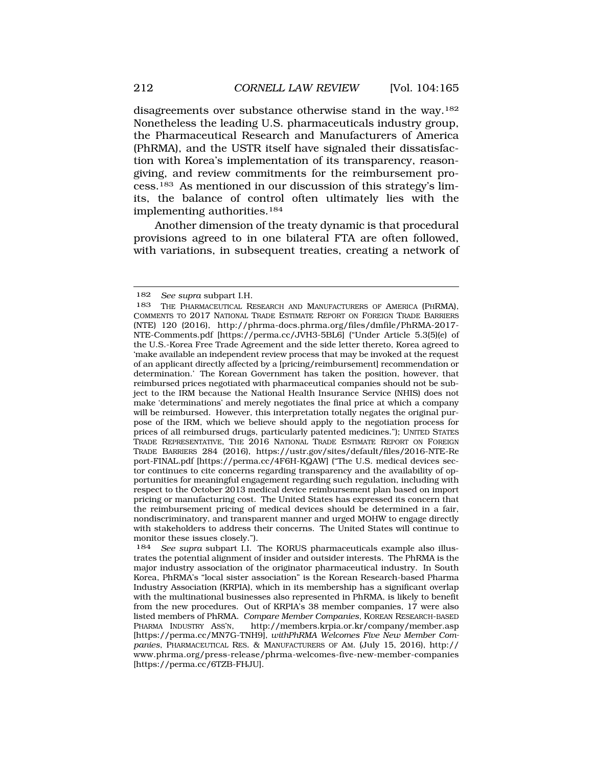disagreements over substance otherwise stand in the way.[182] Nonetheless the leading U.S. pharmaceuticals industry group, the Pharmaceutical Research and Manufacturers of America (PhRMA), and the USTR itself have signaled their dissatisfaction with Korea's implementation of its transparency, reason-giving, and review commitments for the reimbursement process.[183] As mentioned in our discussion of this strategy's limits, the balance of control often ultimately lies with the implementing authorities.[184]

Another dimension of the treaty dynamic is that procedural provisions agreed to in one bilateral FTA are often followed, with variations, in subsequent treaties, creating a network of

---

[182] *See supra* subpart I.H.

[183] THE PHARMACEUTICAL RESEARCH AND MANUFACTURERS OF AMERICA (PHRMA), COMMENTS TO 2017 NATIONAL TRADE ESTIMATE REPORT ON FOREIGN TRADE BARRIERS (NTE) 120 (2016), http://phrma-docs.phrma.org/files/dmfile/PhRMA-2017-NTE-Comments.pdf [https://perma.cc/JVH3-5BL6] ("Under Article 5.3(5)(e) of the U.S.-Korea Free Trade Agreement and the side letter thereto, Korea agreed to 'make available an independent review process that may be invoked at the request of an applicant directly affected by a [pricing/reimbursement] recommendation or determination.' The Korean Government has taken the position, however, that reimbursed prices negotiated with pharmaceutical companies should not be subject to the IRM because the National Health Insurance Service (NHIS) does not make 'determinations' and merely negotiates the final price at which a company will be reimbursed. However, this interpretation totally negates the original purpose of the IRM, which we believe should apply to the negotiation process for prices of all reimbursed drugs, particularly patented medicines."); UNITED STATES TRADE REPRESENTATIVE, THE 2016 NATIONAL TRADE ESTIMATE REPORT ON FOREIGN TRADE BARRIERS 284 (2016), https://ustr.gov/sites/default/files/2016-NTE-Report-FINAL.pdf [https://perma.cc/4F6H-KQAW] ("The U.S. medical devices sector continues to cite concerns regarding transparency and the availability of opportunities for meaningful engagement regarding such regulation, including with respect to the October 2013 medical device reimbursement plan based on import pricing or manufacturing cost. The United States has expressed its concern that the reimbursement pricing of medical devices should be determined in a fair, nondiscriminatory, and transparent manner and urged MOHW to engage directly with stakeholders to address their concerns. The United States will continue to monitor these issues closely.").

[184] *See supra* subpart I.I. The KORUS pharmaceuticals example also illustrates the potential alignment of insider and outsider interests. The PhRMA is the major industry association of the originator pharmaceutical industry. In South Korea, PhRMA's "local sister association" is the Korean Research-based Pharma Industry Association (KRPIA), which in its membership has a significant overlap with the multinational businesses also represented in PhRMA, is likely to benefit from the new procedures. Out of KRPIA's 38 member companies, 17 were also listed members of PhRMA. *Compare Member Companies*, KOREAN RESEARCH-BASED PHARMA INDUSTRY ASS'N, http://members.krpia.or.kr/company/member.asp [https://perma.cc/MN7G-TNH9], *with PhRMA Welcomes Five New Member Companies*, PHARMACEUTICAL RES. & MANUFACTURERS OF AM. (July 15, 2016), http://www.phrma.org/press-release/phrma-welcomes-five-new-member-companies [https://perma.cc/6TZB-FHJU].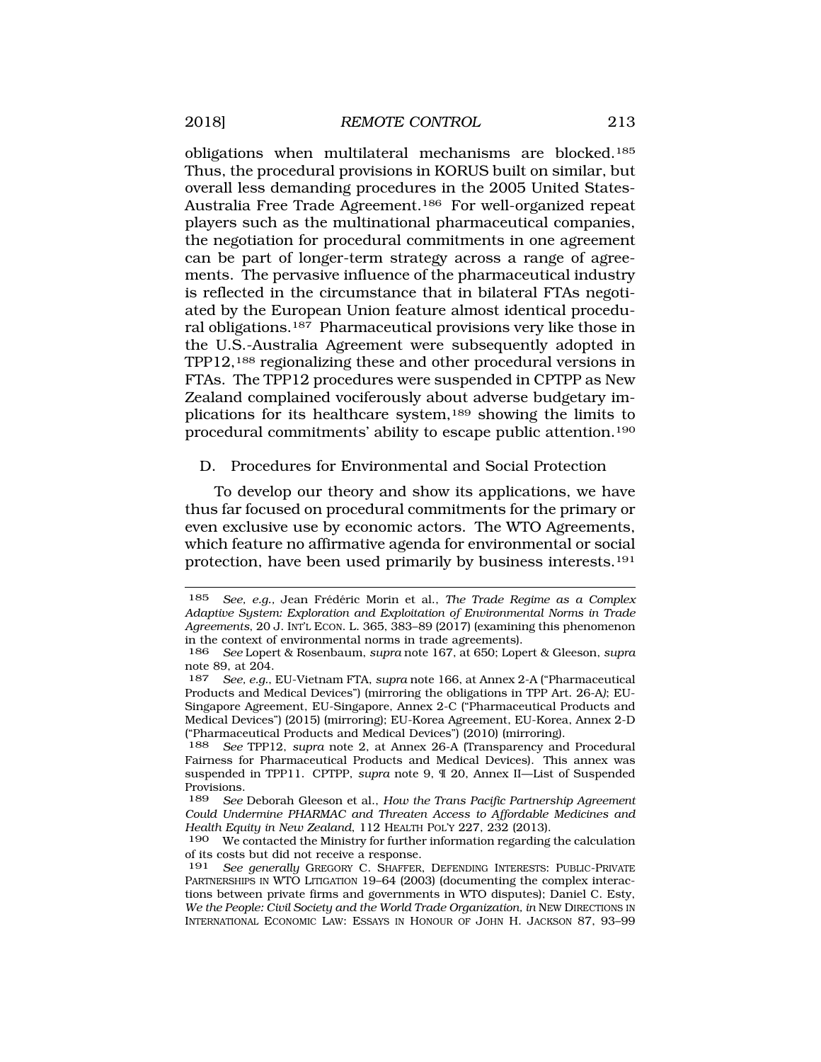obligations when multilateral mechanisms are blocked.[185] Thus, the procedural provisions in KORUS built on similar, but overall less demanding procedures in the 2005 United States-Australia Free Trade Agreement.[186] For well-organized repeat players such as the multinational pharmaceutical companies, the negotiation for procedural commitments in one agreement can be part of longer-term strategy across a range of agreements. The pervasive influence of the pharmaceutical industry is reflected in the circumstance that in bilateral FTAs negotiated by the European Union feature almost identical procedural obligations.[187] Pharmaceutical provisions very like those in the U.S.-Australia Agreement were subsequently adopted in TPP12,[188] regionalizing these and other procedural versions in FTAs. The TPP12 procedures were suspended in CPTPP as New Zealand complained vociferously about adverse budgetary implications for its healthcare system,[189] showing the limits to procedural commitments' ability to escape public attention.[190]

### D. Procedures for Environmental and Social Protection

To develop our theory and show its applications, we have thus far focused on procedural commitments for the primary or even exclusive use by economic actors. The WTO Agreements, which feature no affirmative agenda for environmental or social protection, have been used primarily by business interests.[191]

---

185 *See, e.g.*, Jean Frédéric Morin et al., *The Trade Regime as a Complex Adaptive System: Exploration and Exploitation of Environmental Norms in Trade Agreements*, 20 J. INT'L ECON. L. 365, 383–89 (2017) (examining this phenomenon in the context of environmental norms in trade agreements).

186 *See* Lopert & Rosenbaum, *supra* note 167, at 650; Lopert & Gleeson, *supra* note 89, at 204.

187 *See, e.g.*, EU-Vietnam FTA, *supra* note 166, at Annex 2-A ("Pharmaceutical Products and Medical Devices") (mirroring the obligations in TPP Art. 26-A); EU-Singapore Agreement, EU-Singapore, Annex 2-C ("Pharmaceutical Products and Medical Devices") (2015) (mirroring); EU-Korea Agreement, EU-Korea, Annex 2-D ("Pharmaceutical Products and Medical Devices") (2010) (mirroring).

188 *See* TPP12, *supra* note 2, at Annex 26-A (Transparency and Procedural Fairness for Pharmaceutical Products and Medical Devices). This annex was suspended in TPP11. CPTPP, *supra* note 9, ¶ 20, Annex II—List of Suspended Provisions.

189 *See* Deborah Gleeson et al., *How the Trans Pacific Partnership Agreement Could Undermine PHARMAC and Threaten Access to Affordable Medicines and Health Equity in New Zealand*, 112 HEALTH POL'Y 227, 232 (2013).

190 We contacted the Ministry for further information regarding the calculation of its costs but did not receive a response.

191 *See generally* GREGORY C. SHAFFER, DEFENDING INTERESTS: PUBLIC-PRIVATE PARTNERSHIPS IN WTO LITIGATION 19–64 (2003) (documenting the complex interactions between private firms and governments in WTO disputes); Daniel C. Esty, *We the People: Civil Society and the World Trade Organization*, *in* NEW DIRECTIONS IN INTERNATIONAL ECONOMIC LAW: ESSAYS IN HONOUR OF JOHN H. JACKSON 87, 93–99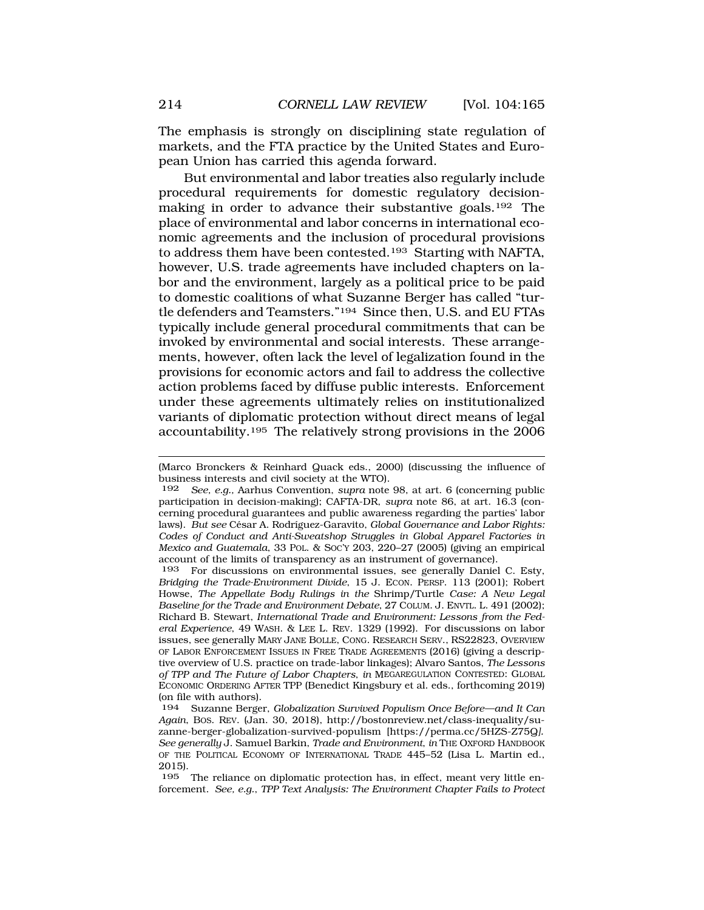The emphasis is strongly on disciplining state regulation of markets, and the FTA practice by the United States and European Union has carried this agenda forward.

But environmental and labor treaties also regularly include procedural requirements for domestic regulatory decision-making in order to advance their substantive goals.[192] The place of environmental and labor concerns in international economic agreements and the inclusion of procedural provisions to address them have been contested.[193] Starting with NAFTA, however, U.S. trade agreements have included chapters on labor and the environment, largely as a political price to be paid to domestic coalitions of what Suzanne Berger has called "turtle defenders and Teamsters."[194] Since then, U.S. and EU FTAs typically include general procedural commitments that can be invoked by environmental and social interests. These arrangements, however, often lack the level of legalization found in the provisions for economic actors and fail to address the collective action problems faced by diffuse public interests. Enforcement under these agreements ultimately relies on institutionalized variants of diplomatic protection without direct means of legal accountability.[195] The relatively strong provisions in the 2006

---

(Marco Bronckers & Reinhard Quack eds., 2000) (discussing the influence of business interests and civil society at the WTO).

[192] *See, e.g.*, Aarhus Convention, *supra* note 98, at art. 6 (concerning public participation in decision-making); CAFTA-DR, *supra* note 86, at art. 16.3 (concerning procedural guarantees and public awareness regarding the parties' labor laws). *But see* César A. Rodríguez-Garavito, *Global Governance and Labor Rights: Codes of Conduct and Anti-Sweatshop Struggles in Global Apparel Factories in Mexico and Guatemala*, 33 POL. & SOC'Y 203, 220–27 (2005) (giving an empirical account of the limits of transparency as an instrument of governance).

[193] For discussions on environmental issues, see generally Daniel C. Esty, *Bridging the Trade-Environment Divide*, 15 J. ECON. PERSP. 113 (2001); Robert Howse, *The Appellate Body Rulings in the* Shrimp/Turtle *Case: A New Legal Baseline for the Trade and Environment Debate*, 27 COLUM. J. ENVTL. L. 491 (2002); Richard B. Stewart, *International Trade and Environment: Lessons from the Federal Experience*, 49 WASH. & LEE L. REV. 1329 (1992). For discussions on labor issues, see generally MARY JANE BOLLE, CONG. RESEARCH SERV., RS22823, OVERVIEW OF LABOR ENFORCEMENT ISSUES IN FREE TRADE AGREEMENTS (2016) (giving a descriptive overview of U.S. practice on trade-labor linkages); Alvaro Santos, *The Lessons of TPP and The Future of Labor Chapters*, *in* MEGAREGULATION CONTESTED: GLOBAL ECONOMIC ORDERING AFTER TPP (Benedict Kingsbury et al. eds., forthcoming 2019) (on file with authors).

[194] Suzanne Berger, *Globalization Survived Populism Once Before—and It Can Again*, BOS. REV. (Jan. 30, 2018), http://bostonreview.net/class-inequality/suzanne-berger-globalization-survived-populism [https://perma.cc/5HZS-Z75Q]. *See generally* J. Samuel Barkin, *Trade and Environment*, *in* THE OXFORD HANDBOOK OF THE POLITICAL ECONOMY OF INTERNATIONAL TRADE 445–52 (Lisa L. Martin ed., 2015).

[195] The reliance on diplomatic protection has, in effect, meant very little enforcement. *See, e.g.*, *TPP Text Analysis: The Environment Chapter Fails to Protect*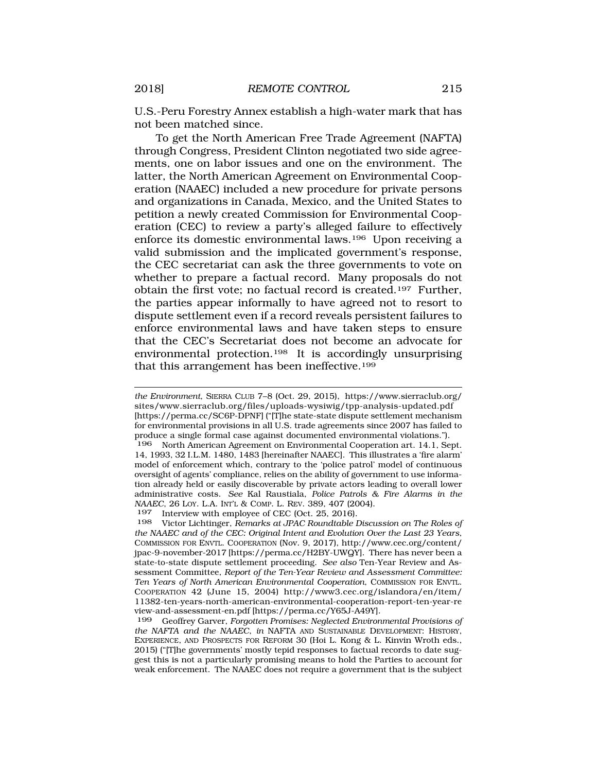U.S.-Peru Forestry Annex establish a high-water mark that has not been matched since.

To get the North American Free Trade Agreement (NAFTA) through Congress, President Clinton negotiated two side agreements, one on labor issues and one on the environment. The latter, the North American Agreement on Environmental Cooperation (NAAEC) included a new procedure for private persons and organizations in Canada, Mexico, and the United States to petition a newly created Commission for Environmental Cooperation (CEC) to review a party's alleged failure to effectively enforce its domestic environmental laws.[196] Upon receiving a valid submission and the implicated government's response, the CEC secretariat can ask the three governments to vote on whether to prepare a factual record. Many proposals do not obtain the first vote; no factual record is created.[197] Further, the parties appear informally to have agreed not to resort to dispute settlement even if a record reveals persistent failures to enforce environmental laws and have taken steps to ensure that the CEC's Secretariat does not become an advocate for environmental protection.[198] It is accordingly unsurprising that this arrangement has been ineffective.[199]

---

*the Environment*, SIERRA CLUB 7–8 (Oct. 29, 2015), https://www.sierraclub.org/sites/www.sierraclub.org/files/uploads-wysiwig/tpp-analysis-updated.pdf [https://perma.cc/SC6P-DPNF] ("[T]he state-state dispute settlement mechanism for environmental provisions in all U.S. trade agreements since 2007 has failed to produce a single formal case against documented environmental violations.").

196 North American Agreement on Environmental Cooperation art. 14.1, Sept. 14, 1993, 32 I.L.M. 1480, 1483 [hereinafter NAAEC]. This illustrates a 'fire alarm' model of enforcement which, contrary to the 'police patrol' model of continuous oversight of agents' compliance, relies on the ability of government to use information already held or easily discoverable by private actors leading to overall lower administrative costs. *See* Kal Raustiala, *Police Patrols & Fire Alarms in the NAAEC*, 26 LOY. L.A. INT'L & COMP. L. REV. 389, 407 (2004).

197 Interview with employee of CEC (Oct. 25, 2016).

198 Victor Lichtinger, *Remarks at JPAC Roundtable Discussion on The Roles of the NAAEC and of the CEC: Original Intent and Evolution Over the Last 23 Years*, COMMISSION FOR ENVTL. COOPERATION (Nov. 9, 2017), http://www.cec.org/content/jpac-9-november-2017 [https://perma.cc/H2BY-UWQY]. There has never been a state-to-state dispute settlement proceeding. *See also* Ten-Year Review and Assessment Committee, *Report of the Ten-Year Review and Assessment Committee: Ten Years of North American Environmental Cooperation*, COMMISSION FOR ENVTL. COOPERATION 42 (June 15, 2004) http://www3.cec.org/islandora/en/item/11382-ten-years-north-american-environmental-cooperation-report-ten-year-review-and-assessment-en.pdf [https://perma.cc/Y65J-A49Y].

199 Geoffrey Garver, *Forgotten Promises: Neglected Environmental Provisions of the NAFTA and the NAAEC*, *in* NAFTA AND SUSTAINABLE DEVELOPMENT: HISTORY, EXPERIENCE, AND PROSPECTS FOR REFORM 30 (Hoi L. Kong & L. Kinvin Wroth eds., 2015) ("[T]he governments' mostly tepid responses to factual records to date suggest this is not a particularly promising means to hold the Parties to account for weak enforcement. The NAAEC does not require a government that is the subject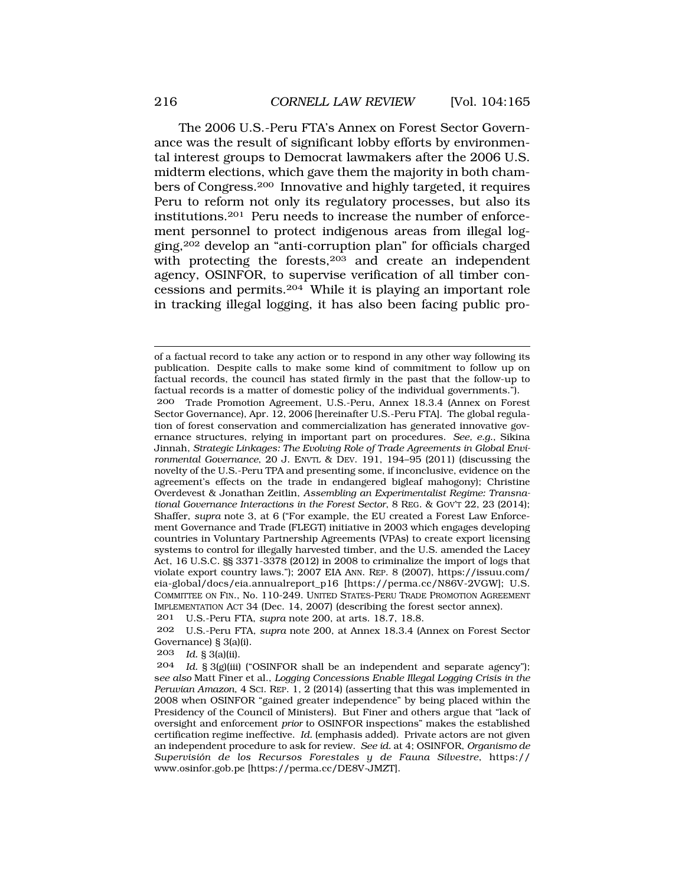The 2006 U.S.-Peru FTA's Annex on Forest Sector Governance was the result of significant lobby efforts by environmental interest groups to Democrat lawmakers after the 2006 U.S. midterm elections, which gave them the majority in both chambers of Congress.[200] Innovative and highly targeted, it requires Peru to reform not only its regulatory processes, but also its institutions.[201] Peru needs to increase the number of enforcement personnel to protect indigenous areas from illegal logging,[202] develop an "anti-corruption plan" for officials charged with protecting the forests,[203] and create an independent agency, OSINFOR, to supervise verification of all timber concessions and permits.[204] While it is playing an important role in tracking illegal logging, it has also been facing public pro-

---

of a factual record to take any action or to respond in any other way following its publication. Despite calls to make some kind of commitment to follow up on factual records, the council has stated firmly in the past that the follow-up to factual records is a matter of domestic policy of the individual governments.").

200 Trade Promotion Agreement, U.S.-Peru, Annex 18.3.4 (Annex on Forest Sector Governance), Apr. 12, 2006 [hereinafter U.S.-Peru FTA]. The global regulation of forest conservation and commercialization has generated innovative governance structures, relying in important part on procedures. *See, e.g.*, Sikina Jinnah, *Strategic Linkages: The Evolving Role of Trade Agreements in Global Environmental Governance*, 20 J. ENVTL & DEV. 191, 194–95 (2011) (discussing the novelty of the U.S.-Peru TPA and presenting some, if inconclusive, evidence on the agreement's effects on the trade in endangered bigleaf mahogany); Christine Overdevest & Jonathan Zeitlin, *Assembling an Experimentalist Regime: Transnational Governance Interactions in the Forest Sector*, 8 REG. & GOV'T 22, 23 (2014); Shaffer, *supra* note 3, at 6 ("For example, the EU created a Forest Law Enforcement Governance and Trade (FLEGT) initiative in 2003 which engages developing countries in Voluntary Partnership Agreements (VPAs) to create export licensing systems to control for illegally harvested timber, and the U.S. amended the Lacey Act, 16 U.S.C. §§ 3371-3378 (2012) in 2008 to criminalize the import of logs that violate export country laws."); 2007 EIA ANN. REP. 8 (2007), https://issuu.com/eia-global/docs/eia.annualreport_p16 [https://perma.cc/N86V-2VGW]; U.S. COMMITTEE ON FIN., No. 110-249. UNITED STATES-PERU TRADE PROMOTION AGREEMENT IMPLEMENTATION ACT 34 (Dec. 14, 2007) (describing the forest sector annex).

201 U.S.-Peru FTA, *supra* note 200, at arts. 18.7, 18.8.

202 U.S.-Peru FTA, *supra* note 200, at Annex 18.3.4 (Annex on Forest Sector Governance) § 3(a)(i).

203 *Id.* § 3(a)(ii).

204 *Id.* § 3(g)(iii) ("OSINFOR shall be an independent and separate agency"); *see also* Matt Finer et al., *Logging Concessions Enable Illegal Logging Crisis in the Peruvian Amazon*, 4 SCI. REP. 1, 2 (2014) (asserting that this was implemented in 2008 when OSINFOR "gained greater independence" by being placed within the Presidency of the Council of Ministers). But Finer and others argue that "lack of oversight and enforcement *prior* to OSINFOR inspections" makes the established certification regime ineffective. *Id.* (emphasis added). Private actors are not given an independent procedure to ask for review. *See id.* at 4; OSINFOR, *Organismo de Supervisión de los Recursos Forestales y de Fauna Silvestre*, https://www.osinfor.gob.pe [https://perma.cc/DE8V-JMZT].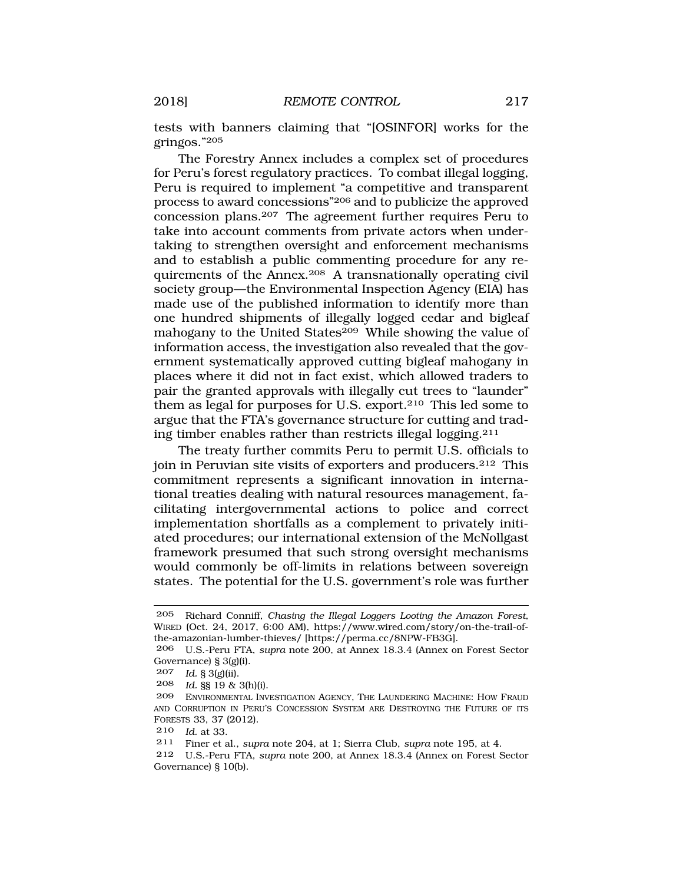tests with banners claiming that "[OSINFOR] works for the gringos."[205]

The Forestry Annex includes a complex set of procedures for Peru's forest regulatory practices. To combat illegal logging, Peru is required to implement "a competitive and transparent process to award concessions"[206] and to publicize the approved concession plans.[207] The agreement further requires Peru to take into account comments from private actors when undertaking to strengthen oversight and enforcement mechanisms and to establish a public commenting procedure for any requirements of the Annex.[208] A transnationally operating civil society group—the Environmental Inspection Agency (EIA) has made use of the published information to identify more than one hundred shipments of illegally logged cedar and bigleaf mahogany to the United States[209] While showing the value of information access, the investigation also revealed that the government systematically approved cutting bigleaf mahogany in places where it did not in fact exist, which allowed traders to pair the granted approvals with illegally cut trees to "launder" them as legal for purposes for U.S. export.[210] This led some to argue that the FTA's governance structure for cutting and trading timber enables rather than restricts illegal logging.[211]

The treaty further commits Peru to permit U.S. officials to join in Peruvian site visits of exporters and producers.[212] This commitment represents a significant innovation in international treaties dealing with natural resources management, facilitating intergovernmental actions to police and correct implementation shortfalls as a complement to privately initiated procedures; our international extension of the McNollgast framework presumed that such strong oversight mechanisms would commonly be off-limits in relations between sovereign states. The potential for the U.S. government's role was further

---

205 Richard Conniff, *Chasing the Illegal Loggers Looting the Amazon Forest*, WIRED (Oct. 24, 2017, 6:00 AM), https://www.wired.com/story/on-the-trail-of-the-amazonian-lumber-thieves/ [https://perma.cc/8NPW-FB3G].

206 U.S.-Peru FTA, *supra* note 200, at Annex 18.3.4 (Annex on Forest Sector Governance) § 3(g)(i).

207 *Id.* § 3(g)(ii).

208 *Id.* §§ 19 & 3(h)(i).

209 ENVIRONMENTAL INVESTIGATION AGENCY, THE LAUNDERING MACHINE: HOW FRAUD AND CORRUPTION IN PERU'S CONCESSION SYSTEM ARE DESTROYING THE FUTURE OF ITS FORESTS 33, 37 (2012).

210 *Id.* at 33.

211 Finer et al., *supra* note 204, at 1; Sierra Club, *supra* note 195, at 4.

212 U.S.-Peru FTA, *supra* note 200, at Annex 18.3.4 (Annex on Forest Sector Governance) § 10(b).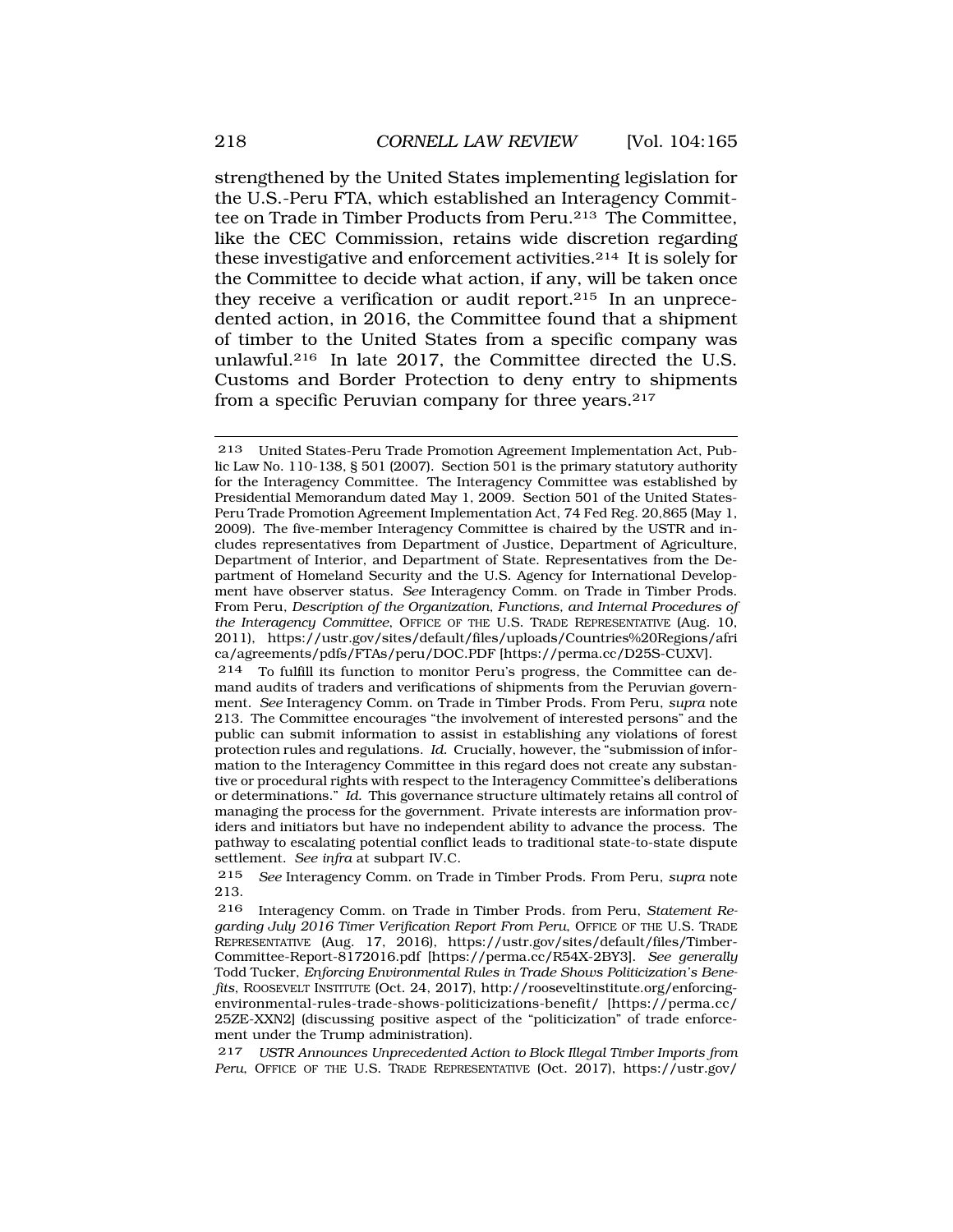strengthened by the United States implementing legislation for the U.S.-Peru FTA, which established an Interagency Committee on Trade in Timber Products from Peru.[213] The Committee, like the CEC Commission, retains wide discretion regarding these investigative and enforcement activities.[214] It is solely for the Committee to decide what action, if any, will be taken once they receive a verification or audit report.[215] In an unprecedented action, in 2016, the Committee found that a shipment of timber to the United States from a specific company was unlawful.[216] In late 2017, the Committee directed the U.S. Customs and Border Protection to deny entry to shipments from a specific Peruvian company for three years.[217]

---

213 United States-Peru Trade Promotion Agreement Implementation Act, Public Law No. 110-138, § 501 (2007). Section 501 is the primary statutory authority for the Interagency Committee. The Interagency Committee was established by Presidential Memorandum dated May 1, 2009. Section 501 of the United States-Peru Trade Promotion Agreement Implementation Act, 74 Fed Reg. 20,865 (May 1, 2009). The five-member Interagency Committee is chaired by the USTR and includes representatives from Department of Justice, Department of Agriculture, Department of Interior, and Department of State. Representatives from the Department of Homeland Security and the U.S. Agency for International Development have observer status. *See* Interagency Comm. on Trade in Timber Prods. From Peru, *Description of the Organization, Functions, and Internal Procedures of the Interagency Committee*, OFFICE OF THE U.S. TRADE REPRESENTATIVE (Aug. 10, 2011), https://ustr.gov/sites/default/files/uploads/Countries%20Regions/africa/agreements/pdfs/FTAs/peru/DOC.PDF [https://perma.cc/D25S-CUXV].

214 To fulfill its function to monitor Peru's progress, the Committee can demand audits of traders and verifications of shipments from the Peruvian government. *See* Interagency Comm. on Trade in Timber Prods. From Peru, *supra* note 213. The Committee encourages "the involvement of interested persons" and the public can submit information to assist in establishing any violations of forest protection rules and regulations. *Id.* Crucially, however, the "submission of information to the Interagency Committee in this regard does not create any substantive or procedural rights with respect to the Interagency Committee's deliberations or determinations." *Id.* This governance structure ultimately retains all control of managing the process for the government. Private interests are information providers and initiators but have no independent ability to advance the process. The pathway to escalating potential conflict leads to traditional state-to-state dispute settlement. *See infra* at subpart IV.C.

215 *See* Interagency Comm. on Trade in Timber Prods. From Peru, *supra* note 213.

216 Interagency Comm. on Trade in Timber Prods. from Peru, *Statement Regarding July 2016 Timer Verification Report From Peru*, OFFICE OF THE U.S. TRADE REPRESENTATIVE (Aug. 17, 2016), https://ustr.gov/sites/default/files/Timber-Committee-Report-8172016.pdf [https://perma.cc/R54X-2BY3]. *See generally* Todd Tucker, *Enforcing Environmental Rules in Trade Shows Politicization's Benefits*, ROOSEVELT INSTITUTE (Oct. 24, 2017), http://rooseveltinstitute.org/enforcing-environmental-rules-trade-shows-politicizations-benefit/ [https://perma.cc/25ZE-XXN2] (discussing positive aspect of the "politicization" of trade enforcement under the Trump administration).

217 *USTR Announces Unprecedented Action to Block Illegal Timber Imports from Peru*, OFFICE OF THE U.S. TRADE REPRESENTATIVE (Oct. 2017), https://ustr.gov/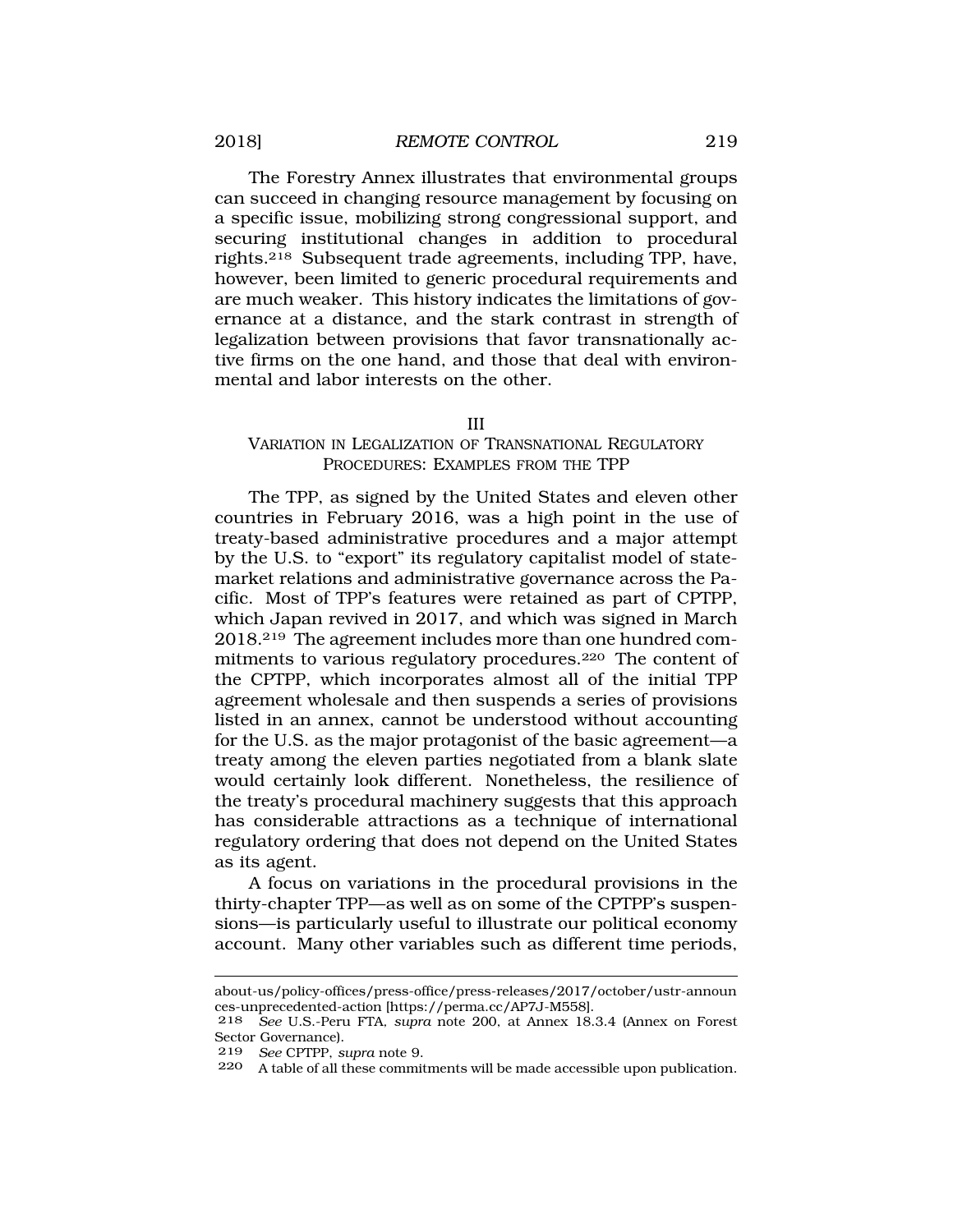The Forestry Annex illustrates that environmental groups can succeed in changing resource management by focusing on a specific issue, mobilizing strong congressional support, and securing institutional changes in addition to procedural rights.[218] Subsequent trade agreements, including TPP, have, however, been limited to generic procedural requirements and are much weaker. This history indicates the limitations of governance at a distance, and the stark contrast in strength of legalization between provisions that favor transnationally active firms on the one hand, and those that deal with environmental and labor interests on the other.

## III
## VARIATION IN LEGALIZATION OF TRANSNATIONAL REGULATORY PROCEDURES: EXAMPLES FROM THE TPP

The TPP, as signed by the United States and eleven other countries in February 2016, was a high point in the use of treaty-based administrative procedures and a major attempt by the U.S. to "export" its regulatory capitalist model of state-market relations and administrative governance across the Pacific. Most of TPP's features were retained as part of CPTPP, which Japan revived in 2017, and which was signed in March 2018.[219] The agreement includes more than one hundred commitments to various regulatory procedures.[220] The content of the CPTPP, which incorporates almost all of the initial TPP agreement wholesale and then suspends a series of provisions listed in an annex, cannot be understood without accounting for the U.S. as the major protagonist of the basic agreement—a treaty among the eleven parties negotiated from a blank slate would certainly look different. Nonetheless, the resilience of the treaty's procedural machinery suggests that this approach has considerable attractions as a technique of international regulatory ordering that does not depend on the United States as its agent.

A focus on variations in the procedural provisions in the thirty-chapter TPP—as well as on some of the CPTPP's suspensions—is particularly useful to illustrate our political economy account. Many other variables such as different time periods,

---

about-us/policy-offices/press-office/press-releases/2017/october/ustr-announces-unprecedented-action [https://perma.cc/AP7J-M558].

218 *See* U.S.-Peru FTA, *supra* note 200, at Annex 18.3.4 (Annex on Forest Sector Governance).

219 *See* CPTPP, *supra* note 9.

220 A table of all these commitments will be made accessible upon publication.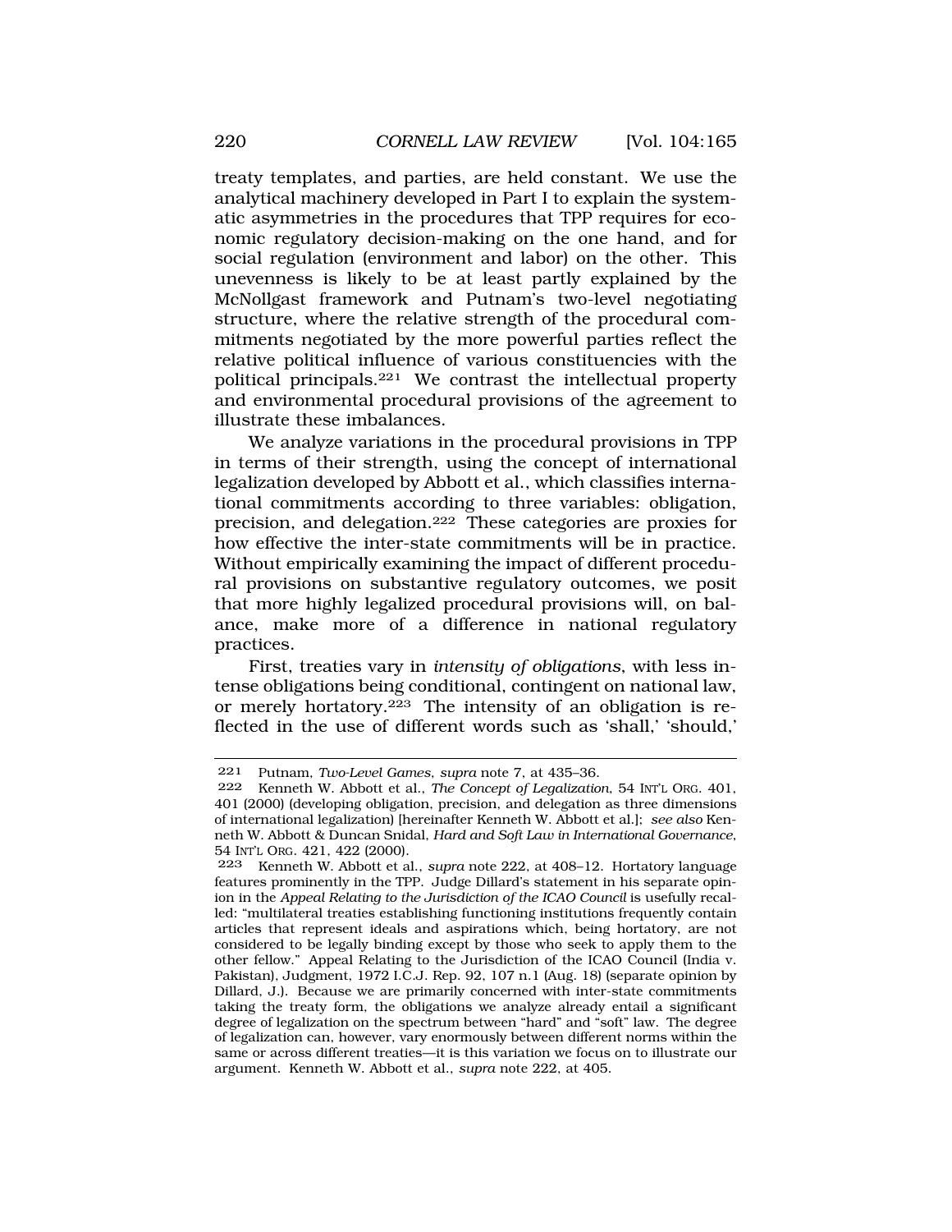treaty templates, and parties, are held constant. We use the analytical machinery developed in Part I to explain the systematic asymmetries in the procedures that TPP requires for economic regulatory decision-making on the one hand, and for social regulation (environment and labor) on the other. This unevenness is likely to be at least partly explained by the McNollgast framework and Putnam's two-level negotiating structure, where the relative strength of the procedural commitments negotiated by the more powerful parties reflect the relative political influence of various constituencies with the political principals.[221] We contrast the intellectual property and environmental procedural provisions of the agreement to illustrate these imbalances.

We analyze variations in the procedural provisions in TPP in terms of their strength, using the concept of international legalization developed by Abbott et al., which classifies international commitments according to three variables: obligation, precision, and delegation.[222] These categories are proxies for how effective the inter-state commitments will be in practice. Without empirically examining the impact of different procedural provisions on substantive regulatory outcomes, we posit that more highly legalized procedural provisions will, on balance, make more of a difference in national regulatory practices.

First, treaties vary in *intensity of obligations*, with less intense obligations being conditional, contingent on national law, or merely hortatory.[223] The intensity of an obligation is reflected in the use of different words such as 'shall,' 'should,'

---

221 Putnam, *Two-Level Games*, *supra* note 7, at 435–36.

222 Kenneth W. Abbott et al., *The Concept of Legalization*, 54 INT'L ORG. 401, 401 (2000) (developing obligation, precision, and delegation as three dimensions of international legalization) [hereinafter Kenneth W. Abbott et al.]; *see also* Kenneth W. Abbott & Duncan Snidal, *Hard and Soft Law in International Governance*, 54 INT'L ORG. 421, 422 (2000).

223 Kenneth W. Abbott et al., *supra* note 222, at 408–12. Hortatory language features prominently in the TPP. Judge Dillard's statement in his separate opinion in the *Appeal Relating to the Jurisdiction of the ICAO Council* is usefully recalled: "multilateral treaties establishing functioning institutions frequently contain articles that represent ideals and aspirations which, being hortatory, are not considered to be legally binding except by those who seek to apply them to the other fellow." Appeal Relating to the Jurisdiction of the ICAO Council (India v. Pakistan), Judgment, 1972 I.C.J. Rep. 92, 107 n.1 (Aug. 18) (separate opinion by Dillard, J.). Because we are primarily concerned with inter-state commitments taking the treaty form, the obligations we analyze already entail a significant degree of legalization on the spectrum between "hard" and "soft" law. The degree of legalization can, however, vary enormously between different norms within the same or across different treaties—it is this variation we focus on to illustrate our argument. Kenneth W. Abbott et al., *supra* note 222, at 405.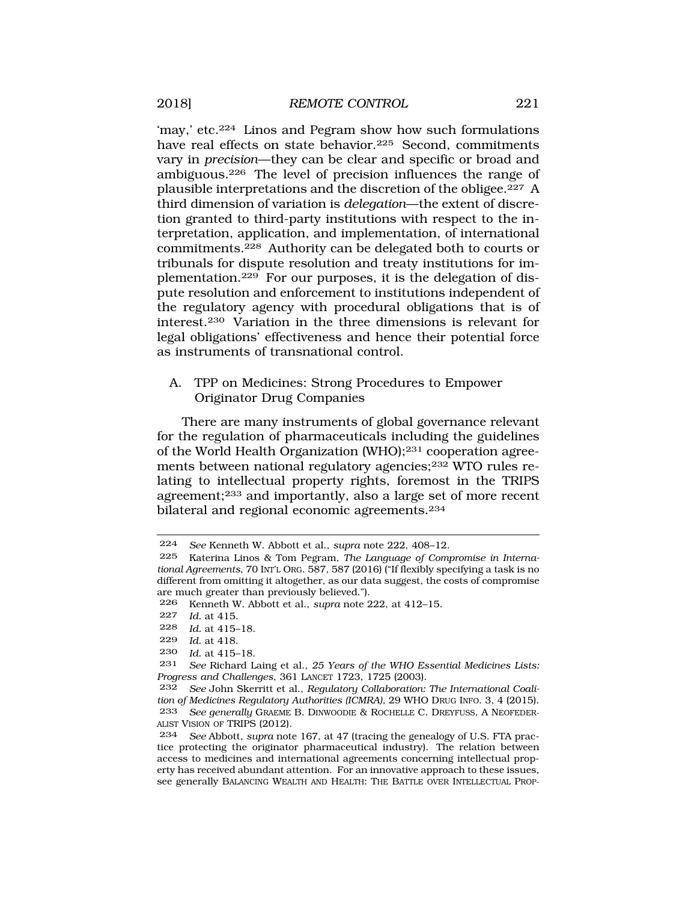'may,' etc.[224] Linos and Pegram show how such formulations have real effects on state behavior.[225] Second, commitments vary in *precision*—they can be clear and specific or broad and ambiguous.[226] The level of precision influences the range of plausible interpretations and the discretion of the obligee.[227] A third dimension of variation is *delegation*—the extent of discretion granted to third-party institutions with respect to the interpretation, application, and implementation, of international commitments.[228] Authority can be delegated both to courts or tribunals for dispute resolution and treaty institutions for implementation.[229] For our purposes, it is the delegation of dispute resolution and enforcement to institutions independent of the regulatory agency with procedural obligations that is of interest.[230] Variation in the three dimensions is relevant for legal obligations' effectiveness and hence their potential force as instruments of transnational control.

## A. TPP on Medicines: Strong Procedures to Empower Originator Drug Companies

There are many instruments of global governance relevant for the regulation of pharmaceuticals including the guidelines of the World Health Organization (WHO);[231] cooperation agreements between national regulatory agencies;[232] WTO rules relating to intellectual property rights, foremost in the TRIPS agreement;[233] and importantly, also a large set of more recent bilateral and regional economic agreements.[234]

---

224 *See* Kenneth W. Abbott et al., *supra* note 222, 408–12.

225 Katerina Linos & Tom Pegram, *The Language of Compromise in International Agreements*, 70 INT'L ORG. 587, 587 (2016) ("If flexibly specifying a task is no different from omitting it altogether, as our data suggest, the costs of compromise are much greater than previously believed.").

226 Kenneth W. Abbott et al., *supra* note 222, at 412–15.

227 *Id.* at 415.

228 *Id.* at 415–18.

229 *Id.* at 418.

230 *Id.* at 415–18.

231 *See* Richard Laing et al., *25 Years of the WHO Essential Medicines Lists: Progress and Challenges*, 361 LANCET 1723, 1725 (2003).

232 *See* John Skerritt et al., *Regulatory Collaboration: The International Coalition of Medicines Regulatory Authorities (ICMRA)*, 29 WHO DRUG INFO. 3, 4 (2015).

233 *See generally* GRAEME B. DINWOODIE & ROCHELLE C. DREYFUSS, A NEOFEDERALIST VISION OF TRIPS (2012).

234 *See* Abbott, *supra* note 167, at 47 (tracing the genealogy of U.S. FTA practice protecting the originator pharmaceutical industry). The relation between access to medicines and international agreements concerning intellectual property has received abundant attention. For an innovative approach to these issues, see generally BALANCING WEALTH AND HEALTH: THE BATTLE OVER INTELLECTUAL PROP-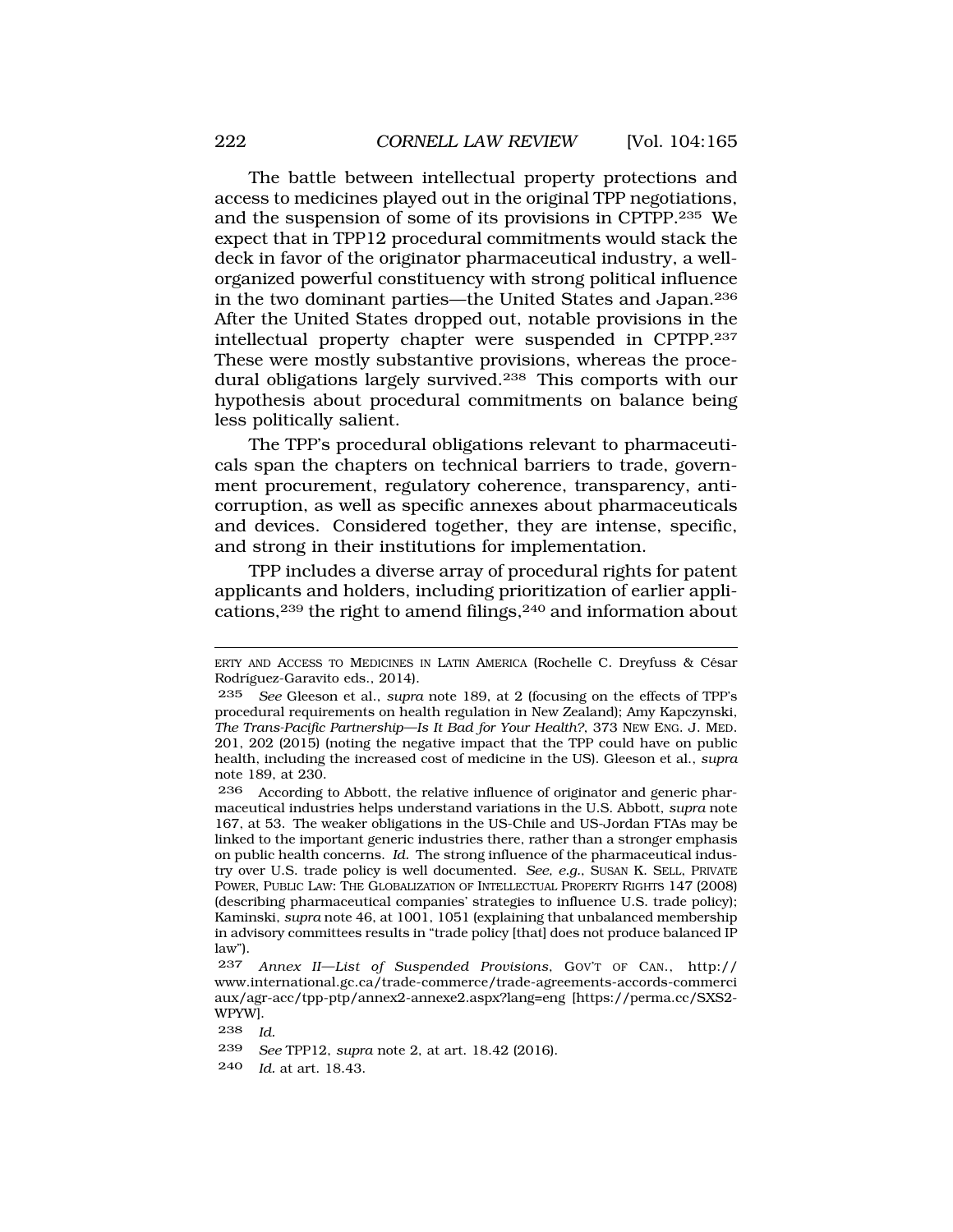The battle between intellectual property protections and access to medicines played out in the original TPP negotiations, and the suspension of some of its provisions in CPTPP.[235] We expect that in TPP12 procedural commitments would stack the deck in favor of the originator pharmaceutical industry, a well-organized powerful constituency with strong political influence in the two dominant parties—the United States and Japan.[236] After the United States dropped out, notable provisions in the intellectual property chapter were suspended in CPTPP.[237] These were mostly substantive provisions, whereas the procedural obligations largely survived.[238] This comports with our hypothesis about procedural commitments on balance being less politically salient.

The TPP's procedural obligations relevant to pharmaceuticals span the chapters on technical barriers to trade, government procurement, regulatory coherence, transparency, anti-corruption, as well as specific annexes about pharmaceuticals and devices. Considered together, they are intense, specific, and strong in their institutions for implementation.

TPP includes a diverse array of procedural rights for patent applicants and holders, including prioritization of earlier applications,[239] the right to amend filings,[240] and information about

---

ERTY AND ACCESS TO MEDICINES IN LATIN AMERICA (Rochelle C. Dreyfuss & César Rodríguez-Garavito eds., 2014).

[235] *See* Gleeson et al., *supra* note 189, at 2 (focusing on the effects of TPP's procedural requirements on health regulation in New Zealand); Amy Kapczynski, *The Trans-Pacific Partnership—Is It Bad for Your Health?*, 373 NEW ENG. J. MED. 201, 202 (2015) (noting the negative impact that the TPP could have on public health, including the increased cost of medicine in the US). Gleeson et al., *supra* note 189, at 230.

[236] According to Abbott, the relative influence of originator and generic pharmaceutical industries helps understand variations in the U.S. Abbott, *supra* note 167, at 53. The weaker obligations in the US-Chile and US-Jordan FTAs may be linked to the important generic industries there, rather than a stronger emphasis on public health concerns. *Id.* The strong influence of the pharmaceutical industry over U.S. trade policy is well documented. *See, e.g.*, SUSAN K. SELL, PRIVATE POWER, PUBLIC LAW: THE GLOBALIZATION OF INTELLECTUAL PROPERTY RIGHTS 147 (2008) (describing pharmaceutical companies' strategies to influence U.S. trade policy); Kaminski, *supra* note 46, at 1001, 1051 (explaining that unbalanced membership in advisory committees results in "trade policy [that] does not produce balanced IP law").

[237] *Annex II—List of Suspended Provisions*, GOV'T OF CAN., http://www.international.gc.ca/trade-commerce/trade-agreements-accords-commerciaux/agr-acc/tpp-ptp/annex2-annexe2.aspx?lang=eng [https://perma.cc/SXS2-WPYW].

[238] *Id.*

[239] *See* TPP12, *supra* note 2, at art. 18.42 (2016).

[240] *Id.* at art. 18.43.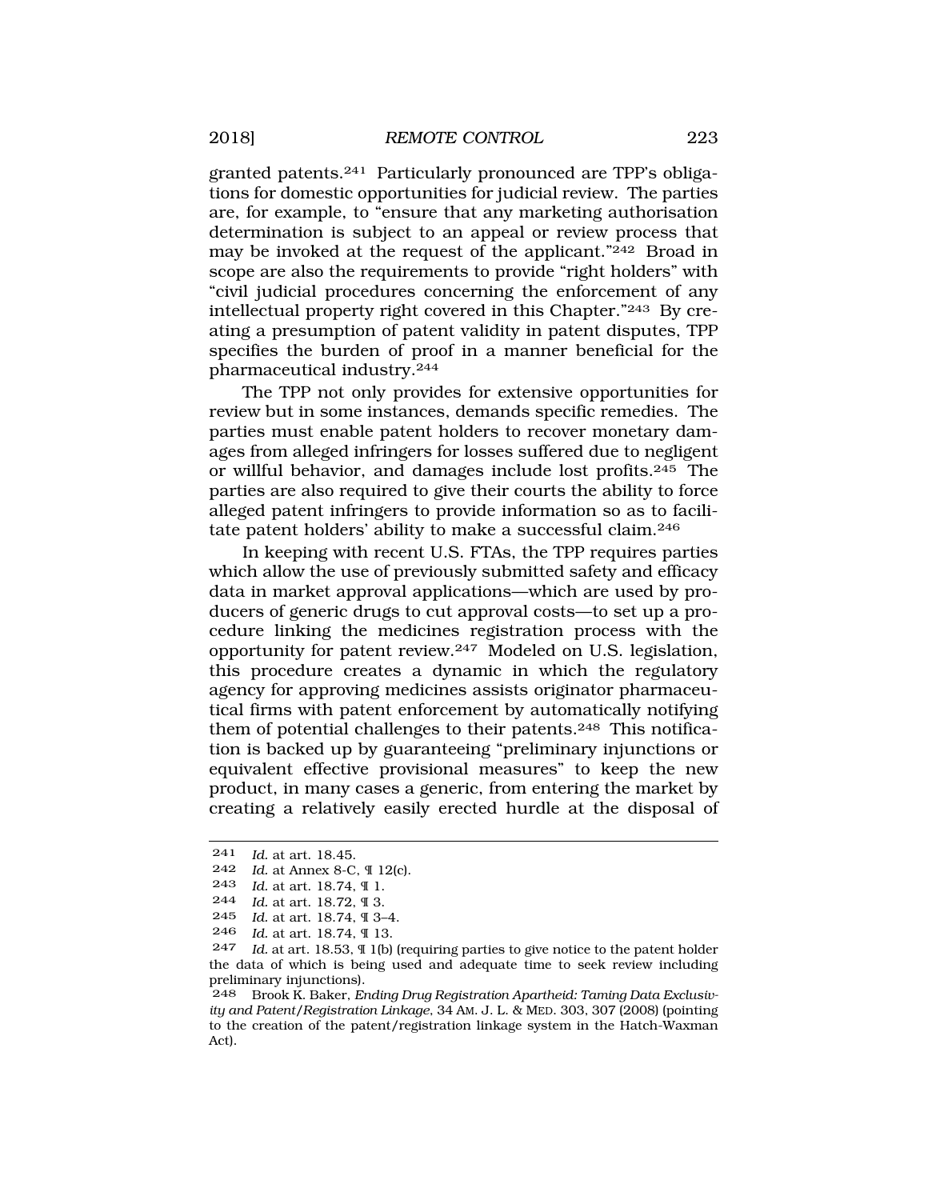granted patents.[241] Particularly pronounced are TPP's obligations for domestic opportunities for judicial review. The parties are, for example, to "ensure that any marketing authorisation determination is subject to an appeal or review process that may be invoked at the request of the applicant."[242] Broad in scope are also the requirements to provide "right holders" with "civil judicial procedures concerning the enforcement of any intellectual property right covered in this Chapter."[243] By creating a presumption of patent validity in patent disputes, TPP specifies the burden of proof in a manner beneficial for the pharmaceutical industry.[244]

The TPP not only provides for extensive opportunities for review but in some instances, demands specific remedies. The parties must enable patent holders to recover monetary damages from alleged infringers for losses suffered due to negligent or willful behavior, and damages include lost profits.[245] The parties are also required to give their courts the ability to force alleged patent infringers to provide information so as to facilitate patent holders' ability to make a successful claim.[246]

In keeping with recent U.S. FTAs, the TPP requires parties which allow the use of previously submitted safety and efficacy data in market approval applications—which are used by producers of generic drugs to cut approval costs—to set up a procedure linking the medicines registration process with the opportunity for patent review.[247] Modeled on U.S. legislation, this procedure creates a dynamic in which the regulatory agency for approving medicines assists originator pharmaceutical firms with patent enforcement by automatically notifying them of potential challenges to their patents.[248] This notification is backed up by guaranteeing "preliminary injunctions or equivalent effective provisional measures" to keep the new product, in many cases a generic, from entering the market by creating a relatively easily erected hurdle at the disposal of

---

241 *Id.* at art. 18.45.

242 *Id.* at Annex 8-C, ¶ 12(c).

243 *Id.* at art. 18.74, ¶ 1.

244 *Id.* at art. 18.72, ¶ 3.

245 *Id.* at art. 18.74, ¶ 3–4.

246 *Id.* at art. 18.74, ¶ 13.

247 *Id.* at art. 18.53, ¶ 1(b) (requiring parties to give notice to the patent holder the data of which is being used and adequate time to seek review including preliminary injunctions).

248 Brook K. Baker, *Ending Drug Registration Apartheid: Taming Data Exclusivity and Patent/Registration Linkage*, 34 AM. J. L. & MED. 303, 307 (2008) (pointing to the creation of the patent/registration linkage system in the Hatch-Waxman Act).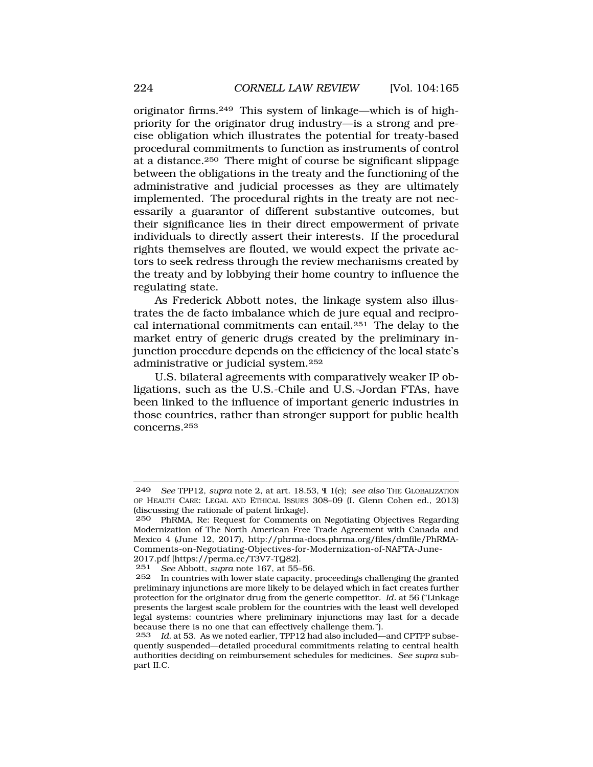originator firms.[249] This system of linkage—which is of high-priority for the originator drug industry—is a strong and precise obligation which illustrates the potential for treaty-based procedural commitments to function as instruments of control at a distance.[250] There might of course be significant slippage between the obligations in the treaty and the functioning of the administrative and judicial processes as they are ultimately implemented. The procedural rights in the treaty are not necessarily a guarantor of different substantive outcomes, but their significance lies in their direct empowerment of private individuals to directly assert their interests. If the procedural rights themselves are flouted, we would expect the private actors to seek redress through the review mechanisms created by the treaty and by lobbying their home country to influence the regulating state.

As Frederick Abbott notes, the linkage system also illustrates the de facto imbalance which de jure equal and reciprocal international commitments can entail.[251] The delay to the market entry of generic drugs created by the preliminary injunction procedure depends on the efficiency of the local state's administrative or judicial system.[252]

U.S. bilateral agreements with comparatively weaker IP obligations, such as the U.S.-Chile and U.S.-Jordan FTAs, have been linked to the influence of important generic industries in those countries, rather than stronger support for public health concerns.[253]

---

249 *See* TPP12, *supra* note 2, at art. 18.53, ¶ 1(c); *see also* THE GLOBALIZATION OF HEALTH CARE: LEGAL AND ETHICAL ISSUES 308–09 (I. Glenn Cohen ed., 2013) (discussing the rationale of patent linkage).

250 PhRMA, Re: Request for Comments on Negotiating Objectives Regarding Modernization of The North American Free Trade Agreement with Canada and Mexico 4 (June 12, 2017), http://phrma-docs.phrma.org/files/dmfile/PhRMA-Comments-on-Negotiating-Objectives-for-Modernization-of-NAFTA-June-2017.pdf [https://perma.cc/T3V7-TQ82].

251 *See* Abbott, *supra* note 167, at 55–56.

252 In countries with lower state capacity, proceedings challenging the granted preliminary injunctions are more likely to be delayed which in fact creates further protection for the originator drug from the generic competitor. *Id.* at 56 ("Linkage presents the largest scale problem for the countries with the least well developed legal systems: countries where preliminary injunctions may last for a decade because there is no one that can effectively challenge them.").

253 *Id.* at 53. As we noted earlier, TPP12 had also included—and CPTPP subsequently suspended—detailed procedural commitments relating to central health authorities deciding on reimbursement schedules for medicines. *See supra* subpart II.C.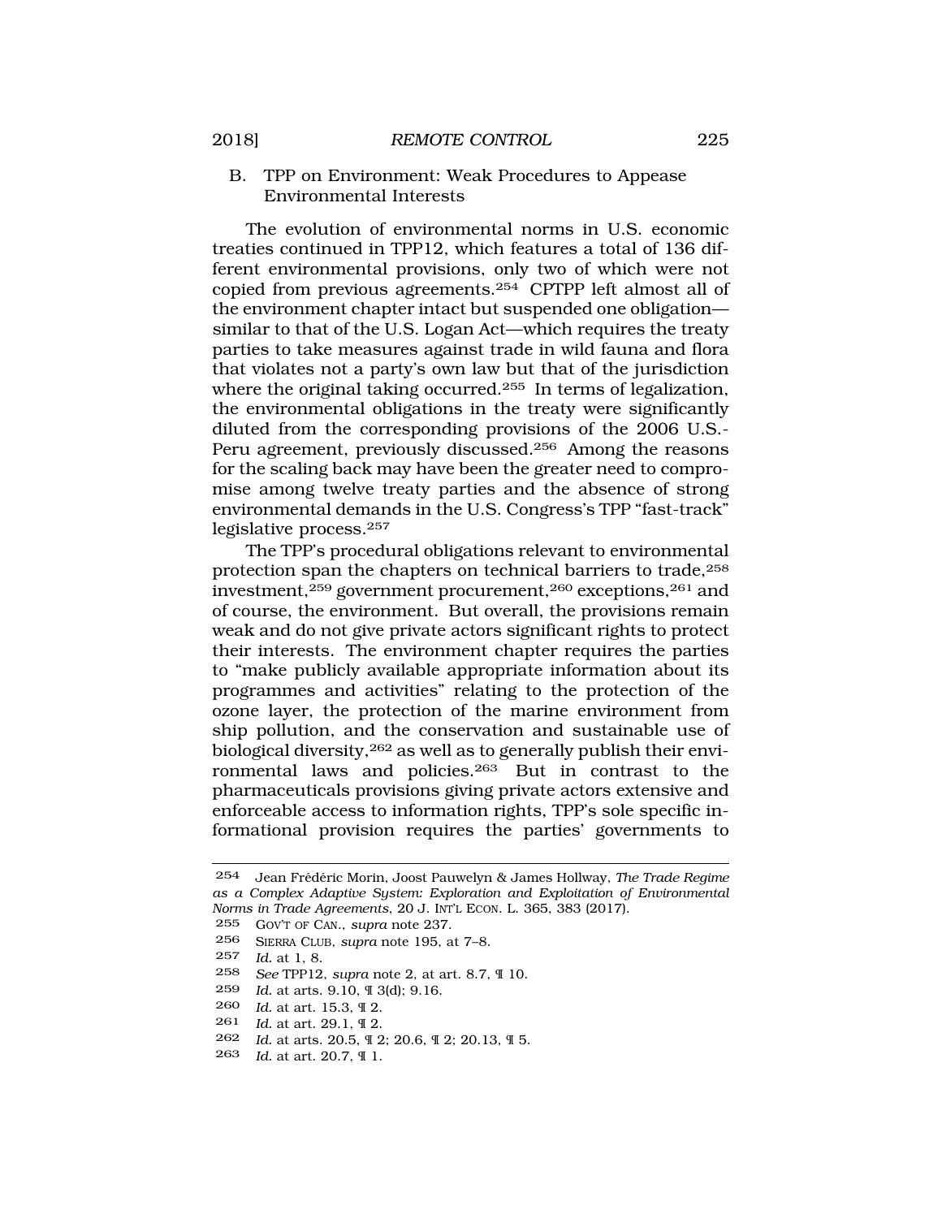### B. TPP on Environment: Weak Procedures to Appease Environmental Interests

The evolution of environmental norms in U.S. economic treaties continued in TPP12, which features a total of 136 different environmental provisions, only two of which were not copied from previous agreements.[254] CPTPP left almost all of the environment chapter intact but suspended one obligation—similar to that of the U.S. Logan Act—which requires the treaty parties to take measures against trade in wild fauna and flora that violates not a party's own law but that of the jurisdiction where the original taking occurred.[255] In terms of legalization, the environmental obligations in the treaty were significantly diluted from the corresponding provisions of the 2006 U.S.-Peru agreement, previously discussed.[256] Among the reasons for the scaling back may have been the greater need to compromise among twelve treaty parties and the absence of strong environmental demands in the U.S. Congress's TPP "fast-track" legislative process.[257]

The TPP's procedural obligations relevant to environmental protection span the chapters on technical barriers to trade,[258] investment,[259] government procurement,[260] exceptions,[261] and of course, the environment. But overall, the provisions remain weak and do not give private actors significant rights to protect their interests. The environment chapter requires the parties to "make publicly available appropriate information about its programmes and activities" relating to the protection of the ozone layer, the protection of the marine environment from ship pollution, and the conservation and sustainable use of biological diversity,[262] as well as to generally publish their environmental laws and policies.[263] But in contrast to the pharmaceuticals provisions giving private actors extensive and enforceable access to information rights, TPP's sole specific informational provision requires the parties' governments to

---

254 Jean Frédéric Morin, Joost Pauwelyn & James Hollway, *The Trade Regime as a Complex Adaptive System: Exploration and Exploitation of Environmental Norms in Trade Agreements*, 20 J. INT'L ECON. L. 365, 383 (2017).

255 GOV'T OF CAN., *supra* note 237.

256 SIERRA CLUB, *supra* note 195, at 7–8.

257 *Id.* at 1, 8.

258 *See* TPP12, *supra* note 2, at art. 8.7, ¶ 10.

259 *Id.* at arts. 9.10, ¶ 3(d); 9.16.

260 *Id.* at art. 15.3, ¶ 2.

261 *Id.* at art. 29.1, ¶ 2.

262 *Id.* at arts. 20.5, ¶ 2; 20.6, ¶ 2; 20.13, ¶ 5.

263 *Id.* at art. 20.7, ¶ 1.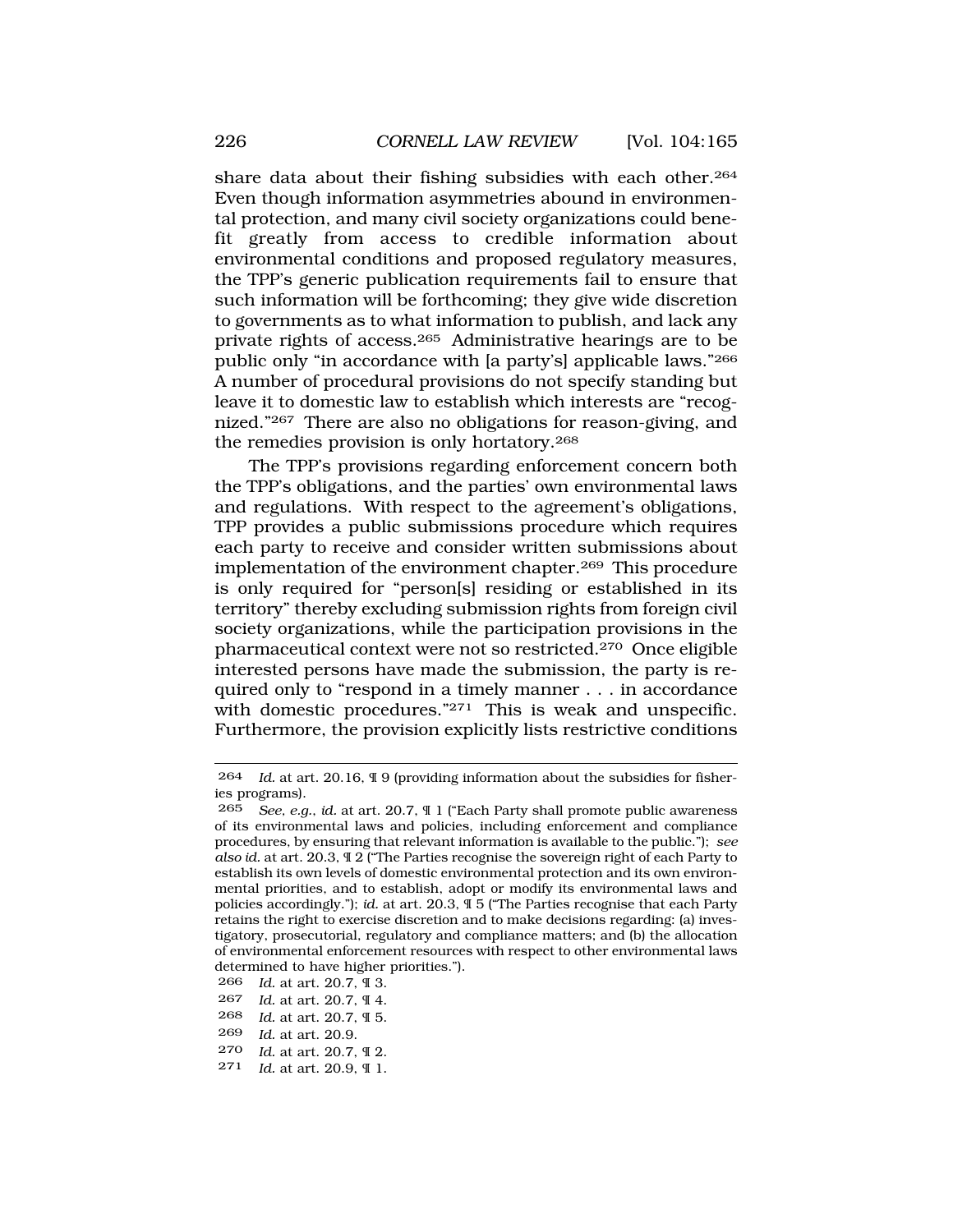share data about their fishing subsidies with each other.[264] Even though information asymmetries abound in environmental protection, and many civil society organizations could benefit greatly from access to credible information about environmental conditions and proposed regulatory measures, the TPP's generic publication requirements fail to ensure that such information will be forthcoming; they give wide discretion to governments as to what information to publish, and lack any private rights of access.[265] Administrative hearings are to be public only "in accordance with [a party's] applicable laws."[266] A number of procedural provisions do not specify standing but leave it to domestic law to establish which interests are "recognized."[267] There are also no obligations for reason-giving, and the remedies provision is only hortatory.[268]

The TPP's provisions regarding enforcement concern both the TPP's obligations, and the parties' own environmental laws and regulations. With respect to the agreement's obligations, TPP provides a public submissions procedure which requires each party to receive and consider written submissions about implementation of the environment chapter.[269] This procedure is only required for "person[s] residing or established in its territory" thereby excluding submission rights from foreign civil society organizations, while the participation provisions in the pharmaceutical context were not so restricted.[270] Once eligible interested persons have made the submission, the party is required only to "respond in a timely manner . . . in accordance with domestic procedures."[271] This is weak and unspecific. Furthermore, the provision explicitly lists restrictive conditions

---

264 *Id.* at art. 20.16, ¶ 9 (providing information about the subsidies for fisheries programs).

265 *See, e.g.*, *id.* at art. 20.7, ¶ 1 ("Each Party shall promote public awareness of its environmental laws and policies, including enforcement and compliance procedures, by ensuring that relevant information is available to the public."); *see also id.* at art. 20.3, ¶ 2 ("The Parties recognise the sovereign right of each Party to establish its own levels of domestic environmental protection and its own environmental priorities, and to establish, adopt or modify its environmental laws and policies accordingly."); *id.* at art. 20.3, ¶ 5 ("The Parties recognise that each Party retains the right to exercise discretion and to make decisions regarding: (a) investigatory, prosecutorial, regulatory and compliance matters; and (b) the allocation of environmental enforcement resources with respect to other environmental laws determined to have higher priorities.").

266 *Id.* at art. 20.7, ¶ 3.

267 *Id.* at art. 20.7, ¶ 4.

268 *Id.* at art. 20.7, ¶ 5.

269 *Id.* at art. 20.9.

270 *Id.* at art. 20.7, ¶ 2.

271 *Id.* at art. 20.9, ¶ 1.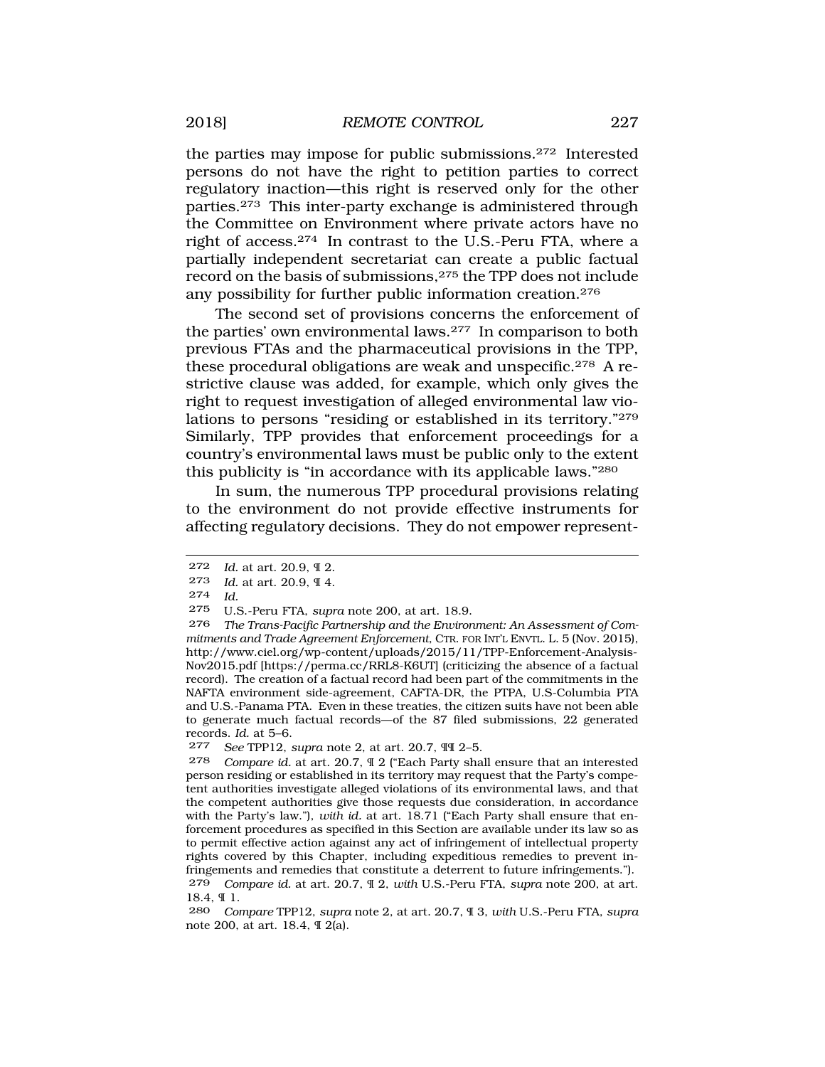the parties may impose for public submissions.[272] Interested persons do not have the right to petition parties to correct regulatory inaction—this right is reserved only for the other parties.[273] This inter-party exchange is administered through the Committee on Environment where private actors have no right of access.[274] In contrast to the U.S.-Peru FTA, where a partially independent secretariat can create a public factual record on the basis of submissions,[275] the TPP does not include any possibility for further public information creation.[276]

The second set of provisions concerns the enforcement of the parties' own environmental laws.[277] In comparison to both previous FTAs and the pharmaceutical provisions in the TPP, these procedural obligations are weak and unspecific.[278] A restrictive clause was added, for example, which only gives the right to request investigation of alleged environmental law violations to persons "residing or established in its territory."[279] Similarly, TPP provides that enforcement proceedings for a country's environmental laws must be public only to the extent this publicity is "in accordance with its applicable laws."[280]

In sum, the numerous TPP procedural provisions relating to the environment do not provide effective instruments for affecting regulatory decisions. They do not empower represent-

---

272 *Id.* at art. 20.9, ¶ 2.

273 *Id.* at art. 20.9, ¶ 4.

274 *Id.*

275 U.S.-Peru FTA, *supra* note 200, at art. 18.9.

276 *The Trans-Pacific Partnership and the Environment: An Assessment of Commitments and Trade Agreement Enforcement*, CTR. FOR INT'L ENVTL. L. 5 (Nov. 2015), http://www.ciel.org/wp-content/uploads/2015/11/TPP-Enforcement-Analysis-Nov2015.pdf [https://perma.cc/RRL8-K6UT] (criticizing the absence of a factual record). The creation of a factual record had been part of the commitments in the NAFTA environment side-agreement, CAFTA-DR, the PTPA, U.S-Columbia PTA and U.S.-Panama PTA. Even in these treaties, the citizen suits have not been able to generate much factual records—of the 87 filed submissions, 22 generated records. *Id.* at 5–6.

277 *See* TPP12, *supra* note 2, at art. 20.7, ¶¶ 2–5.

278 *Compare id.* at art. 20.7, ¶ 2 ("Each Party shall ensure that an interested person residing or established in its territory may request that the Party's competent authorities investigate alleged violations of its environmental laws, and that the competent authorities give those requests due consideration, in accordance with the Party's law."), *with id.* at art. 18.71 ("Each Party shall ensure that enforcement procedures as specified in this Section are available under its law so as to permit effective action against any act of infringement of intellectual property rights covered by this Chapter, including expeditious remedies to prevent infringements and remedies that constitute a deterrent to future infringements.").

279 *Compare id.* at art. 20.7, ¶ 2, *with* U.S.-Peru FTA, *supra* note 200, at art. 18.4, ¶ 1.

280 *Compare* TPP12, *supra* note 2, at art. 20.7, ¶ 3, *with* U.S.-Peru FTA, *supra* note 200, at art. 18.4, ¶ 2(a).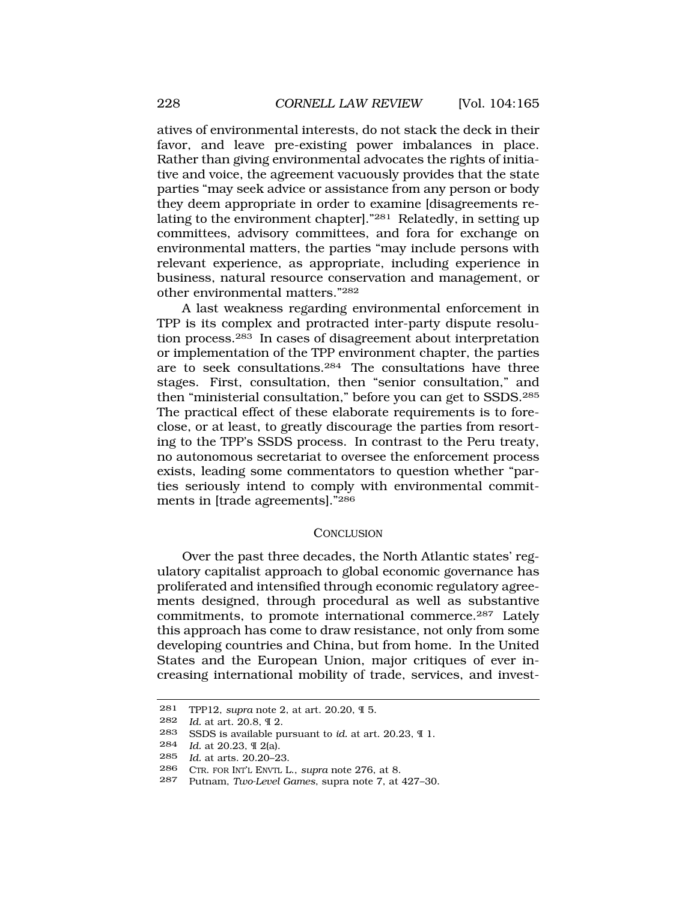atives of environmental interests, do not stack the deck in their favor, and leave pre-existing power imbalances in place. Rather than giving environmental advocates the rights of initiative and voice, the agreement vacuously provides that the state parties "may seek advice or assistance from any person or body they deem appropriate in order to examine [disagreements relating to the environment chapter]."[281] Relatedly, in setting up committees, advisory committees, and fora for exchange on environmental matters, the parties "may include persons with relevant experience, as appropriate, including experience in business, natural resource conservation and management, or other environmental matters."[282]

A last weakness regarding environmental enforcement in TPP is its complex and protracted inter-party dispute resolution process.[283] In cases of disagreement about interpretation or implementation of the TPP environment chapter, the parties are to seek consultations.[284] The consultations have three stages. First, consultation, then "senior consultation," and then "ministerial consultation," before you can get to SSDS.[285] The practical effect of these elaborate requirements is to foreclose, or at least, to greatly discourage the parties from resorting to the TPP's SSDS process. In contrast to the Peru treaty, no autonomous secretariat to oversee the enforcement process exists, leading some commentators to question whether "parties seriously intend to comply with environmental commitments in [trade agreements]."[286]

## CONCLUSION

Over the past three decades, the North Atlantic states' regulatory capitalist approach to global economic governance has proliferated and intensified through economic regulatory agreements designed, through procedural as well as substantive commitments, to promote international commerce.[287] Lately this approach has come to draw resistance, not only from some developing countries and China, but from home. In the United States and the European Union, major critiques of ever increasing international mobility of trade, services, and invest-

---

281 TPP12, *supra* note 2, at art. 20.20, ¶ 5.

282 *Id.* at art. 20.8, ¶ 2.

283 SSDS is available pursuant to *id.* at art. 20.23, ¶ 1.

284 *Id.* at 20.23, ¶ 2(a).

285 *Id.* at arts. 20.20–23.

286 CTR. FOR INT'L ENVTL L., *supra* note 276, at 8.

287 Putnam, *Two-Level Games*, supra note 7, at 427–30.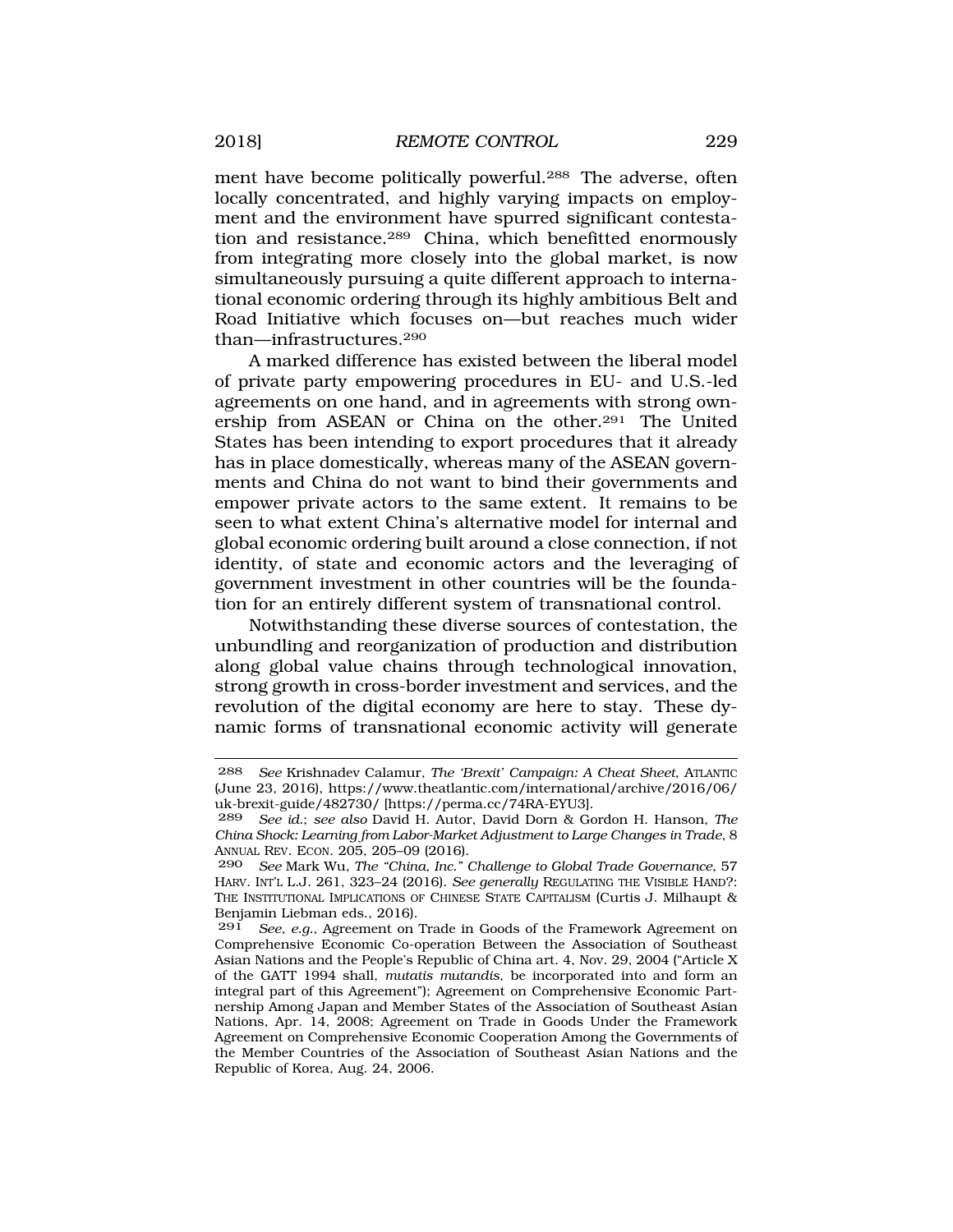ment have become politically powerful.[288] The adverse, often locally concentrated, and highly varying impacts on employment and the environment have spurred significant contestation and resistance.[289] China, which benefitted enormously from integrating more closely into the global market, is now simultaneously pursuing a quite different approach to international economic ordering through its highly ambitious Belt and Road Initiative which focuses on—but reaches much wider than—infrastructures.[290]

A marked difference has existed between the liberal model of private party empowering procedures in EU- and U.S.-led agreements on one hand, and in agreements with strong ownership from ASEAN or China on the other.[291] The United States has been intending to export procedures that it already has in place domestically, whereas many of the ASEAN governments and China do not want to bind their governments and empower private actors to the same extent. It remains to be seen to what extent China's alternative model for internal and global economic ordering built around a close connection, if not identity, of state and economic actors and the leveraging of government investment in other countries will be the foundation for an entirely different system of transnational control.

Notwithstanding these diverse sources of contestation, the unbundling and reorganization of production and distribution along global value chains through technological innovation, strong growth in cross-border investment and services, and the revolution of the digital economy are here to stay. These dynamic forms of transnational economic activity will generate

---

288 *See* Krishnadev Calamur, *The 'Brexit' Campaign: A Cheat Sheet*, ATLANTIC (June 23, 2016), https://www.theatlantic.com/international/archive/2016/06/uk-brexit-guide/482730/ [https://perma.cc/74RA-EYU3].

289 *See id.*; *see also* David H. Autor, David Dorn & Gordon H. Hanson, *The China Shock: Learning from Labor-Market Adjustment to Large Changes in Trade*, 8 ANNUAL REV. ECON. 205, 205–09 (2016).

290 *See* Mark Wu, *The "China, Inc." Challenge to Global Trade Governance*, 57 HARV. INT'L L.J. 261, 323–24 (2016). *See generally* REGULATING THE VISIBLE HAND?: THE INSTITUTIONAL IMPLICATIONS OF CHINESE STATE CAPITALISM (Curtis J. Milhaupt & Benjamin Liebman eds., 2016).

291 *See, e.g.*, Agreement on Trade in Goods of the Framework Agreement on Comprehensive Economic Co-operation Between the Association of Southeast Asian Nations and the People's Republic of China art. 4, Nov. 29, 2004 ("Article X of the GATT 1994 shall, *mutatis mutandis*, be incorporated into and form an integral part of this Agreement"); Agreement on Comprehensive Economic Partnership Among Japan and Member States of the Association of Southeast Asian Nations, Apr. 14, 2008; Agreement on Trade in Goods Under the Framework Agreement on Comprehensive Economic Cooperation Among the Governments of the Member Countries of the Association of Southeast Asian Nations and the Republic of Korea, Aug. 24, 2006.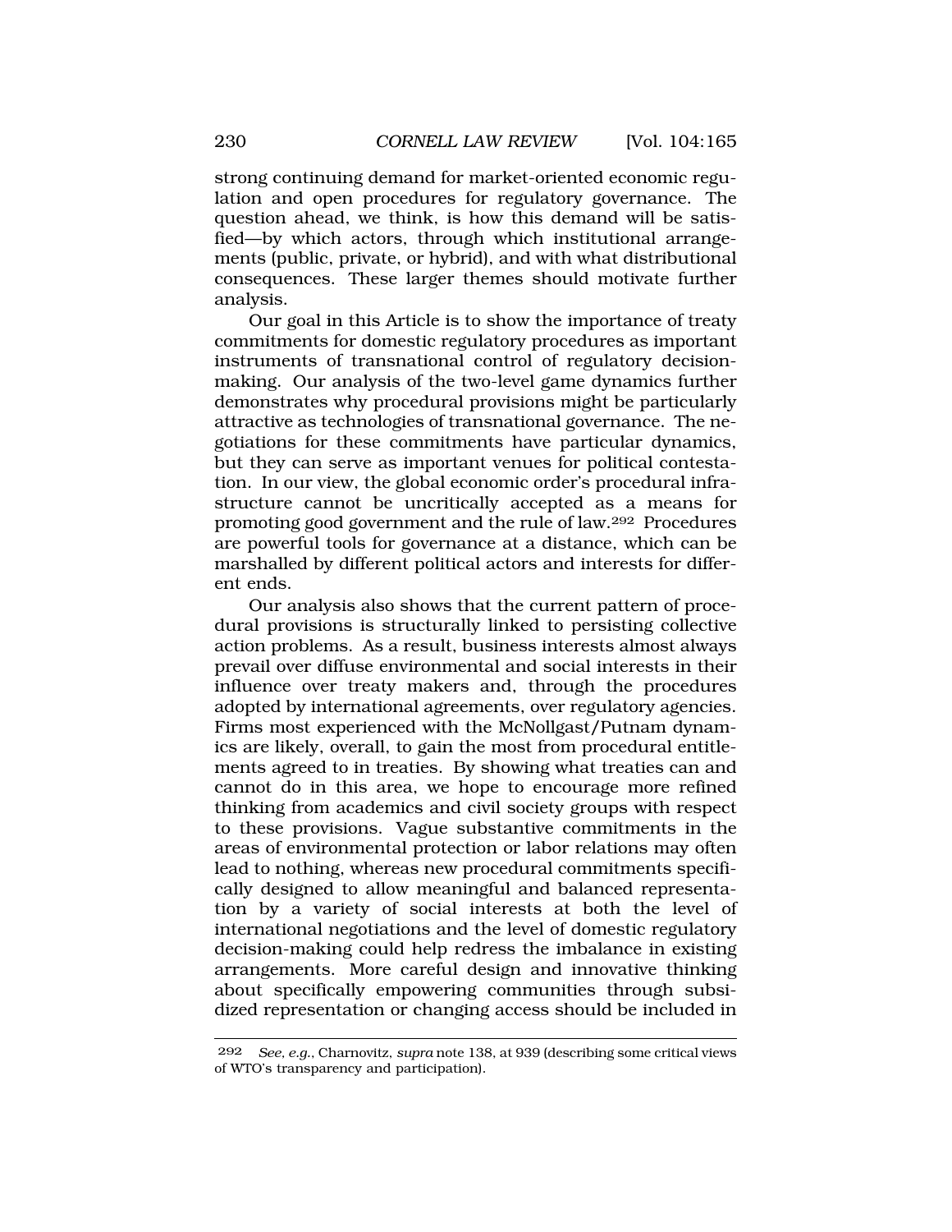strong continuing demand for market-oriented economic regulation and open procedures for regulatory governance. The question ahead, we think, is how this demand will be satisfied—by which actors, through which institutional arrangements (public, private, or hybrid), and with what distributional consequences. These larger themes should motivate further analysis.

Our goal in this Article is to show the importance of treaty commitments for domestic regulatory procedures as important instruments of transnational control of regulatory decision-making. Our analysis of the two-level game dynamics further demonstrates why procedural provisions might be particularly attractive as technologies of transnational governance. The negotiations for these commitments have particular dynamics, but they can serve as important venues for political contestation. In our view, the global economic order's procedural infrastructure cannot be uncritically accepted as a means for promoting good government and the rule of law.[292] Procedures are powerful tools for governance at a distance, which can be marshalled by different political actors and interests for different ends.

Our analysis also shows that the current pattern of procedural provisions is structurally linked to persisting collective action problems. As a result, business interests almost always prevail over diffuse environmental and social interests in their influence over treaty makers and, through the procedures adopted by international agreements, over regulatory agencies. Firms most experienced with the McNollgast/Putnam dynamics are likely, overall, to gain the most from procedural entitlements agreed to in treaties. By showing what treaties can and cannot do in this area, we hope to encourage more refined thinking from academics and civil society groups with respect to these provisions. Vague substantive commitments in the areas of environmental protection or labor relations may often lead to nothing, whereas new procedural commitments specifically designed to allow meaningful and balanced representation by a variety of social interests at both the level of international negotiations and the level of domestic regulatory decision-making could help redress the imbalance in existing arrangements. More careful design and innovative thinking about specifically empowering communities through subsidized representation or changing access should be included in

---

[292] *See, e.g.*, Charnovitz, *supra* note 138, at 939 (describing some critical views of WTO's transparency and participation).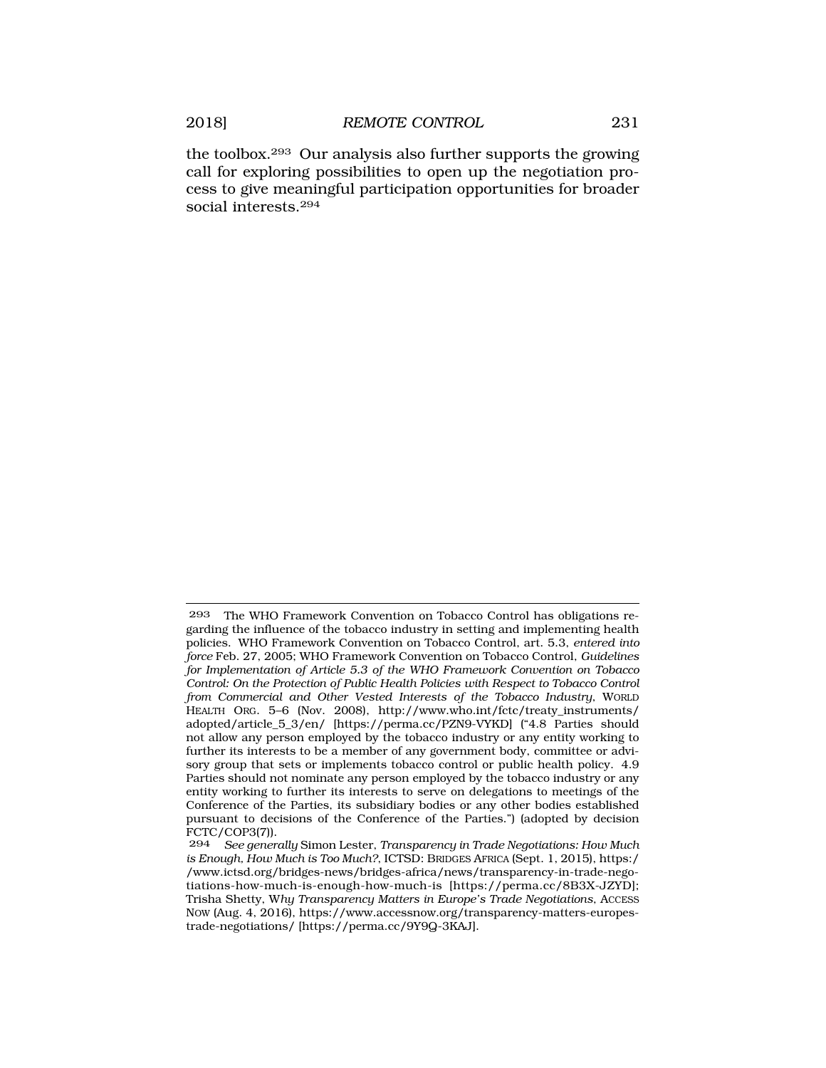the toolbox.[293] Our analysis also further supports the growing call for exploring possibilities to open up the negotiation process to give meaningful participation opportunities for broader social interests.[294]

---

293 The WHO Framework Convention on Tobacco Control has obligations regarding the influence of the tobacco industry in setting and implementing health policies. WHO Framework Convention on Tobacco Control, art. 5.3, *entered into force* Feb. 27, 2005; WHO Framework Convention on Tobacco Control, *Guidelines for Implementation of Article 5.3 of the WHO Framework Convention on Tobacco Control: On the Protection of Public Health Policies with Respect to Tobacco Control from Commercial and Other Vested Interests of the Tobacco Industry*, WORLD HEALTH ORG. 5–6 (Nov. 2008), http://www.who.int/fctc/treaty_instruments/adopted/article_5_3/en/ [https://perma.cc/PZN9-VYKD] ("4.8 Parties should not allow any person employed by the tobacco industry or any entity working to further its interests to be a member of any government body, committee or advisory group that sets or implements tobacco control or public health policy. 4.9 Parties should not nominate any person employed by the tobacco industry or any entity working to further its interests to serve on delegations to meetings of the Conference of the Parties, its subsidiary bodies or any other bodies established pursuant to decisions of the Conference of the Parties.") (adopted by decision FCTC/COP3(7)).

294 *See generally* Simon Lester, *Transparency in Trade Negotiations: How Much is Enough, How Much is Too Much?*, ICTSD: BRIDGES AFRICA (Sept. 1, 2015), https://www.ictsd.org/bridges-news/bridges-africa/news/transparency-in-trade-negotiations-how-much-is-enough-how-much-is [https://perma.cc/8B3X-JZYD]; Trisha Shetty, *Why Transparency Matters in Europe's Trade Negotiations*, ACCESS NOW (Aug. 4, 2016), https://www.accessnow.org/transparency-matters-europes-trade-negotiations/ [https://perma.cc/9Y9Q-3KAJ].